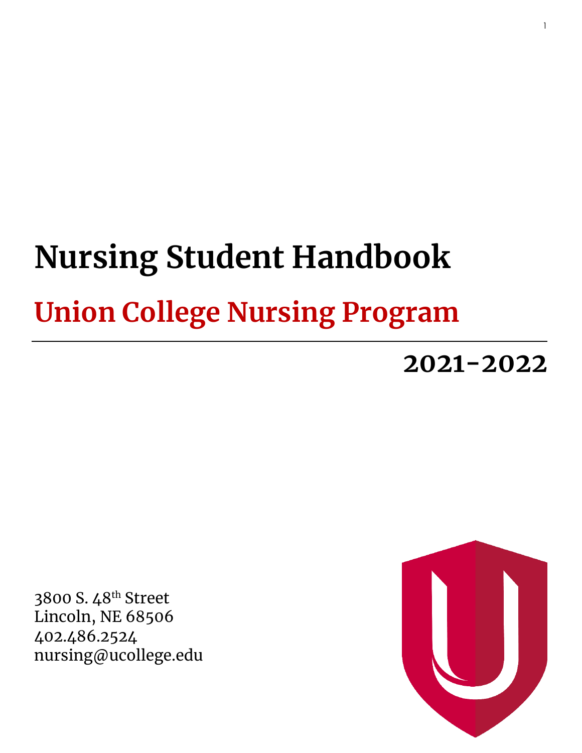# Nursing Student Handbook

## Union College Nursing Program

**2021-2022**

3800 S. 48th Street
Lincoln, NE 68506
402.486.2524
nursing@ucollege.edu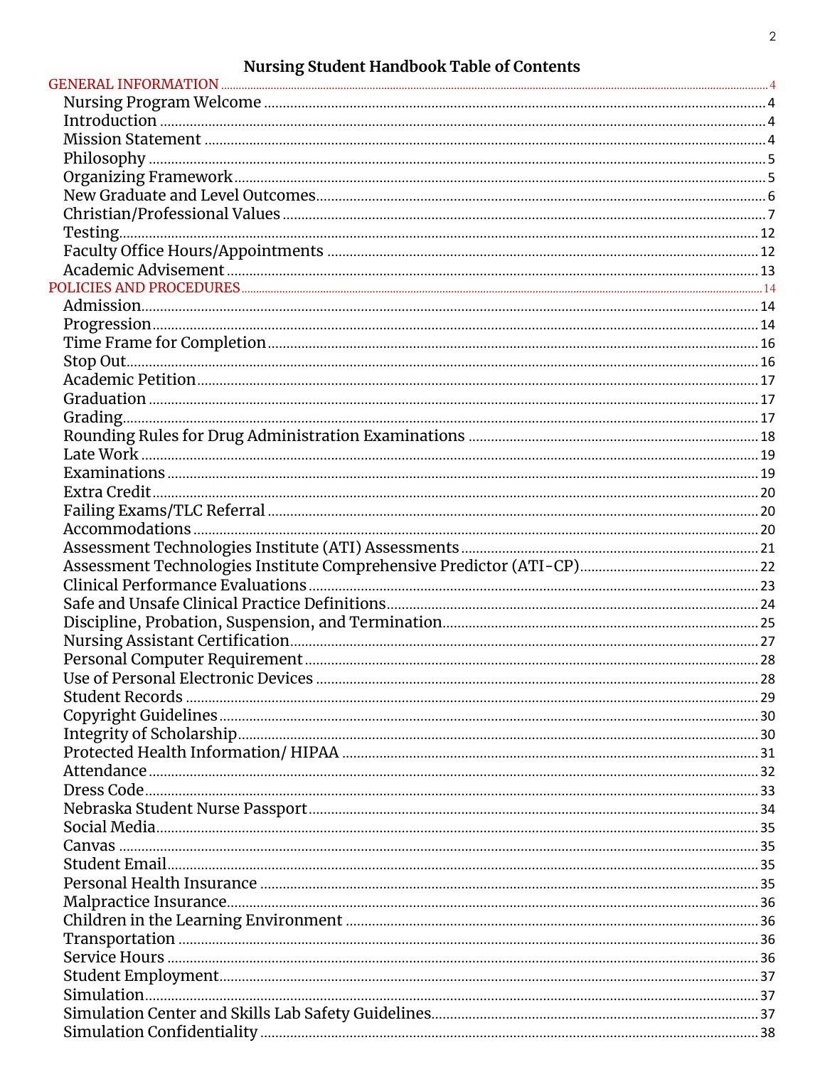# Nursing Student Handbook Table of Contents

GENERAL INFORMATION ........ 4
- Nursing Program Welcome ........ 4
- Introduction ........ 4
- Mission Statement ........ 4
- Philosophy ........ 5
- Organizing Framework ........ 5
- New Graduate and Level Outcomes ........ 6
- Christian/Professional Values ........ 7
- Testing ........ 12
- Faculty Office Hours/Appointments ........ 12
- Academic Advisement ........ 13

POLICIES AND PROCEDURES ........ 14
- Admission ........ 14
- Progression ........ 14
- Time Frame for Completion ........ 16
- Stop Out ........ 16
- Academic Petition ........ 17
- Graduation ........ 17
- Grading ........ 17
- Rounding Rules for Drug Administration Examinations ........ 18
- Late Work ........ 19
- Examinations ........ 19
- Extra Credit ........ 20
- Failing Exams/TLC Referral ........ 20
- Accommodations ........ 20
- Assessment Technologies Institute (ATI) Assessments ........ 21
- Assessment Technologies Institute Comprehensive Predictor (ATI-CP) ........ 22
- Clinical Performance Evaluations ........ 23
- Safe and Unsafe Clinical Practice Definitions ........ 24
- Discipline, Probation, Suspension, and Termination ........ 25
- Nursing Assistant Certification ........ 27
- Personal Computer Requirement ........ 28
- Use of Personal Electronic Devices ........ 28
- Student Records ........ 29
- Copyright Guidelines ........ 30
- Integrity of Scholarship ........ 30
- Protected Health Information/ HIPAA ........ 31
- Attendance ........ 32
- Dress Code ........ 33
- Nebraska Student Nurse Passport ........ 34
- Social Media ........ 35
- Canvas ........ 35
- Student Email ........ 35
- Personal Health Insurance ........ 35
- Malpractice Insurance ........ 36
- Children in the Learning Environment ........ 36
- Transportation ........ 36
- Service Hours ........ 36
- Student Employment ........ 37
- Simulation ........ 37
- Simulation Center and Skills Lab Safety Guidelines ........ 37
- Simulation Confidentiality ........ 38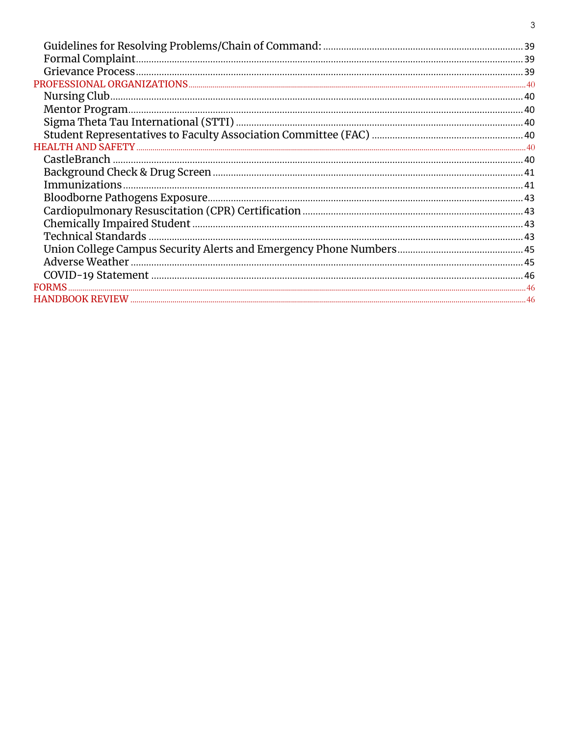Guidelines for Resolving Problems/Chain of Command: ........ 39
Formal Complaint ........ 39
Grievance Process ........ 39

PROFESSIONAL ORGANIZATIONS ........ 40

Nursing Club ........ 40
Mentor Program ........ 40
Sigma Theta Tau International (STTI) ........ 40
Student Representatives to Faculty Association Committee (FAC) ........ 40

HEALTH AND SAFETY ........ 40

CastleBranch ........ 40
Background Check & Drug Screen ........ 41
Immunizations ........ 41
Bloodborne Pathogens Exposure ........ 43
Cardiopulmonary Resuscitation (CPR) Certification ........ 43
Chemically Impaired Student ........ 43
Technical Standards ........ 43
Union College Campus Security Alerts and Emergency Phone Numbers ........ 45
Adverse Weather ........ 45
COVID-19 Statement ........ 46

FORMS ........ 46

HANDBOOK REVIEW ........ 46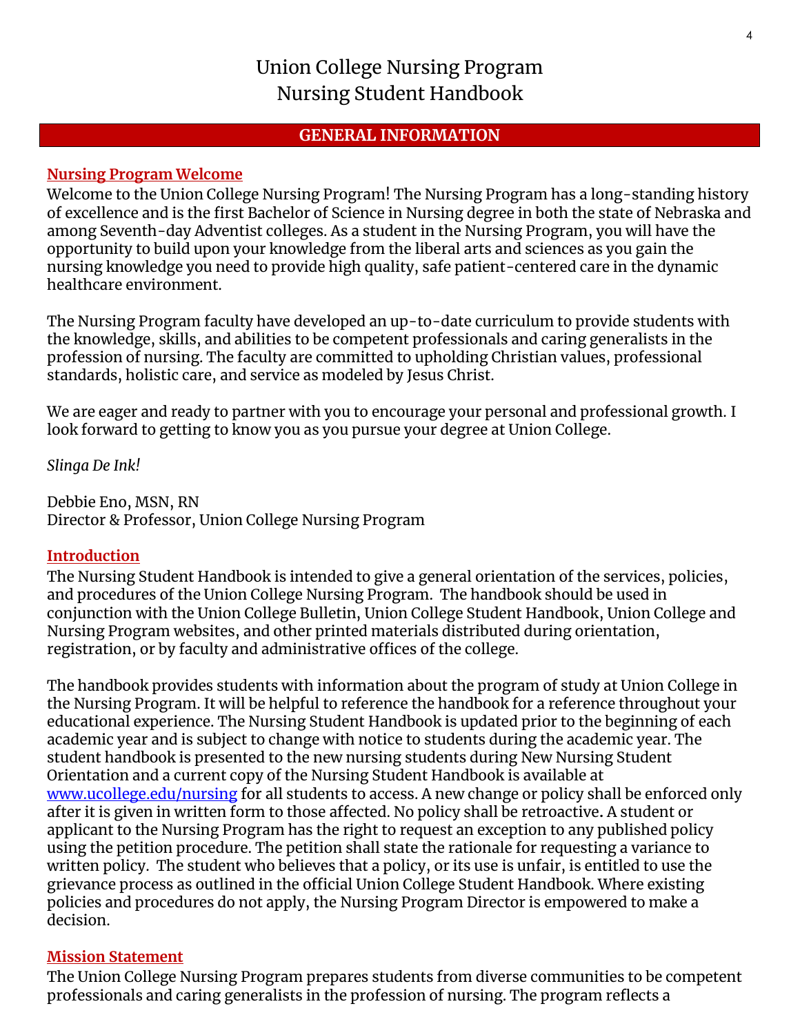# Union College Nursing Program
# Nursing Student Handbook

## GENERAL INFORMATION

### Nursing Program Welcome

Welcome to the Union College Nursing Program! The Nursing Program has a long-standing history of excellence and is the first Bachelor of Science in Nursing degree in both the state of Nebraska and among Seventh-day Adventist colleges. As a student in the Nursing Program, you will have the opportunity to build upon your knowledge from the liberal arts and sciences as you gain the nursing knowledge you need to provide high quality, safe patient-centered care in the dynamic healthcare environment.

The Nursing Program faculty have developed an up-to-date curriculum to provide students with the knowledge, skills, and abilities to be competent professionals and caring generalists in the profession of nursing. The faculty are committed to upholding Christian values, professional standards, holistic care, and service as modeled by Jesus Christ.

We are eager and ready to partner with you to encourage your personal and professional growth. I look forward to getting to know you as you pursue your degree at Union College.

*Slinga De Ink!*

Debbie Eno, MSN, RN
Director & Professor, Union College Nursing Program

### Introduction

The Nursing Student Handbook is intended to give a general orientation of the services, policies, and procedures of the Union College Nursing Program. The handbook should be used in conjunction with the Union College Bulletin, Union College Student Handbook, Union College and Nursing Program websites, and other printed materials distributed during orientation, registration, or by faculty and administrative offices of the college.

The handbook provides students with information about the program of study at Union College in the Nursing Program. It will be helpful to reference the handbook for a reference throughout your educational experience. The Nursing Student Handbook is updated prior to the beginning of each academic year and is subject to change with notice to students during the academic year. The student handbook is presented to the new nursing students during New Nursing Student Orientation and a current copy of the Nursing Student Handbook is available at [www.ucollege.edu/nursing](http://www.ucollege.edu/nursing) for all students to access. A new change or policy shall be enforced only after it is given in written form to those affected. No policy shall be retroactive. A student or applicant to the Nursing Program has the right to request an exception to any published policy using the petition procedure. The petition shall state the rationale for requesting a variance to written policy. The student who believes that a policy, or its use is unfair, is entitled to use the grievance process as outlined in the official Union College Student Handbook. Where existing policies and procedures do not apply, the Nursing Program Director is empowered to make a decision.

### Mission Statement

The Union College Nursing Program prepares students from diverse communities to be competent professionals and caring generalists in the profession of nursing. The program reflects a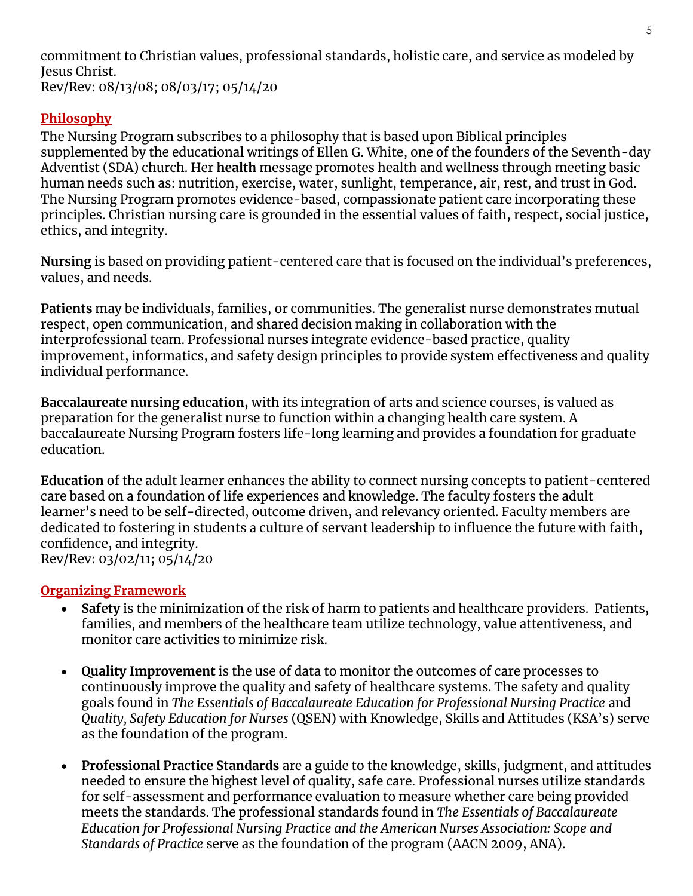commitment to Christian values, professional standards, holistic care, and service as modeled by Jesus Christ.
Rev/Rev: 08/13/08; 08/03/17; 05/14/20

## Philosophy

The Nursing Program subscribes to a philosophy that is based upon Biblical principles supplemented by the educational writings of Ellen G. White, one of the founders of the Seventh-day Adventist (SDA) church. Her **health** message promotes health and wellness through meeting basic human needs such as: nutrition, exercise, water, sunlight, temperance, air, rest, and trust in God. The Nursing Program promotes evidence-based, compassionate patient care incorporating these principles. Christian nursing care is grounded in the essential values of faith, respect, social justice, ethics, and integrity.

**Nursing** is based on providing patient-centered care that is focused on the individual's preferences, values, and needs.

**Patients** may be individuals, families, or communities. The generalist nurse demonstrates mutual respect, open communication, and shared decision making in collaboration with the interprofessional team. Professional nurses integrate evidence-based practice, quality improvement, informatics, and safety design principles to provide system effectiveness and quality individual performance.

**Baccalaureate nursing education,** with its integration of arts and science courses, is valued as preparation for the generalist nurse to function within a changing health care system. A baccalaureate Nursing Program fosters life-long learning and provides a foundation for graduate education.

**Education** of the adult learner enhances the ability to connect nursing concepts to patient-centered care based on a foundation of life experiences and knowledge. The faculty fosters the adult learner's need to be self-directed, outcome driven, and relevancy oriented. Faculty members are dedicated to fostering in students a culture of servant leadership to influence the future with faith, confidence, and integrity.
Rev/Rev: 03/02/11; 05/14/20

## Organizing Framework

- **Safety** is the minimization of the risk of harm to patients and healthcare providers. Patients, families, and members of the healthcare team utilize technology, value attentiveness, and monitor care activities to minimize risk.

- **Quality Improvement** is the use of data to monitor the outcomes of care processes to continuously improve the quality and safety of healthcare systems. The safety and quality goals found in *The Essentials of Baccalaureate Education for Professional Nursing Practice* and *Quality, Safety Education for Nurses* (QSEN) with Knowledge, Skills and Attitudes (KSA's) serve as the foundation of the program.

- **Professional Practice Standards** are a guide to the knowledge, skills, judgment, and attitudes needed to ensure the highest level of quality, safe care. Professional nurses utilize standards for self-assessment and performance evaluation to measure whether care being provided meets the standards. The professional standards found in *The Essentials of Baccalaureate Education for Professional Nursing Practice and the American Nurses Association: Scope and Standards of Practice* serve as the foundation of the program (AACN 2009, ANA).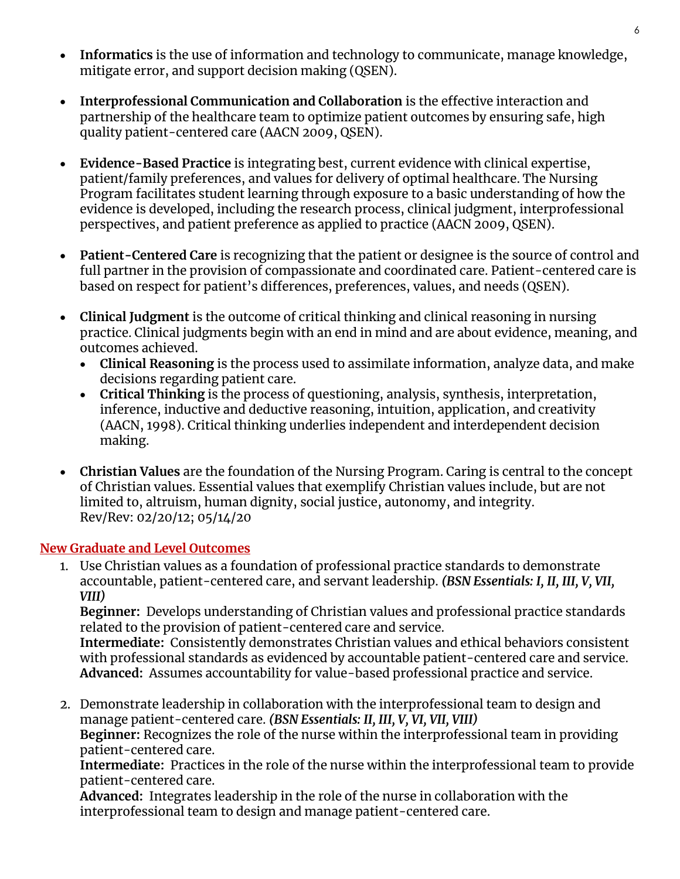- **Informatics** is the use of information and technology to communicate, manage knowledge, mitigate error, and support decision making (QSEN).

- **Interprofessional Communication and Collaboration** is the effective interaction and partnership of the healthcare team to optimize patient outcomes by ensuring safe, high quality patient-centered care (AACN 2009, QSEN).

- **Evidence-Based Practice** is integrating best, current evidence with clinical expertise, patient/family preferences, and values for delivery of optimal healthcare. The Nursing Program facilitates student learning through exposure to a basic understanding of how the evidence is developed, including the research process, clinical judgment, interprofessional perspectives, and patient preference as applied to practice (AACN 2009, QSEN).

- **Patient-Centered Care** is recognizing that the patient or designee is the source of control and full partner in the provision of compassionate and coordinated care. Patient-centered care is based on respect for patient's differences, preferences, values, and needs (QSEN).

- **Clinical Judgment** is the outcome of critical thinking and clinical reasoning in nursing practice. Clinical judgments begin with an end in mind and are about evidence, meaning, and outcomes achieved.
  - **Clinical Reasoning** is the process used to assimilate information, analyze data, and make decisions regarding patient care.
  - **Critical Thinking** is the process of questioning, analysis, synthesis, interpretation, inference, inductive and deductive reasoning, intuition, application, and creativity (AACN, 1998). Critical thinking underlies independent and interdependent decision making.

- **Christian Values** are the foundation of the Nursing Program. Caring is central to the concept of Christian values. Essential values that exemplify Christian values include, but are not limited to, altruism, human dignity, social justice, autonomy, and integrity.
  Rev/Rev: 02/20/12; 05/14/20

## New Graduate and Level Outcomes

1. Use Christian values as a foundation of professional practice standards to demonstrate accountable, patient-centered care, and servant leadership. ***(BSN Essentials: I, II, III, V, VII, VIII)***
   **Beginner:** Develops understanding of Christian values and professional practice standards related to the provision of patient-centered care and service.
   **Intermediate:** Consistently demonstrates Christian values and ethical behaviors consistent with professional standards as evidenced by accountable patient-centered care and service.
   **Advanced:** Assumes accountability for value-based professional practice and service.

2. Demonstrate leadership in collaboration with the interprofessional team to design and manage patient-centered care. ***(BSN Essentials: II, III, V, VI, VII, VIII)***
   **Beginner:** Recognizes the role of the nurse within the interprofessional team in providing patient-centered care.
   **Intermediate:** Practices in the role of the nurse within the interprofessional team to provide patient-centered care.
   **Advanced:** Integrates leadership in the role of the nurse in collaboration with the interprofessional team to design and manage patient-centered care.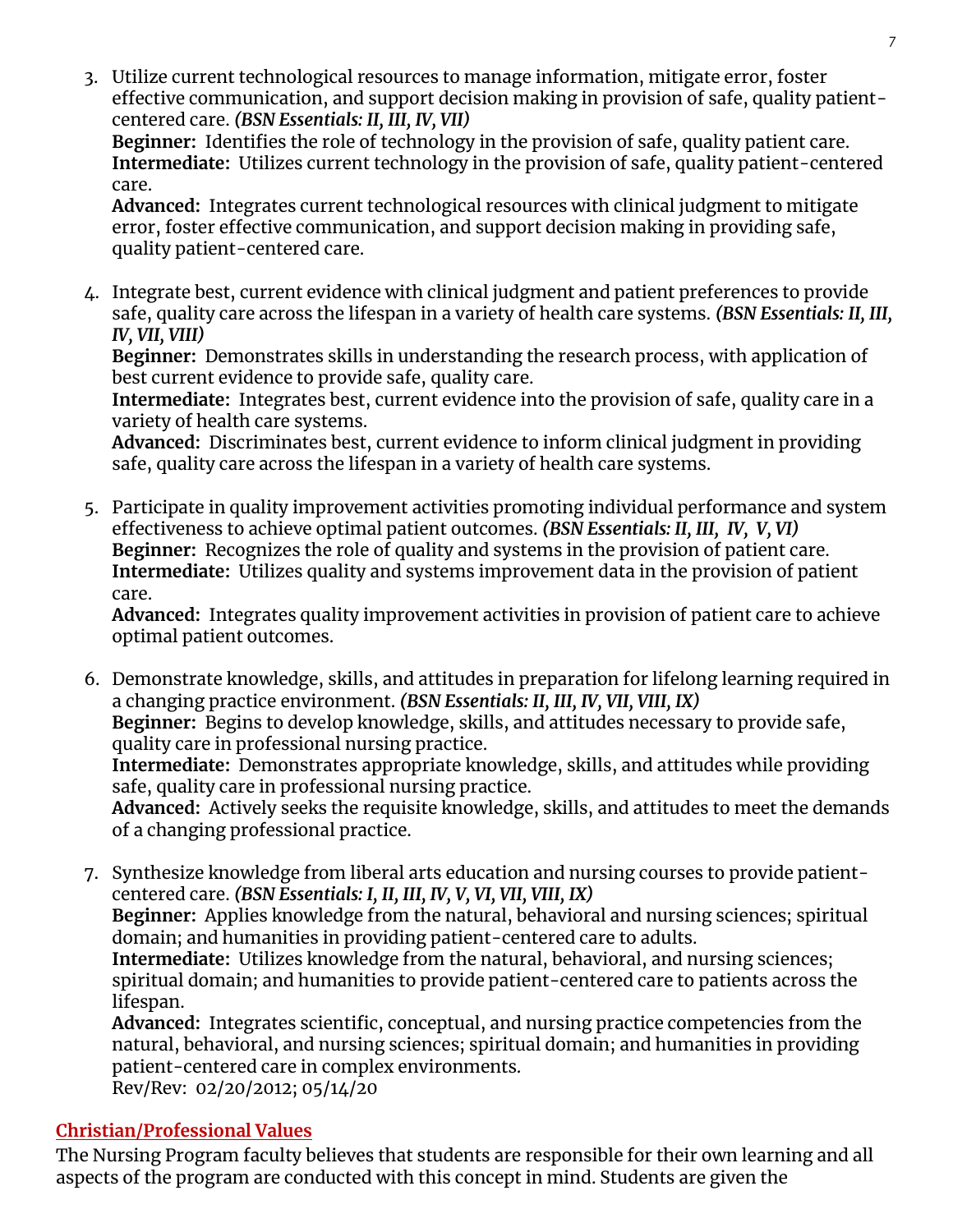3. Utilize current technological resources to manage information, mitigate error, foster effective communication, and support decision making in provision of safe, quality patient-centered care. ***(BSN Essentials: II, III, IV, VII)***
   **Beginner:** Identifies the role of technology in the provision of safe, quality patient care.
   **Intermediate:** Utilizes current technology in the provision of safe, quality patient-centered care.
   **Advanced:** Integrates current technological resources with clinical judgment to mitigate error, foster effective communication, and support decision making in providing safe, quality patient-centered care.

4. Integrate best, current evidence with clinical judgment and patient preferences to provide safe, quality care across the lifespan in a variety of health care systems. ***(BSN Essentials: II, III, IV, VII, VIII)***
   **Beginner:** Demonstrates skills in understanding the research process, with application of best current evidence to provide safe, quality care.
   **Intermediate:** Integrates best, current evidence into the provision of safe, quality care in a variety of health care systems.
   **Advanced:** Discriminates best, current evidence to inform clinical judgment in providing safe, quality care across the lifespan in a variety of health care systems.

5. Participate in quality improvement activities promoting individual performance and system effectiveness to achieve optimal patient outcomes. ***(BSN Essentials: II, III, IV, V, VI)***
   **Beginner:** Recognizes the role of quality and systems in the provision of patient care.
   **Intermediate:** Utilizes quality and systems improvement data in the provision of patient care.
   **Advanced:** Integrates quality improvement activities in provision of patient care to achieve optimal patient outcomes.

6. Demonstrate knowledge, skills, and attitudes in preparation for lifelong learning required in a changing practice environment. ***(BSN Essentials: II, III, IV, VII, VIII, IX)***
   **Beginner:** Begins to develop knowledge, skills, and attitudes necessary to provide safe, quality care in professional nursing practice.
   **Intermediate:** Demonstrates appropriate knowledge, skills, and attitudes while providing safe, quality care in professional nursing practice.
   **Advanced:** Actively seeks the requisite knowledge, skills, and attitudes to meet the demands of a changing professional practice.

7. Synthesize knowledge from liberal arts education and nursing courses to provide patient-centered care. ***(BSN Essentials: I, II, III, IV, V, VI, VII, VIII, IX)***
   **Beginner:** Applies knowledge from the natural, behavioral and nursing sciences; spiritual domain; and humanities in providing patient-centered care to adults.
   **Intermediate:** Utilizes knowledge from the natural, behavioral, and nursing sciences; spiritual domain; and humanities to provide patient-centered care to patients across the lifespan.
   **Advanced:** Integrates scientific, conceptual, and nursing practice competencies from the natural, behavioral, and nursing sciences; spiritual domain; and humanities in providing patient-centered care in complex environments.
   Rev/Rev: 02/20/2012; 05/14/20

## Christian/Professional Values

The Nursing Program faculty believes that students are responsible for their own learning and all aspects of the program are conducted with this concept in mind. Students are given the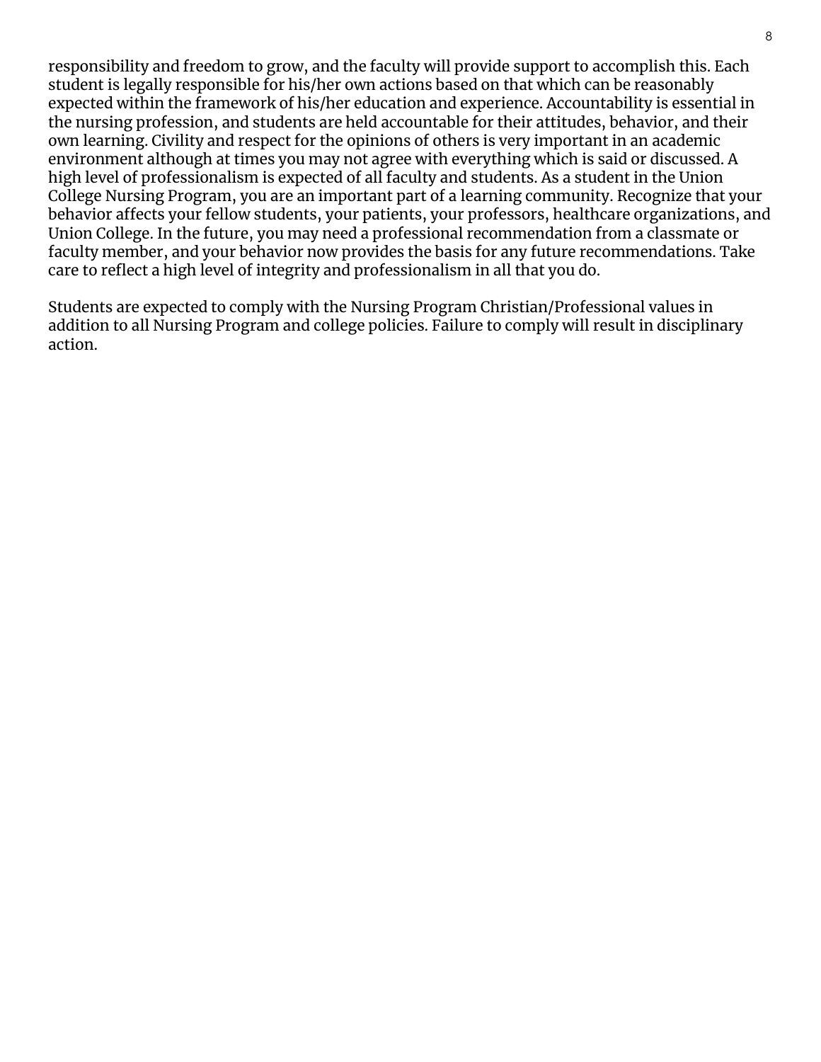responsibility and freedom to grow, and the faculty will provide support to accomplish this. Each student is legally responsible for his/her own actions based on that which can be reasonably expected within the framework of his/her education and experience. Accountability is essential in the nursing profession, and students are held accountable for their attitudes, behavior, and their own learning. Civility and respect for the opinions of others is very important in an academic environment although at times you may not agree with everything which is said or discussed. A high level of professionalism is expected of all faculty and students. As a student in the Union College Nursing Program, you are an important part of a learning community. Recognize that your behavior affects your fellow students, your patients, your professors, healthcare organizations, and Union College. In the future, you may need a professional recommendation from a classmate or faculty member, and your behavior now provides the basis for any future recommendations. Take care to reflect a high level of integrity and professionalism in all that you do.

Students are expected to comply with the Nursing Program Christian/Professional values in addition to all Nursing Program and college policies. Failure to comply will result in disciplinary action.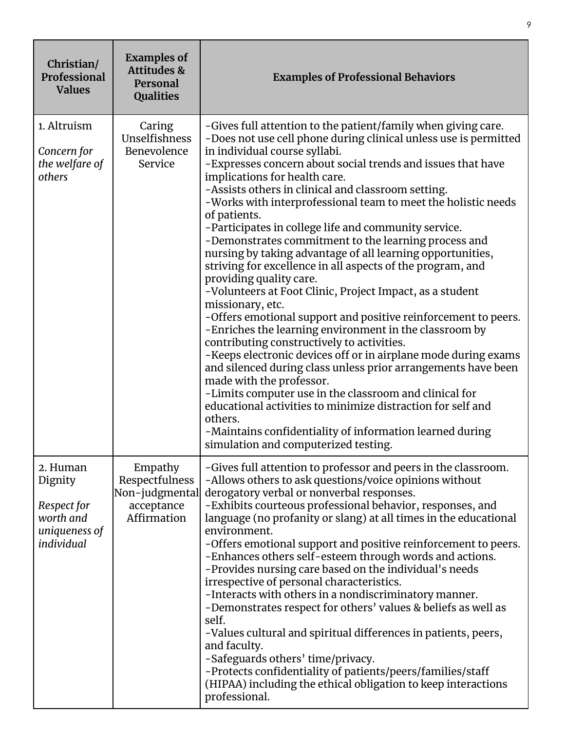| Christian/ Professional Values | Examples of Attitudes & Personal Qualities | Examples of Professional Behaviors |
|---|---|---|
| 1. Altruism<br><br>*Concern for the welfare of others* | Caring<br>Unselfishness<br>Benevolence<br>Service | -Gives full attention to the patient/family when giving care.<br>-Does not use cell phone during clinical unless use is permitted in individual course syllabi.<br>-Expresses concern about social trends and issues that have implications for health care.<br>-Assists others in clinical and classroom setting.<br>-Works with interprofessional team to meet the holistic needs of patients.<br>-Participates in college life and community service.<br>-Demonstrates commitment to the learning process and nursing by taking advantage of all learning opportunities, striving for excellence in all aspects of the program, and providing quality care.<br>-Volunteers at Foot Clinic, Project Impact, as a student missionary, etc.<br>-Offers emotional support and positive reinforcement to peers.<br>-Enriches the learning environment in the classroom by contributing constructively to activities.<br>-Keeps electronic devices off or in airplane mode during exams and silenced during class unless prior arrangements have been made with the professor.<br>-Limits computer use in the classroom and clinical for educational activities to minimize distraction for self and others.<br>-Maintains confidentiality of information learned during simulation and computerized testing. |
| 2. Human Dignity<br><br>*Respect for worth and uniqueness of individual* | Empathy<br>Respectfulness<br>Non-judgmental acceptance<br>Affirmation | -Gives full attention to professor and peers in the classroom.<br>-Allows others to ask questions/voice opinions without derogatory verbal or nonverbal responses.<br>-Exhibits courteous professional behavior, responses, and language (no profanity or slang) at all times in the educational environment.<br>-Offers emotional support and positive reinforcement to peers.<br>-Enhances others self-esteem through words and actions.<br>-Provides nursing care based on the individual's needs irrespective of personal characteristics.<br>-Interacts with others in a nondiscriminatory manner.<br>-Demonstrates respect for others' values & beliefs as well as self.<br>-Values cultural and spiritual differences in patients, peers, and faculty.<br>-Safeguards others' time/privacy.<br>-Protects confidentiality of patients/peers/families/staff (HIPAA) including the ethical obligation to keep interactions professional. |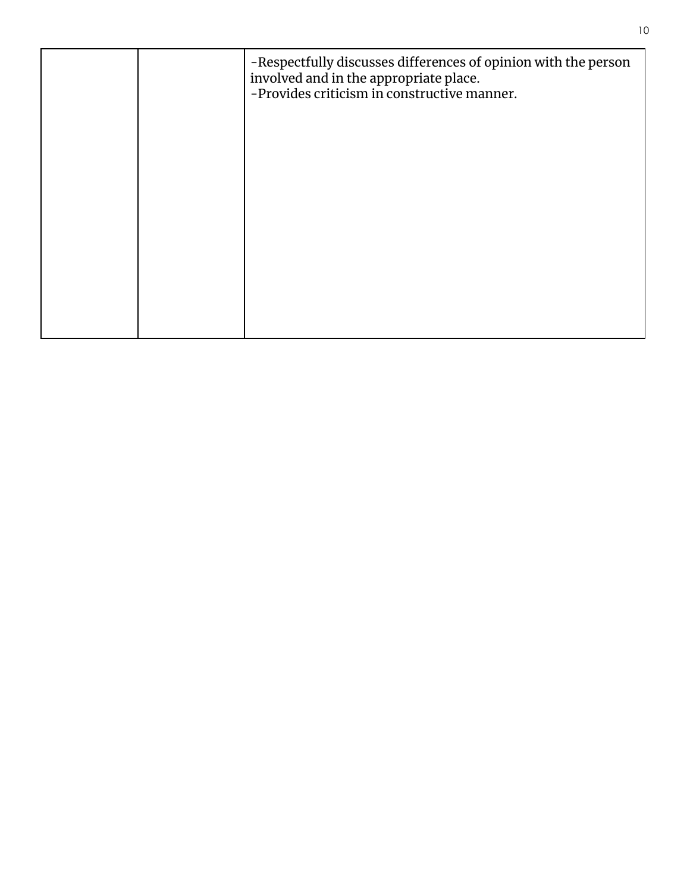|  |  |  |
|---|---|---|
|  |  | -Respectfully discusses differences of opinion with the person involved and in the appropriate place.<br>-Provides criticism in constructive manner. |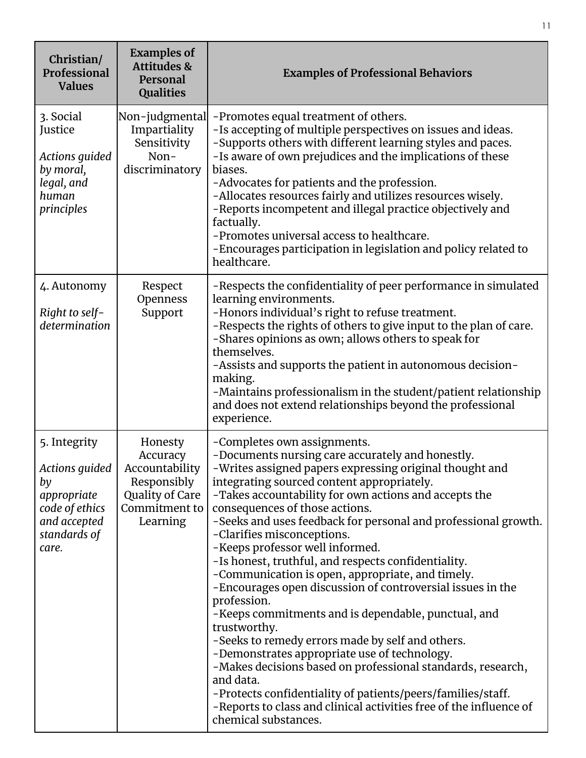| Christian/ Professional Values | Examples of Attitudes & Personal Qualities | Examples of Professional Behaviors |
|---|---|---|
| 3. Social Justice<br><br>*Actions guided by moral, legal, and human principles* | Non-judgmental<br>Impartiality<br>Sensitivity<br>Non-discriminatory | -Promotes equal treatment of others.<br>-Is accepting of multiple perspectives on issues and ideas.<br>-Supports others with different learning styles and paces.<br>-Is aware of own prejudices and the implications of these biases.<br>-Advocates for patients and the profession.<br>-Allocates resources fairly and utilizes resources wisely.<br>-Reports incompetent and illegal practice objectively and factually.<br>-Promotes universal access to healthcare.<br>-Encourages participation in legislation and policy related to healthcare. |
| 4. Autonomy<br><br>*Right to self-determination* | Respect<br>Openness<br>Support | -Respects the confidentiality of peer performance in simulated learning environments.<br>-Honors individual's right to refuse treatment.<br>-Respects the rights of others to give input to the plan of care.<br>-Shares opinions as own; allows others to speak for themselves.<br>-Assists and supports the patient in autonomous decision-making.<br>-Maintains professionalism in the student/patient relationship and does not extend relationships beyond the professional experience. |
| 5. Integrity<br><br>*Actions guided by appropriate code of ethics and accepted standards of care.* | Honesty<br>Accuracy<br>Accountability<br>Responsibly<br>Quality of Care<br>Commitment to Learning | -Completes own assignments.<br>-Documents nursing care accurately and honestly.<br>-Writes assigned papers expressing original thought and integrating sourced content appropriately.<br>-Takes accountability for own actions and accepts the consequences of those actions.<br>-Seeks and uses feedback for personal and professional growth.<br>-Clarifies misconceptions.<br>-Keeps professor well informed.<br>-Is honest, truthful, and respects confidentiality.<br>-Communication is open, appropriate, and timely.<br>-Encourages open discussion of controversial issues in the profession.<br>-Keeps commitments and is dependable, punctual, and trustworthy.<br>-Seeks to remedy errors made by self and others.<br>-Demonstrates appropriate use of technology.<br>-Makes decisions based on professional standards, research, and data.<br>-Protects confidentiality of patients/peers/families/staff.<br>-Reports to class and clinical activities free of the influence of chemical substances. |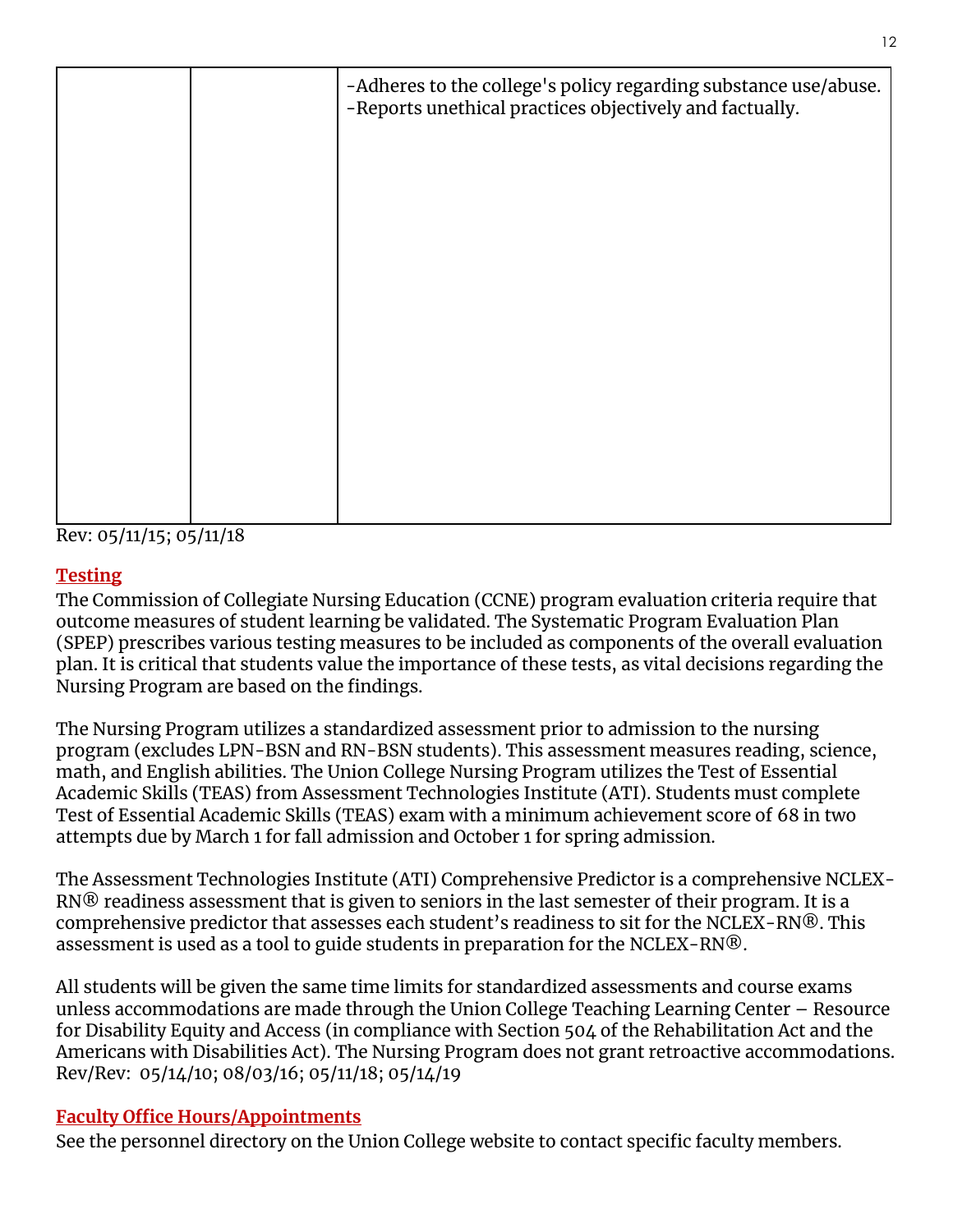|  |  | -Adheres to the college's policy regarding substance use/abuse.<br>-Reports unethical practices objectively and factually. |
|---|---|---|

Rev: 05/11/15; 05/11/18

## Testing

The Commission of Collegiate Nursing Education (CCNE) program evaluation criteria require that outcome measures of student learning be validated. The Systematic Program Evaluation Plan (SPEP) prescribes various testing measures to be included as components of the overall evaluation plan. It is critical that students value the importance of these tests, as vital decisions regarding the Nursing Program are based on the findings.

The Nursing Program utilizes a standardized assessment prior to admission to the nursing program (excludes LPN-BSN and RN-BSN students). This assessment measures reading, science, math, and English abilities. The Union College Nursing Program utilizes the Test of Essential Academic Skills (TEAS) from Assessment Technologies Institute (ATI). Students must complete Test of Essential Academic Skills (TEAS) exam with a minimum achievement score of 68 in two attempts due by March 1 for fall admission and October 1 for spring admission.

The Assessment Technologies Institute (ATI) Comprehensive Predictor is a comprehensive NCLEX-RN® readiness assessment that is given to seniors in the last semester of their program. It is a comprehensive predictor that assesses each student's readiness to sit for the NCLEX-RN®. This assessment is used as a tool to guide students in preparation for the NCLEX-RN®.

All students will be given the same time limits for standardized assessments and course exams unless accommodations are made through the Union College Teaching Learning Center – Resource for Disability Equity and Access (in compliance with Section 504 of the Rehabilitation Act and the Americans with Disabilities Act). The Nursing Program does not grant retroactive accommodations.
Rev/Rev: 05/14/10; 08/03/16; 05/11/18; 05/14/19

## Faculty Office Hours/Appointments

See the personnel directory on the Union College website to contact specific faculty members.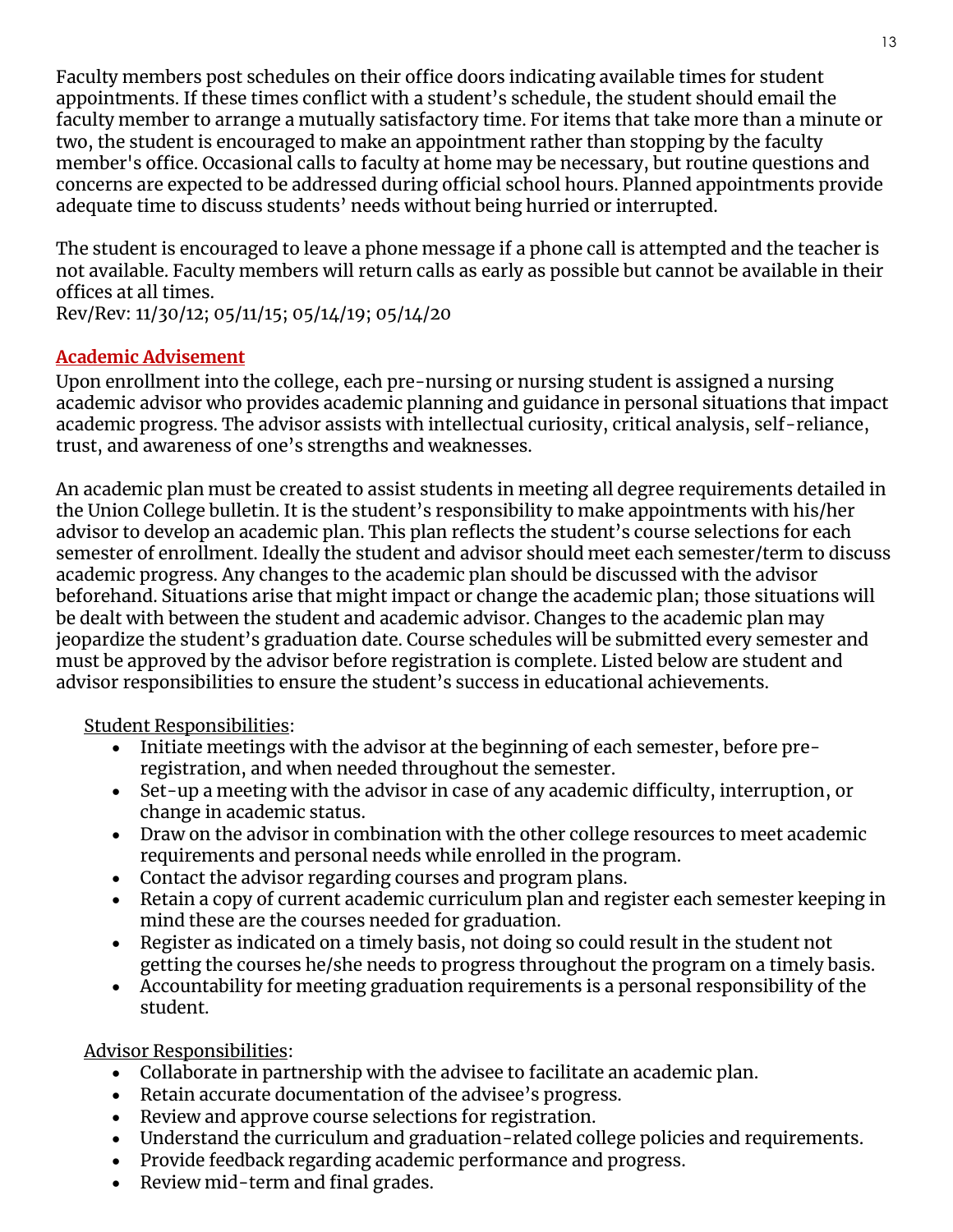Faculty members post schedules on their office doors indicating available times for student appointments. If these times conflict with a student's schedule, the student should email the faculty member to arrange a mutually satisfactory time. For items that take more than a minute or two, the student is encouraged to make an appointment rather than stopping by the faculty member's office. Occasional calls to faculty at home may be necessary, but routine questions and concerns are expected to be addressed during official school hours. Planned appointments provide adequate time to discuss students' needs without being hurried or interrupted.

The student is encouraged to leave a phone message if a phone call is attempted and the teacher is not available. Faculty members will return calls as early as possible but cannot be available in their offices at all times.
Rev/Rev: 11/30/12; 05/11/15; 05/14/19; 05/14/20

## Academic Advisement

Upon enrollment into the college, each pre-nursing or nursing student is assigned a nursing academic advisor who provides academic planning and guidance in personal situations that impact academic progress. The advisor assists with intellectual curiosity, critical analysis, self-reliance, trust, and awareness of one's strengths and weaknesses.

An academic plan must be created to assist students in meeting all degree requirements detailed in the Union College bulletin. It is the student's responsibility to make appointments with his/her advisor to develop an academic plan. This plan reflects the student's course selections for each semester of enrollment. Ideally the student and advisor should meet each semester/term to discuss academic progress. Any changes to the academic plan should be discussed with the advisor beforehand. Situations arise that might impact or change the academic plan; those situations will be dealt with between the student and academic advisor. Changes to the academic plan may jeopardize the student's graduation date. Course schedules will be submitted every semester and must be approved by the advisor before registration is complete. Listed below are student and advisor responsibilities to ensure the student's success in educational achievements.

Student Responsibilities:

- Initiate meetings with the advisor at the beginning of each semester, before pre-registration, and when needed throughout the semester.
- Set-up a meeting with the advisor in case of any academic difficulty, interruption, or change in academic status.
- Draw on the advisor in combination with the other college resources to meet academic requirements and personal needs while enrolled in the program.
- Contact the advisor regarding courses and program plans.
- Retain a copy of current academic curriculum plan and register each semester keeping in mind these are the courses needed for graduation.
- Register as indicated on a timely basis, not doing so could result in the student not getting the courses he/she needs to progress throughout the program on a timely basis.
- Accountability for meeting graduation requirements is a personal responsibility of the student.

Advisor Responsibilities:

- Collaborate in partnership with the advisee to facilitate an academic plan.
- Retain accurate documentation of the advisee's progress.
- Review and approve course selections for registration.
- Understand the curriculum and graduation-related college policies and requirements.
- Provide feedback regarding academic performance and progress.
- Review mid-term and final grades.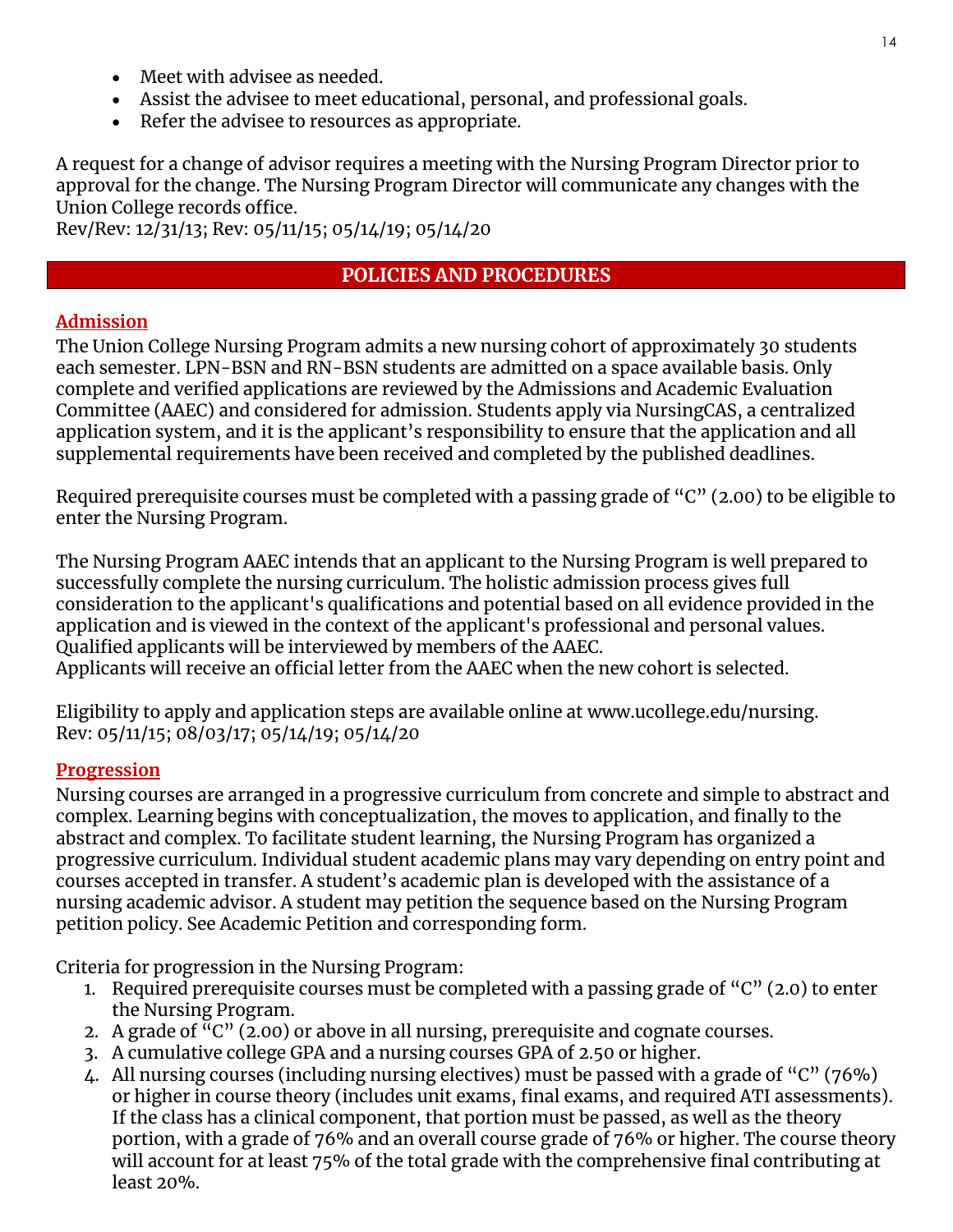- Meet with advisee as needed.
- Assist the advisee to meet educational, personal, and professional goals.
- Refer the advisee to resources as appropriate.

A request for a change of advisor requires a meeting with the Nursing Program Director prior to approval for the change. The Nursing Program Director will communicate any changes with the Union College records office.
Rev/Rev: 12/31/13; Rev: 05/11/15; 05/14/19; 05/14/20

## POLICIES AND PROCEDURES

### Admission

The Union College Nursing Program admits a new nursing cohort of approximately 30 students each semester. LPN-BSN and RN-BSN students are admitted on a space available basis. Only complete and verified applications are reviewed by the Admissions and Academic Evaluation Committee (AAEC) and considered for admission. Students apply via NursingCAS, a centralized application system, and it is the applicant's responsibility to ensure that the application and all supplemental requirements have been received and completed by the published deadlines.

Required prerequisite courses must be completed with a passing grade of "C" (2.00) to be eligible to enter the Nursing Program.

The Nursing Program AAEC intends that an applicant to the Nursing Program is well prepared to successfully complete the nursing curriculum. The holistic admission process gives full consideration to the applicant's qualifications and potential based on all evidence provided in the application and is viewed in the context of the applicant's professional and personal values. Qualified applicants will be interviewed by members of the AAEC.
Applicants will receive an official letter from the AAEC when the new cohort is selected.

Eligibility to apply and application steps are available online at www.ucollege.edu/nursing.
Rev: 05/11/15; 08/03/17; 05/14/19; 05/14/20

### Progression

Nursing courses are arranged in a progressive curriculum from concrete and simple to abstract and complex. Learning begins with conceptualization, the moves to application, and finally to the abstract and complex. To facilitate student learning, the Nursing Program has organized a progressive curriculum. Individual student academic plans may vary depending on entry point and courses accepted in transfer. A student's academic plan is developed with the assistance of a nursing academic advisor. A student may petition the sequence based on the Nursing Program petition policy. See Academic Petition and corresponding form.

Criteria for progression in the Nursing Program:

1. Required prerequisite courses must be completed with a passing grade of "C" (2.0) to enter the Nursing Program.
2. A grade of "C" (2.00) or above in all nursing, prerequisite and cognate courses.
3. A cumulative college GPA and a nursing courses GPA of 2.50 or higher.
4. All nursing courses (including nursing electives) must be passed with a grade of "C" (76%) or higher in course theory (includes unit exams, final exams, and required ATI assessments). If the class has a clinical component, that portion must be passed, as well as the theory portion, with a grade of 76% and an overall course grade of 76% or higher. The course theory will account for at least 75% of the total grade with the comprehensive final contributing at least 20%.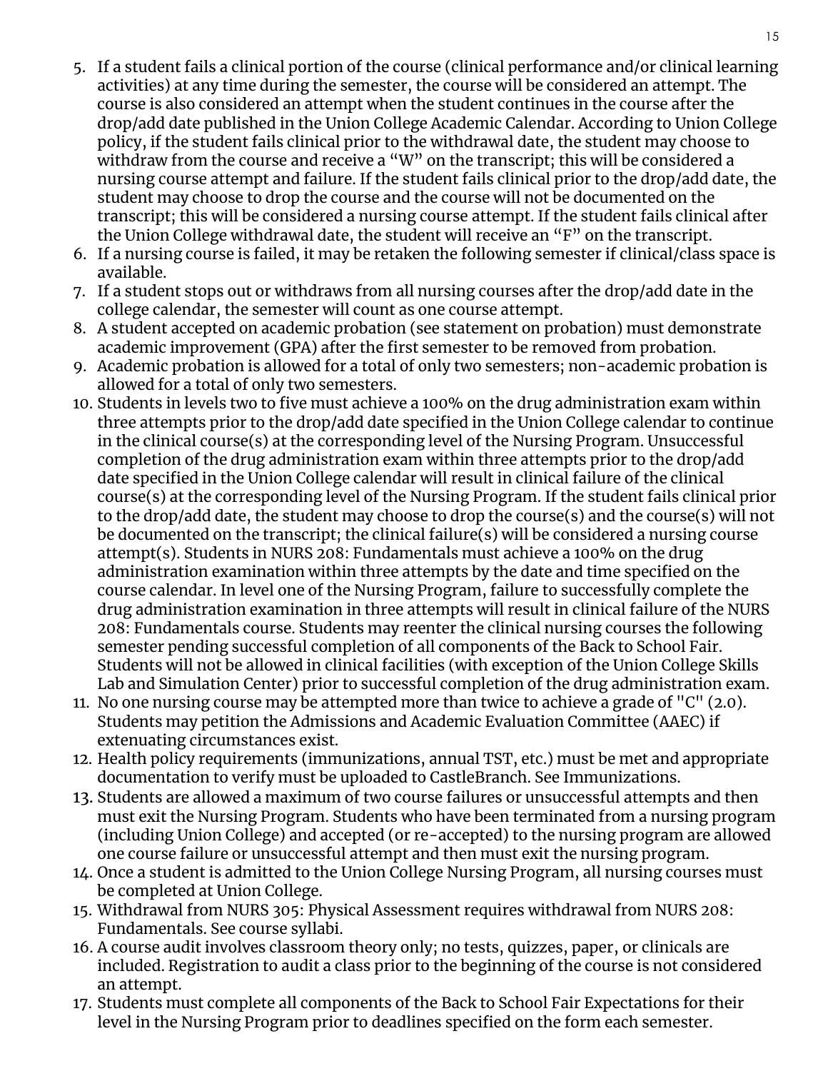5. If a student fails a clinical portion of the course (clinical performance and/or clinical learning activities) at any time during the semester, the course will be considered an attempt. The course is also considered an attempt when the student continues in the course after the drop/add date published in the Union College Academic Calendar. According to Union College policy, if the student fails clinical prior to the withdrawal date, the student may choose to withdraw from the course and receive a "W" on the transcript; this will be considered a nursing course attempt and failure. If the student fails clinical prior to the drop/add date, the student may choose to drop the course and the course will not be documented on the transcript; this will be considered a nursing course attempt. If the student fails clinical after the Union College withdrawal date, the student will receive an "F" on the transcript.
6. If a nursing course is failed, it may be retaken the following semester if clinical/class space is available.
7. If a student stops out or withdraws from all nursing courses after the drop/add date in the college calendar, the semester will count as one course attempt.
8. A student accepted on academic probation (see statement on probation) must demonstrate academic improvement (GPA) after the first semester to be removed from probation.
9. Academic probation is allowed for a total of only two semesters; non-academic probation is allowed for a total of only two semesters.
10. Students in levels two to five must achieve a 100% on the drug administration exam within three attempts prior to the drop/add date specified in the Union College calendar to continue in the clinical course(s) at the corresponding level of the Nursing Program. Unsuccessful completion of the drug administration exam within three attempts prior to the drop/add date specified in the Union College calendar will result in clinical failure of the clinical course(s) at the corresponding level of the Nursing Program. If the student fails clinical prior to the drop/add date, the student may choose to drop the course(s) and the course(s) will not be documented on the transcript; the clinical failure(s) will be considered a nursing course attempt(s). Students in NURS 208: Fundamentals must achieve a 100% on the drug administration examination within three attempts by the date and time specified on the course calendar. In level one of the Nursing Program, failure to successfully complete the drug administration examination in three attempts will result in clinical failure of the NURS 208: Fundamentals course. Students may reenter the clinical nursing courses the following semester pending successful completion of all components of the Back to School Fair. Students will not be allowed in clinical facilities (with exception of the Union College Skills Lab and Simulation Center) prior to successful completion of the drug administration exam.
11. No one nursing course may be attempted more than twice to achieve a grade of "C" (2.0). Students may petition the Admissions and Academic Evaluation Committee (AAEC) if extenuating circumstances exist.
12. Health policy requirements (immunizations, annual TST, etc.) must be met and appropriate documentation to verify must be uploaded to CastleBranch. See Immunizations.
13. Students are allowed a maximum of two course failures or unsuccessful attempts and then must exit the Nursing Program. Students who have been terminated from a nursing program (including Union College) and accepted (or re-accepted) to the nursing program are allowed one course failure or unsuccessful attempt and then must exit the nursing program.
14. Once a student is admitted to the Union College Nursing Program, all nursing courses must be completed at Union College.
15. Withdrawal from NURS 305: Physical Assessment requires withdrawal from NURS 208: Fundamentals. See course syllabi.
16. A course audit involves classroom theory only; no tests, quizzes, paper, or clinicals are included. Registration to audit a class prior to the beginning of the course is not considered an attempt.
17. Students must complete all components of the Back to School Fair Expectations for their level in the Nursing Program prior to deadlines specified on the form each semester.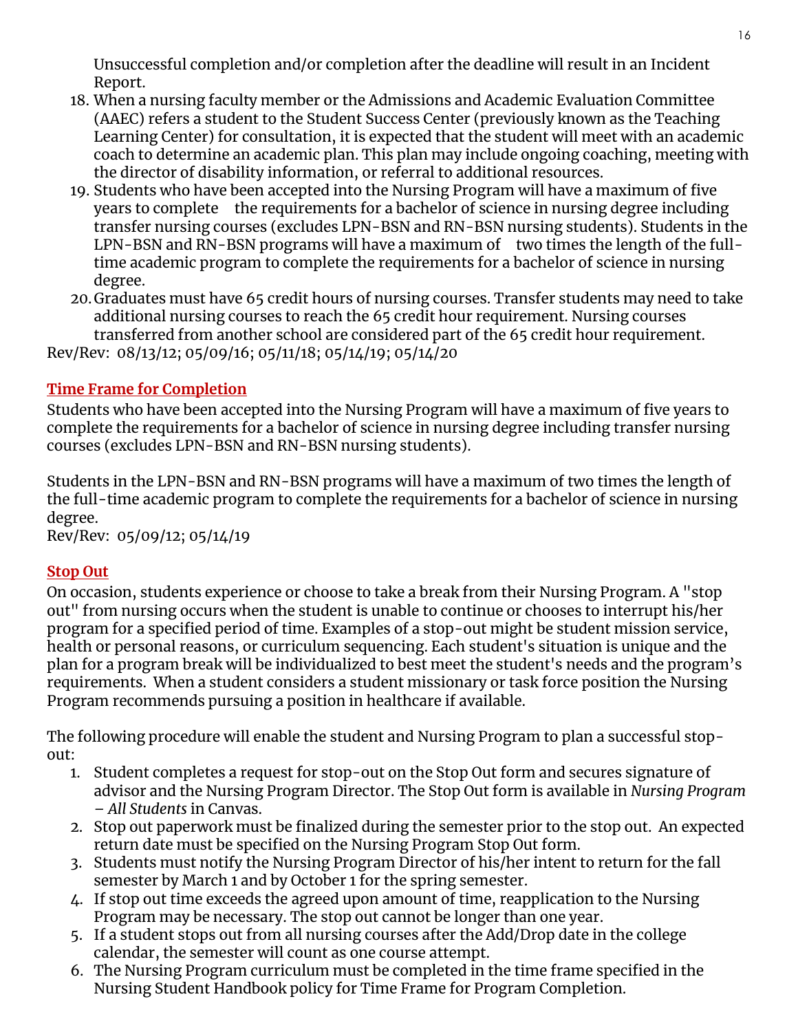Unsuccessful completion and/or completion after the deadline will result in an Incident Report.

18. When a nursing faculty member or the Admissions and Academic Evaluation Committee (AAEC) refers a student to the Student Success Center (previously known as the Teaching Learning Center) for consultation, it is expected that the student will meet with an academic coach to determine an academic plan. This plan may include ongoing coaching, meeting with the director of disability information, or referral to additional resources.
19. Students who have been accepted into the Nursing Program will have a maximum of five years to complete the requirements for a bachelor of science in nursing degree including transfer nursing courses (excludes LPN-BSN and RN-BSN nursing students). Students in the LPN-BSN and RN-BSN programs will have a maximum of two times the length of the full-time academic program to complete the requirements for a bachelor of science in nursing degree.
20. Graduates must have 65 credit hours of nursing courses. Transfer students may need to take additional nursing courses to reach the 65 credit hour requirement. Nursing courses transferred from another school are considered part of the 65 credit hour requirement.

Rev/Rev: 08/13/12; 05/09/16; 05/11/18; 05/14/19; 05/14/20

## Time Frame for Completion

Students who have been accepted into the Nursing Program will have a maximum of five years to complete the requirements for a bachelor of science in nursing degree including transfer nursing courses (excludes LPN-BSN and RN-BSN nursing students).

Students in the LPN-BSN and RN-BSN programs will have a maximum of two times the length of the full-time academic program to complete the requirements for a bachelor of science in nursing degree.

Rev/Rev: 05/09/12; 05/14/19

## Stop Out

On occasion, students experience or choose to take a break from their Nursing Program. A "stop out" from nursing occurs when the student is unable to continue or chooses to interrupt his/her program for a specified period of time. Examples of a stop-out might be student mission service, health or personal reasons, or curriculum sequencing. Each student's situation is unique and the plan for a program break will be individualized to best meet the student's needs and the program's requirements. When a student considers a student missionary or task force position the Nursing Program recommends pursuing a position in healthcare if available.

The following procedure will enable the student and Nursing Program to plan a successful stop-out:

1. Student completes a request for stop-out on the Stop Out form and secures signature of advisor and the Nursing Program Director. The Stop Out form is available in *Nursing Program – All Students* in Canvas.
2. Stop out paperwork must be finalized during the semester prior to the stop out. An expected return date must be specified on the Nursing Program Stop Out form.
3. Students must notify the Nursing Program Director of his/her intent to return for the fall semester by March 1 and by October 1 for the spring semester.
4. If stop out time exceeds the agreed upon amount of time, reapplication to the Nursing Program may be necessary. The stop out cannot be longer than one year.
5. If a student stops out from all nursing courses after the Add/Drop date in the college calendar, the semester will count as one course attempt.
6. The Nursing Program curriculum must be completed in the time frame specified in the Nursing Student Handbook policy for Time Frame for Program Completion.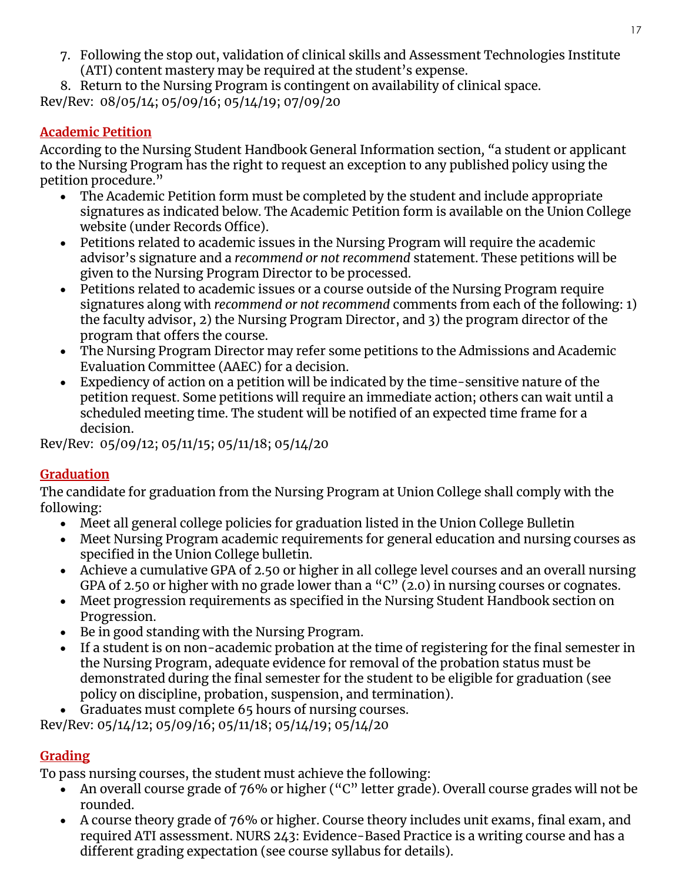7. Following the stop out, validation of clinical skills and Assessment Technologies Institute (ATI) content mastery may be required at the student's expense.
8. Return to the Nursing Program is contingent on availability of clinical space.

Rev/Rev: 08/05/14; 05/09/16; 05/14/19; 07/09/20

## Academic Petition

According to the Nursing Student Handbook General Information section, "a student or applicant to the Nursing Program has the right to request an exception to any published policy using the petition procedure."

- The Academic Petition form must be completed by the student and include appropriate signatures as indicated below. The Academic Petition form is available on the Union College website (under Records Office).
- Petitions related to academic issues in the Nursing Program will require the academic advisor's signature and a *recommend or not recommend* statement. These petitions will be given to the Nursing Program Director to be processed.
- Petitions related to academic issues or a course outside of the Nursing Program require signatures along with *recommend or not recommend* comments from each of the following: 1) the faculty advisor, 2) the Nursing Program Director, and 3) the program director of the program that offers the course.
- The Nursing Program Director may refer some petitions to the Admissions and Academic Evaluation Committee (AAEC) for a decision.
- Expediency of action on a petition will be indicated by the time-sensitive nature of the petition request. Some petitions will require an immediate action; others can wait until a scheduled meeting time. The student will be notified of an expected time frame for a decision.

Rev/Rev: 05/09/12; 05/11/15; 05/11/18; 05/14/20

## Graduation

The candidate for graduation from the Nursing Program at Union College shall comply with the following:

- Meet all general college policies for graduation listed in the Union College Bulletin
- Meet Nursing Program academic requirements for general education and nursing courses as specified in the Union College bulletin.
- Achieve a cumulative GPA of 2.50 or higher in all college level courses and an overall nursing GPA of 2.50 or higher with no grade lower than a "C" (2.0) in nursing courses or cognates.
- Meet progression requirements as specified in the Nursing Student Handbook section on Progression.
- Be in good standing with the Nursing Program.
- If a student is on non-academic probation at the time of registering for the final semester in the Nursing Program, adequate evidence for removal of the probation status must be demonstrated during the final semester for the student to be eligible for graduation (see policy on discipline, probation, suspension, and termination).
- Graduates must complete 65 hours of nursing courses.

Rev/Rev: 05/14/12; 05/09/16; 05/11/18; 05/14/19; 05/14/20

## Grading

To pass nursing courses, the student must achieve the following:

- An overall course grade of 76% or higher ("C" letter grade). Overall course grades will not be rounded.
- A course theory grade of 76% or higher. Course theory includes unit exams, final exam, and required ATI assessment. NURS 243: Evidence-Based Practice is a writing course and has a different grading expectation (see course syllabus for details).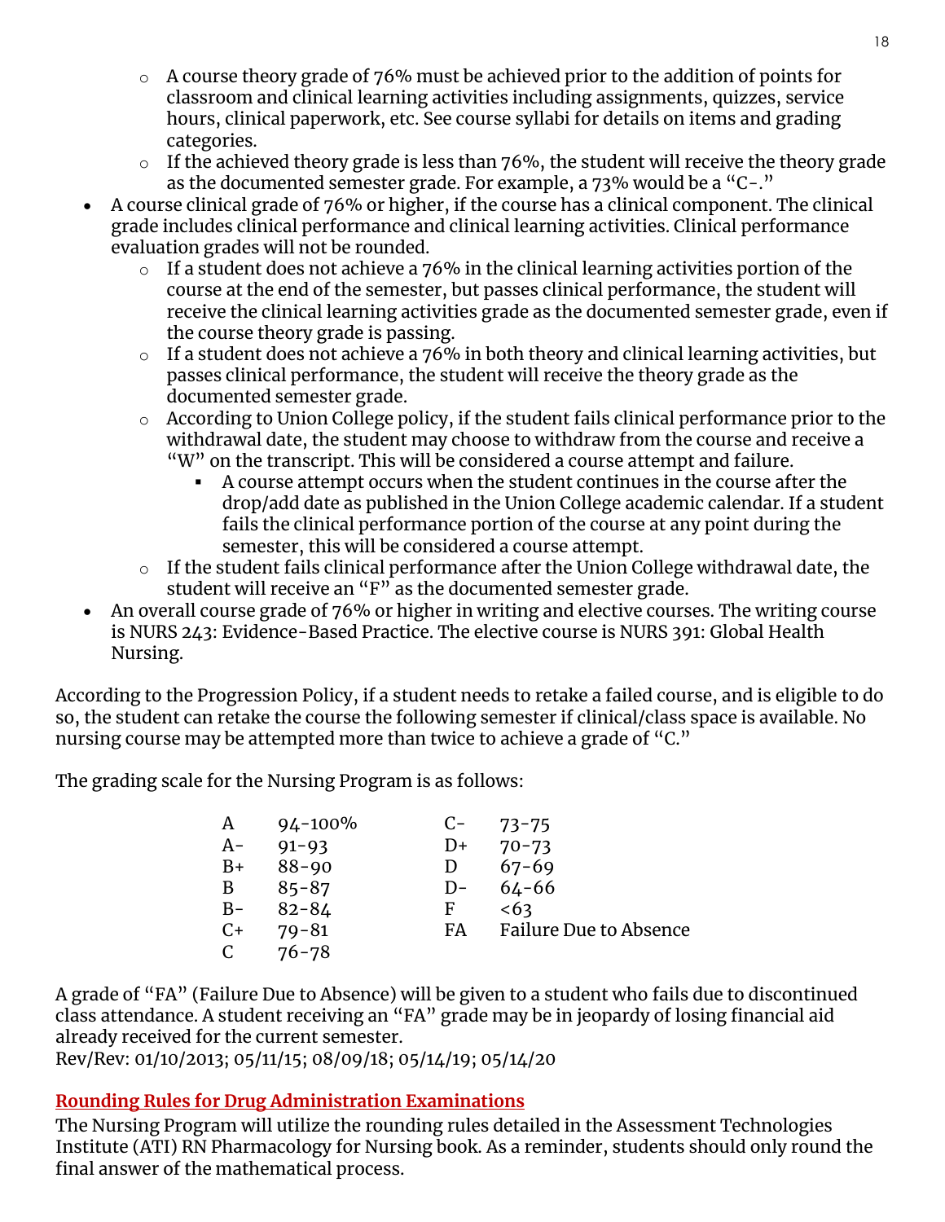- A course theory grade of 76% must be achieved prior to the addition of points for classroom and clinical learning activities including assignments, quizzes, service hours, clinical paperwork, etc. See course syllabi for details on items and grading categories.
    - If the achieved theory grade is less than 76%, the student will receive the theory grade as the documented semester grade. For example, a 73% would be a "C-."
- A course clinical grade of 76% or higher, if the course has a clinical component. The clinical grade includes clinical performance and clinical learning activities. Clinical performance evaluation grades will not be rounded.
    - If a student does not achieve a 76% in the clinical learning activities portion of the course at the end of the semester, but passes clinical performance, the student will receive the clinical learning activities grade as the documented semester grade, even if the course theory grade is passing.
    - If a student does not achieve a 76% in both theory and clinical learning activities, but passes clinical performance, the student will receive the theory grade as the documented semester grade.
    - According to Union College policy, if the student fails clinical performance prior to the withdrawal date, the student may choose to withdraw from the course and receive a "W" on the transcript. This will be considered a course attempt and failure.
        - A course attempt occurs when the student continues in the course after the drop/add date as published in the Union College academic calendar. If a student fails the clinical performance portion of the course at any point during the semester, this will be considered a course attempt.
    - If the student fails clinical performance after the Union College withdrawal date, the student will receive an "F" as the documented semester grade.
- An overall course grade of 76% or higher in writing and elective courses. The writing course is NURS 243: Evidence-Based Practice. The elective course is NURS 391: Global Health Nursing.

According to the Progression Policy, if a student needs to retake a failed course, and is eligible to do so, the student can retake the course the following semester if clinical/class space is available. No nursing course may be attempted more than twice to achieve a grade of "C."

The grading scale for the Nursing Program is as follows:

| | | | |
|---|---|---|---|
| A | 94-100% | C- | 73-75 |
| A- | 91-93 | D+ | 70-73 |
| B+ | 88-90 | D | 67-69 |
| B | 85-87 | D- | 64-66 |
| B- | 82-84 | F | <63 |
| C+ | 79-81 | FA | Failure Due to Absence |
| C | 76-78 | | |

A grade of "FA" (Failure Due to Absence) will be given to a student who fails due to discontinued class attendance. A student receiving an "FA" grade may be in jeopardy of losing financial aid already received for the current semester.
Rev/Rev: 01/10/2013; 05/11/15; 08/09/18; 05/14/19; 05/14/20

## Rounding Rules for Drug Administration Examinations

The Nursing Program will utilize the rounding rules detailed in the Assessment Technologies Institute (ATI) RN Pharmacology for Nursing book. As a reminder, students should only round the final answer of the mathematical process.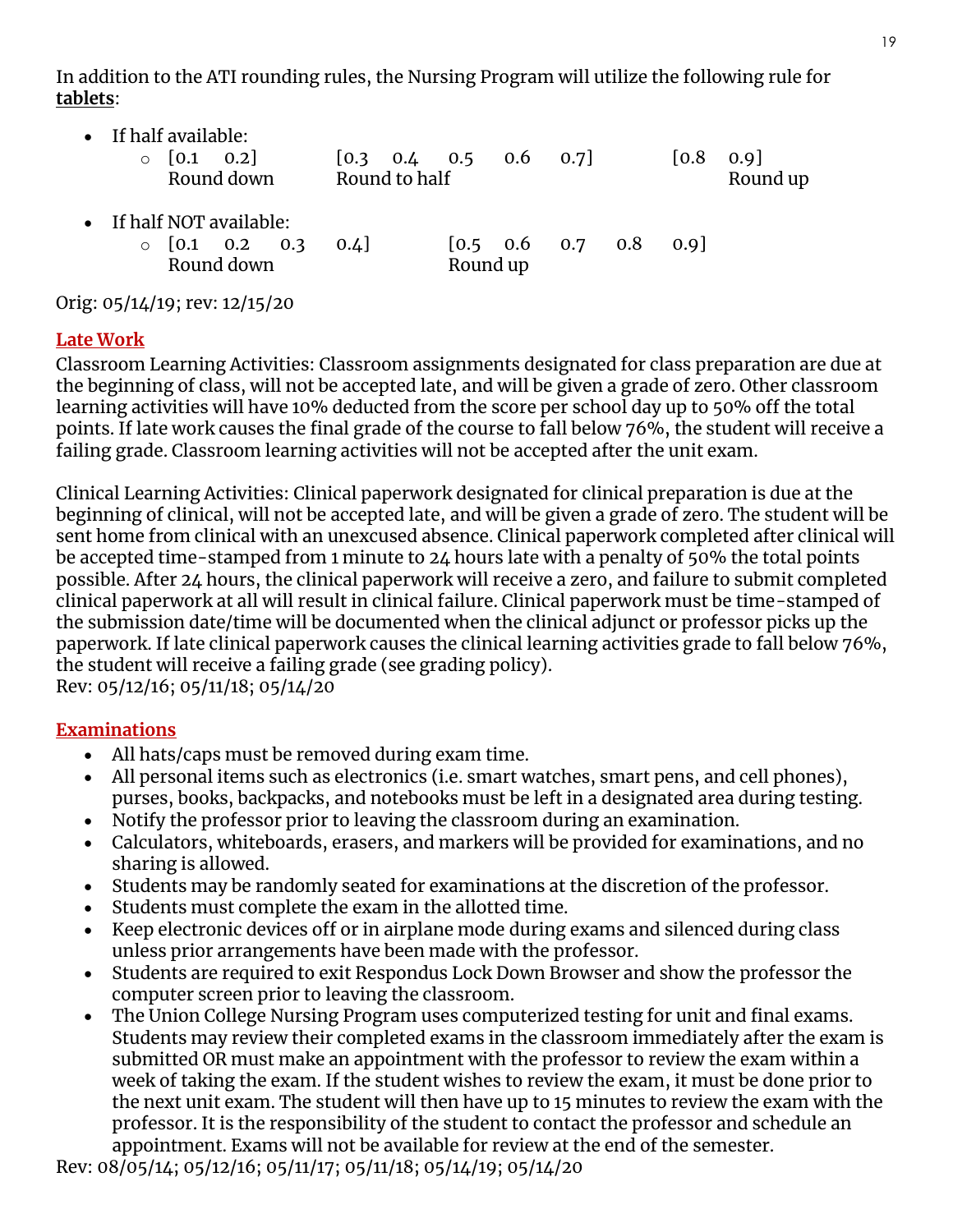In addition to the ATI rounding rules, the Nursing Program will utilize the following rule for **tablets**:

- If half available:
  - [0.1 0.2] Round down; [0.3 0.4 0.5 0.6 0.7] Round to half; [0.8 0.9] Round up
- If half NOT available:
  - [0.1 0.2 0.3 0.4] Round down; [0.5 0.6 0.7 0.8 0.9] Round up

Orig: 05/14/19; rev: 12/15/20

## Late Work

Classroom Learning Activities: Classroom assignments designated for class preparation are due at the beginning of class, will not be accepted late, and will be given a grade of zero. Other classroom learning activities will have 10% deducted from the score per school day up to 50% off the total points. If late work causes the final grade of the course to fall below 76%, the student will receive a failing grade. Classroom learning activities will not be accepted after the unit exam.

Clinical Learning Activities: Clinical paperwork designated for clinical preparation is due at the beginning of clinical, will not be accepted late, and will be given a grade of zero. The student will be sent home from clinical with an unexcused absence. Clinical paperwork completed after clinical will be accepted time-stamped from 1 minute to 24 hours late with a penalty of 50% the total points possible. After 24 hours, the clinical paperwork will receive a zero, and failure to submit completed clinical paperwork at all will result in clinical failure. Clinical paperwork must be time-stamped of the submission date/time will be documented when the clinical adjunct or professor picks up the paperwork. If late clinical paperwork causes the clinical learning activities grade to fall below 76%, the student will receive a failing grade (see grading policy).
Rev: 05/12/16; 05/11/18; 05/14/20

## Examinations

- All hats/caps must be removed during exam time.
- All personal items such as electronics (i.e. smart watches, smart pens, and cell phones), purses, books, backpacks, and notebooks must be left in a designated area during testing.
- Notify the professor prior to leaving the classroom during an examination.
- Calculators, whiteboards, erasers, and markers will be provided for examinations, and no sharing is allowed.
- Students may be randomly seated for examinations at the discretion of the professor.
- Students must complete the exam in the allotted time.
- Keep electronic devices off or in airplane mode during exams and silenced during class unless prior arrangements have been made with the professor.
- Students are required to exit Respondus Lock Down Browser and show the professor the computer screen prior to leaving the classroom.
- The Union College Nursing Program uses computerized testing for unit and final exams. Students may review their completed exams in the classroom immediately after the exam is submitted OR must make an appointment with the professor to review the exam within a week of taking the exam. If the student wishes to review the exam, it must be done prior to the next unit exam. The student will then have up to 15 minutes to review the exam with the professor. It is the responsibility of the student to contact the professor and schedule an appointment. Exams will not be available for review at the end of the semester.

Rev: 08/05/14; 05/12/16; 05/11/17; 05/11/18; 05/14/19; 05/14/20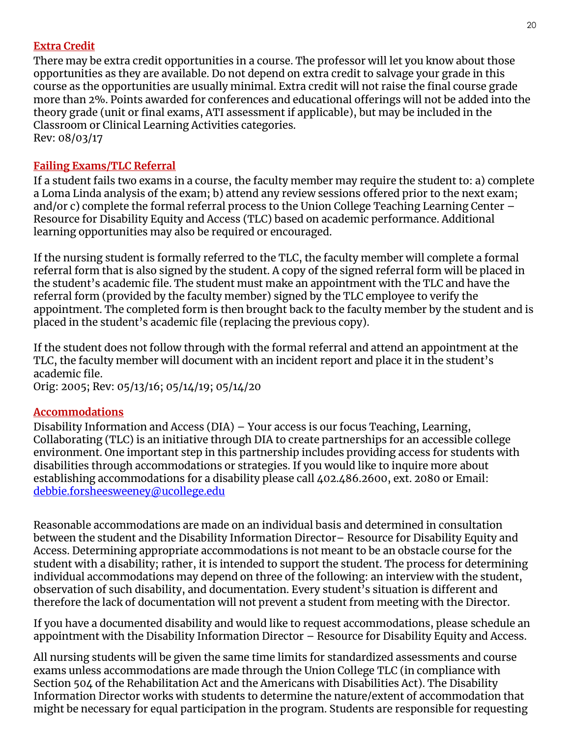## Extra Credit

There may be extra credit opportunities in a course. The professor will let you know about those opportunities as they are available. Do not depend on extra credit to salvage your grade in this course as the opportunities are usually minimal. Extra credit will not raise the final course grade more than 2%. Points awarded for conferences and educational offerings will not be added into the theory grade (unit or final exams, ATI assessment if applicable), but may be included in the Classroom or Clinical Learning Activities categories.
Rev: 08/03/17

## Failing Exams/TLC Referral

If a student fails two exams in a course, the faculty member may require the student to: a) complete a Loma Linda analysis of the exam; b) attend any review sessions offered prior to the next exam; and/or c) complete the formal referral process to the Union College Teaching Learning Center – Resource for Disability Equity and Access (TLC) based on academic performance. Additional learning opportunities may also be required or encouraged.

If the nursing student is formally referred to the TLC, the faculty member will complete a formal referral form that is also signed by the student. A copy of the signed referral form will be placed in the student's academic file. The student must make an appointment with the TLC and have the referral form (provided by the faculty member) signed by the TLC employee to verify the appointment. The completed form is then brought back to the faculty member by the student and is placed in the student's academic file (replacing the previous copy).

If the student does not follow through with the formal referral and attend an appointment at the TLC, the faculty member will document with an incident report and place it in the student's academic file.
Orig: 2005; Rev: 05/13/16; 05/14/19; 05/14/20

## Accommodations

Disability Information and Access (DIA) – Your access is our focus Teaching, Learning, Collaborating (TLC) is an initiative through DIA to create partnerships for an accessible college environment. One important step in this partnership includes providing access for students with disabilities through accommodations or strategies. If you would like to inquire more about establishing accommodations for a disability please call 402.486.2600, ext. 2080 or Email: debbie.forsheesweeney@ucollege.edu

Reasonable accommodations are made on an individual basis and determined in consultation between the student and the Disability Information Director– Resource for Disability Equity and Access. Determining appropriate accommodations is not meant to be an obstacle course for the student with a disability; rather, it is intended to support the student. The process for determining individual accommodations may depend on three of the following: an interview with the student, observation of such disability, and documentation. Every student's situation is different and therefore the lack of documentation will not prevent a student from meeting with the Director.

If you have a documented disability and would like to request accommodations, please schedule an appointment with the Disability Information Director – Resource for Disability Equity and Access.

All nursing students will be given the same time limits for standardized assessments and course exams unless accommodations are made through the Union College TLC (in compliance with Section 504 of the Rehabilitation Act and the Americans with Disabilities Act). The Disability Information Director works with students to determine the nature/extent of accommodation that might be necessary for equal participation in the program. Students are responsible for requesting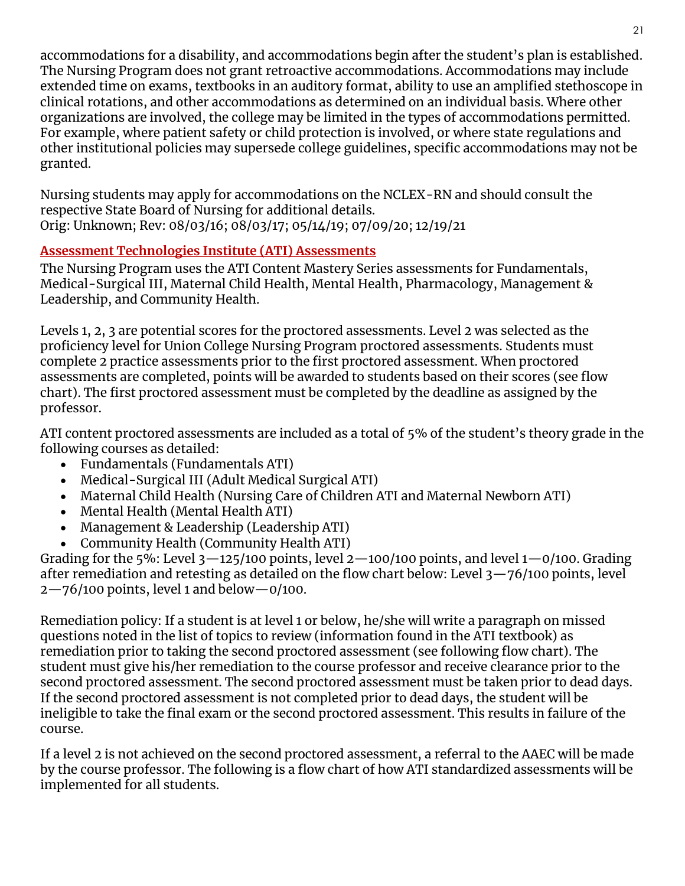accommodations for a disability, and accommodations begin after the student's plan is established. The Nursing Program does not grant retroactive accommodations. Accommodations may include extended time on exams, textbooks in an auditory format, ability to use an amplified stethoscope in clinical rotations, and other accommodations as determined on an individual basis. Where other organizations are involved, the college may be limited in the types of accommodations permitted. For example, where patient safety or child protection is involved, or where state regulations and other institutional policies may supersede college guidelines, specific accommodations may not be granted.

Nursing students may apply for accommodations on the NCLEX-RN and should consult the respective State Board of Nursing for additional details.
Orig: Unknown; Rev: 08/03/16; 08/03/17; 05/14/19; 07/09/20; 12/19/21

## Assessment Technologies Institute (ATI) Assessments

The Nursing Program uses the ATI Content Mastery Series assessments for Fundamentals, Medical-Surgical III, Maternal Child Health, Mental Health, Pharmacology, Management & Leadership, and Community Health.

Levels 1, 2, 3 are potential scores for the proctored assessments. Level 2 was selected as the proficiency level for Union College Nursing Program proctored assessments. Students must complete 2 practice assessments prior to the first proctored assessment. When proctored assessments are completed, points will be awarded to students based on their scores (see flow chart). The first proctored assessment must be completed by the deadline as assigned by the professor.

ATI content proctored assessments are included as a total of 5% of the student's theory grade in the following courses as detailed:

- Fundamentals (Fundamentals ATI)
- Medical-Surgical III (Adult Medical Surgical ATI)
- Maternal Child Health (Nursing Care of Children ATI and Maternal Newborn ATI)
- Mental Health (Mental Health ATI)
- Management & Leadership (Leadership ATI)
- Community Health (Community Health ATI)

Grading for the 5%: Level 3—125/100 points, level 2—100/100 points, and level 1—0/100. Grading after remediation and retesting as detailed on the flow chart below: Level 3—76/100 points, level 2—76/100 points, level 1 and below—0/100.

Remediation policy: If a student is at level 1 or below, he/she will write a paragraph on missed questions noted in the list of topics to review (information found in the ATI textbook) as remediation prior to taking the second proctored assessment (see following flow chart). The student must give his/her remediation to the course professor and receive clearance prior to the second proctored assessment. The second proctored assessment must be taken prior to dead days. If the second proctored assessment is not completed prior to dead days, the student will be ineligible to take the final exam or the second proctored assessment. This results in failure of the course.

If a level 2 is not achieved on the second proctored assessment, a referral to the AAEC will be made by the course professor. The following is a flow chart of how ATI standardized assessments will be implemented for all students.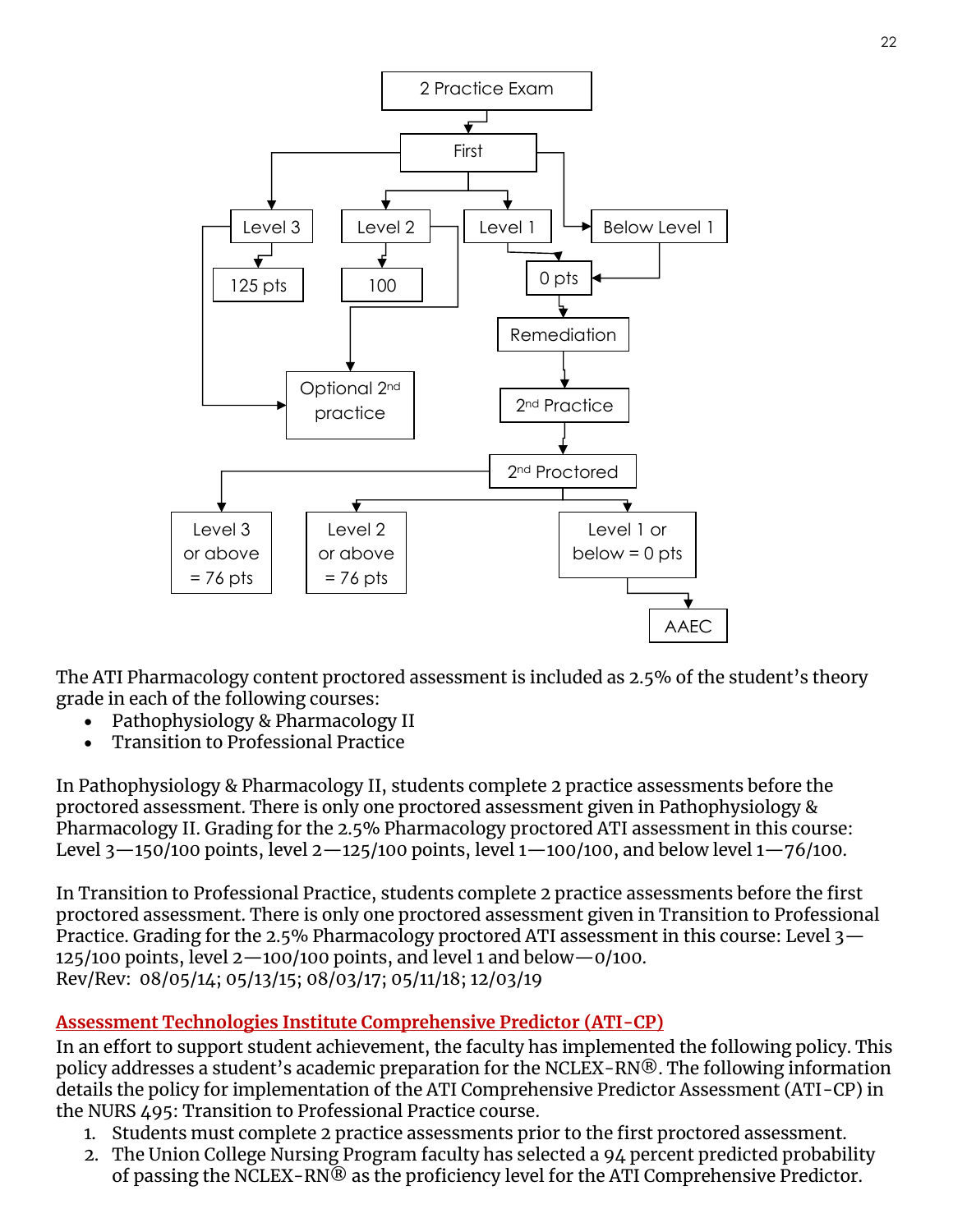2 Practice Exam

First

Level 3 → 125 pts

Level 2 → 100

Level 1 → 0 pts

Below Level 1 → 0 pts

Level 3 / Level 2 → Optional 2nd practice

0 pts → Remediation → 2nd Practice → 2nd Proctored

2nd Proctored:

- Level 3 or above = 76 pts
- Level 2 or above = 76 pts
- Level 1 or below = 0 pts → AAEC

The ATI Pharmacology content proctored assessment is included as 2.5% of the student's theory grade in each of the following courses:

- Pathophysiology & Pharmacology II
- Transition to Professional Practice

In Pathophysiology & Pharmacology II, students complete 2 practice assessments before the proctored assessment. There is only one proctored assessment given in Pathophysiology & Pharmacology II. Grading for the 2.5% Pharmacology proctored ATI assessment in this course: Level 3—150/100 points, level 2—125/100 points, level 1—100/100, and below level 1—76/100.

In Transition to Professional Practice, students complete 2 practice assessments before the first proctored assessment. There is only one proctored assessment given in Transition to Professional Practice. Grading for the 2.5% Pharmacology proctored ATI assessment in this course: Level 3—125/100 points, level 2—100/100 points, and level 1 and below—0/100.
Rev/Rev: 08/05/14; 05/13/15; 08/03/17; 05/11/18; 12/03/19

## Assessment Technologies Institute Comprehensive Predictor (ATI-CP)

In an effort to support student achievement, the faculty has implemented the following policy. This policy addresses a student's academic preparation for the NCLEX-RN®. The following information details the policy for implementation of the ATI Comprehensive Predictor Assessment (ATI-CP) in the NURS 495: Transition to Professional Practice course.

1. Students must complete 2 practice assessments prior to the first proctored assessment.
2. The Union College Nursing Program faculty has selected a 94 percent predicted probability of passing the NCLEX-RN® as the proficiency level for the ATI Comprehensive Predictor.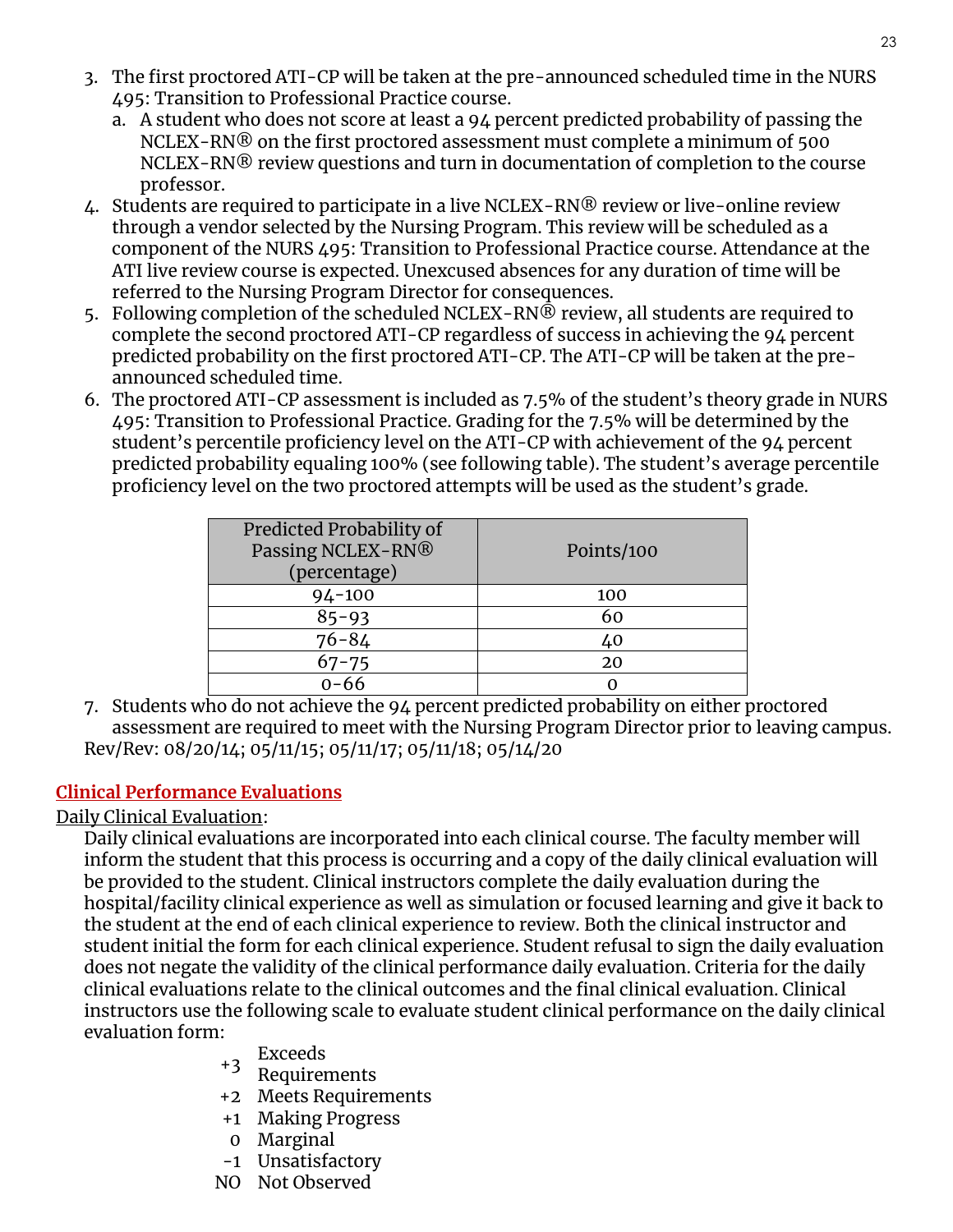3. The first proctored ATI-CP will be taken at the pre-announced scheduled time in the NURS 495: Transition to Professional Practice course.
   a. A student who does not score at least a 94 percent predicted probability of passing the NCLEX-RN® on the first proctored assessment must complete a minimum of 500 NCLEX-RN® review questions and turn in documentation of completion to the course professor.
4. Students are required to participate in a live NCLEX-RN® review or live-online review through a vendor selected by the Nursing Program. This review will be scheduled as a component of the NURS 495: Transition to Professional Practice course. Attendance at the ATI live review course is expected. Unexcused absences for any duration of time will be referred to the Nursing Program Director for consequences.
5. Following completion of the scheduled NCLEX-RN® review, all students are required to complete the second proctored ATI-CP regardless of success in achieving the 94 percent predicted probability on the first proctored ATI-CP. The ATI-CP will be taken at the pre-announced scheduled time.
6. The proctored ATI-CP assessment is included as 7.5% of the student's theory grade in NURS 495: Transition to Professional Practice. Grading for the 7.5% will be determined by the student's percentile proficiency level on the ATI-CP with achievement of the 94 percent predicted probability equaling 100% (see following table). The student's average percentile proficiency level on the two proctored attempts will be used as the student's grade.

| Predicted Probability of Passing NCLEX-RN® (percentage) | Points/100 |
|---|---|
| 94-100 | 100 |
| 85-93 | 60 |
| 76-84 | 40 |
| 67-75 | 20 |
| 0-66 | 0 |

7. Students who do not achieve the 94 percent predicted probability on either proctored assessment are required to meet with the Nursing Program Director prior to leaving campus.

Rev/Rev: 08/20/14; 05/11/15; 05/11/17; 05/11/18; 05/14/20

## Clinical Performance Evaluations

Daily Clinical Evaluation:

Daily clinical evaluations are incorporated into each clinical course. The faculty member will inform the student that this process is occurring and a copy of the daily clinical evaluation will be provided to the student. Clinical instructors complete the daily evaluation during the hospital/facility clinical experience as well as simulation or focused learning and give it back to the student at the end of each clinical experience to review. Both the clinical instructor and student initial the form for each clinical experience. Student refusal to sign the daily evaluation does not negate the validity of the clinical performance daily evaluation. Criteria for the daily clinical evaluations relate to the clinical outcomes and the final clinical evaluation. Clinical instructors use the following scale to evaluate student clinical performance on the daily clinical evaluation form:

- +3 Exceeds Requirements
- +2 Meets Requirements
- +1 Making Progress
- 0 Marginal
- -1 Unsatisfactory
- NO Not Observed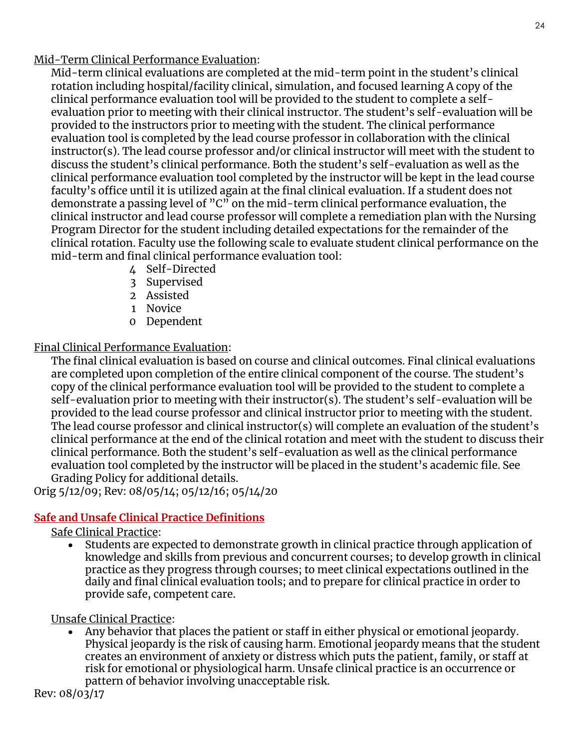Mid-Term Clinical Performance Evaluation:

Mid-term clinical evaluations are completed at the mid-term point in the student's clinical rotation including hospital/facility clinical, simulation, and focused learning A copy of the clinical performance evaluation tool will be provided to the student to complete a self-evaluation prior to meeting with their clinical instructor. The student's self-evaluation will be provided to the instructors prior to meeting with the student. The clinical performance evaluation tool is completed by the lead course professor in collaboration with the clinical instructor(s). The lead course professor and/or clinical instructor will meet with the student to discuss the student's clinical performance. Both the student's self-evaluation as well as the clinical performance evaluation tool completed by the instructor will be kept in the lead course faculty's office until it is utilized again at the final clinical evaluation. If a student does not demonstrate a passing level of "C" on the mid-term clinical performance evaluation, the clinical instructor and lead course professor will complete a remediation plan with the Nursing Program Director for the student including detailed expectations for the remainder of the clinical rotation. Faculty use the following scale to evaluate student clinical performance on the mid-term and final clinical performance evaluation tool:

4 Self-Directed
3 Supervised
2 Assisted
1 Novice
0 Dependent

Final Clinical Performance Evaluation:

The final clinical evaluation is based on course and clinical outcomes. Final clinical evaluations are completed upon completion of the entire clinical component of the course. The student's copy of the clinical performance evaluation tool will be provided to the student to complete a self-evaluation prior to meeting with their instructor(s). The student's self-evaluation will be provided to the lead course professor and clinical instructor prior to meeting with the student. The lead course professor and clinical instructor(s) will complete an evaluation of the student's clinical performance at the end of the clinical rotation and meet with the student to discuss their clinical performance. Both the student's self-evaluation as well as the clinical performance evaluation tool completed by the instructor will be placed in the student's academic file. See Grading Policy for additional details.

Orig 5/12/09; Rev: 08/05/14; 05/12/16; 05/14/20

## Safe and Unsafe Clinical Practice Definitions

Safe Clinical Practice:

- Students are expected to demonstrate growth in clinical practice through application of knowledge and skills from previous and concurrent courses; to develop growth in clinical practice as they progress through courses; to meet clinical expectations outlined in the daily and final clinical evaluation tools; and to prepare for clinical practice in order to provide safe, competent care.

Unsafe Clinical Practice:

- Any behavior that places the patient or staff in either physical or emotional jeopardy. Physical jeopardy is the risk of causing harm. Emotional jeopardy means that the student creates an environment of anxiety or distress which puts the patient, family, or staff at risk for emotional or physiological harm. Unsafe clinical practice is an occurrence or pattern of behavior involving unacceptable risk.

Rev: 08/03/17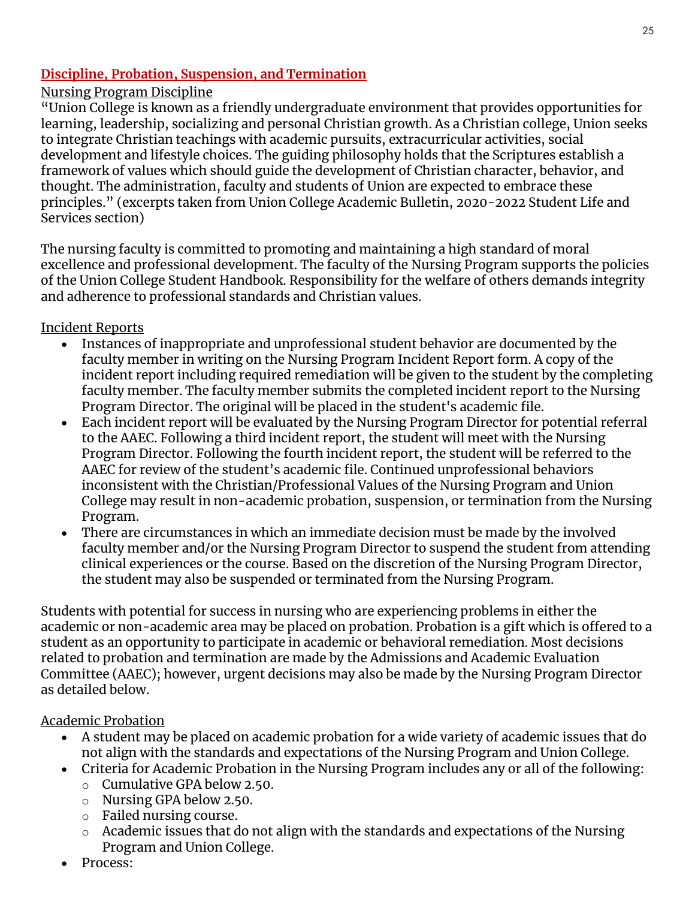## Discipline, Probation, Suspension, and Termination

### Nursing Program Discipline

"Union College is known as a friendly undergraduate environment that provides opportunities for learning, leadership, socializing and personal Christian growth. As a Christian college, Union seeks to integrate Christian teachings with academic pursuits, extracurricular activities, social development and lifestyle choices. The guiding philosophy holds that the Scriptures establish a framework of values which should guide the development of Christian character, behavior, and thought. The administration, faculty and students of Union are expected to embrace these principles." (excerpts taken from Union College Academic Bulletin, 2020-2022 Student Life and Services section)

The nursing faculty is committed to promoting and maintaining a high standard of moral excellence and professional development. The faculty of the Nursing Program supports the policies of the Union College Student Handbook. Responsibility for the welfare of others demands integrity and adherence to professional standards and Christian values.

### Incident Reports

- Instances of inappropriate and unprofessional student behavior are documented by the faculty member in writing on the Nursing Program Incident Report form. A copy of the incident report including required remediation will be given to the student by the completing faculty member. The faculty member submits the completed incident report to the Nursing Program Director. The original will be placed in the student's academic file.
- Each incident report will be evaluated by the Nursing Program Director for potential referral to the AAEC. Following a third incident report, the student will meet with the Nursing Program Director. Following the fourth incident report, the student will be referred to the AAEC for review of the student's academic file. Continued unprofessional behaviors inconsistent with the Christian/Professional Values of the Nursing Program and Union College may result in non-academic probation, suspension, or termination from the Nursing Program.
- There are circumstances in which an immediate decision must be made by the involved faculty member and/or the Nursing Program Director to suspend the student from attending clinical experiences or the course. Based on the discretion of the Nursing Program Director, the student may also be suspended or terminated from the Nursing Program.

Students with potential for success in nursing who are experiencing problems in either the academic or non-academic area may be placed on probation. Probation is a gift which is offered to a student as an opportunity to participate in academic or behavioral remediation. Most decisions related to probation and termination are made by the Admissions and Academic Evaluation Committee (AAEC); however, urgent decisions may also be made by the Nursing Program Director as detailed below.

### Academic Probation

- A student may be placed on academic probation for a wide variety of academic issues that do not align with the standards and expectations of the Nursing Program and Union College.
- Criteria for Academic Probation in the Nursing Program includes any or all of the following:
  - Cumulative GPA below 2.50.
  - Nursing GPA below 2.50.
  - Failed nursing course.
  - Academic issues that do not align with the standards and expectations of the Nursing Program and Union College.
- Process: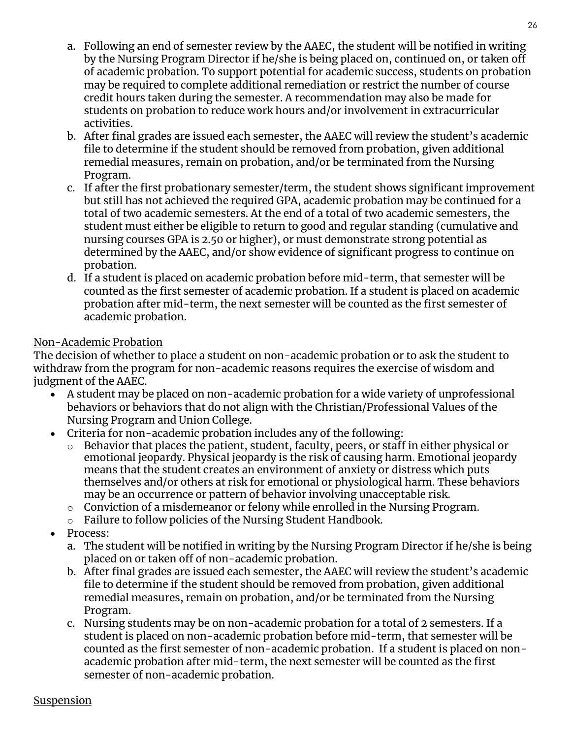a. Following an end of semester review by the AAEC, the student will be notified in writing by the Nursing Program Director if he/she is being placed on, continued on, or taken off of academic probation. To support potential for academic success, students on probation may be required to complete additional remediation or restrict the number of course credit hours taken during the semester. A recommendation may also be made for students on probation to reduce work hours and/or involvement in extracurricular activities.
b. After final grades are issued each semester, the AAEC will review the student's academic file to determine if the student should be removed from probation, given additional remedial measures, remain on probation, and/or be terminated from the Nursing Program.
c. If after the first probationary semester/term, the student shows significant improvement but still has not achieved the required GPA, academic probation may be continued for a total of two academic semesters. At the end of a total of two academic semesters, the student must either be eligible to return to good and regular standing (cumulative and nursing courses GPA is 2.50 or higher), or must demonstrate strong potential as determined by the AAEC, and/or show evidence of significant progress to continue on probation.
d. If a student is placed on academic probation before mid-term, that semester will be counted as the first semester of academic probation. If a student is placed on academic probation after mid-term, the next semester will be counted as the first semester of academic probation.

<u>Non-Academic Probation</u>

The decision of whether to place a student on non-academic probation or to ask the student to withdraw from the program for non-academic reasons requires the exercise of wisdom and judgment of the AAEC.

- A student may be placed on non-academic probation for a wide variety of unprofessional behaviors or behaviors that do not align with the Christian/Professional Values of the Nursing Program and Union College.
- Criteria for non-academic probation includes any of the following:
  - Behavior that places the patient, student, faculty, peers, or staff in either physical or emotional jeopardy. Physical jeopardy is the risk of causing harm. Emotional jeopardy means that the student creates an environment of anxiety or distress which puts themselves and/or others at risk for emotional or physiological harm. These behaviors may be an occurrence or pattern of behavior involving unacceptable risk.
  - Conviction of a misdemeanor or felony while enrolled in the Nursing Program.
  - Failure to follow policies of the Nursing Student Handbook.
- Process:
  a. The student will be notified in writing by the Nursing Program Director if he/she is being placed on or taken off of non-academic probation.
  b. After final grades are issued each semester, the AAEC will review the student's academic file to determine if the student should be removed from probation, given additional remedial measures, remain on probation, and/or be terminated from the Nursing Program.
  c. Nursing students may be on non-academic probation for a total of 2 semesters. If a student is placed on non-academic probation before mid-term, that semester will be counted as the first semester of non-academic probation. If a student is placed on non-academic probation after mid-term, the next semester will be counted as the first semester of non-academic probation.

<u>Suspension</u>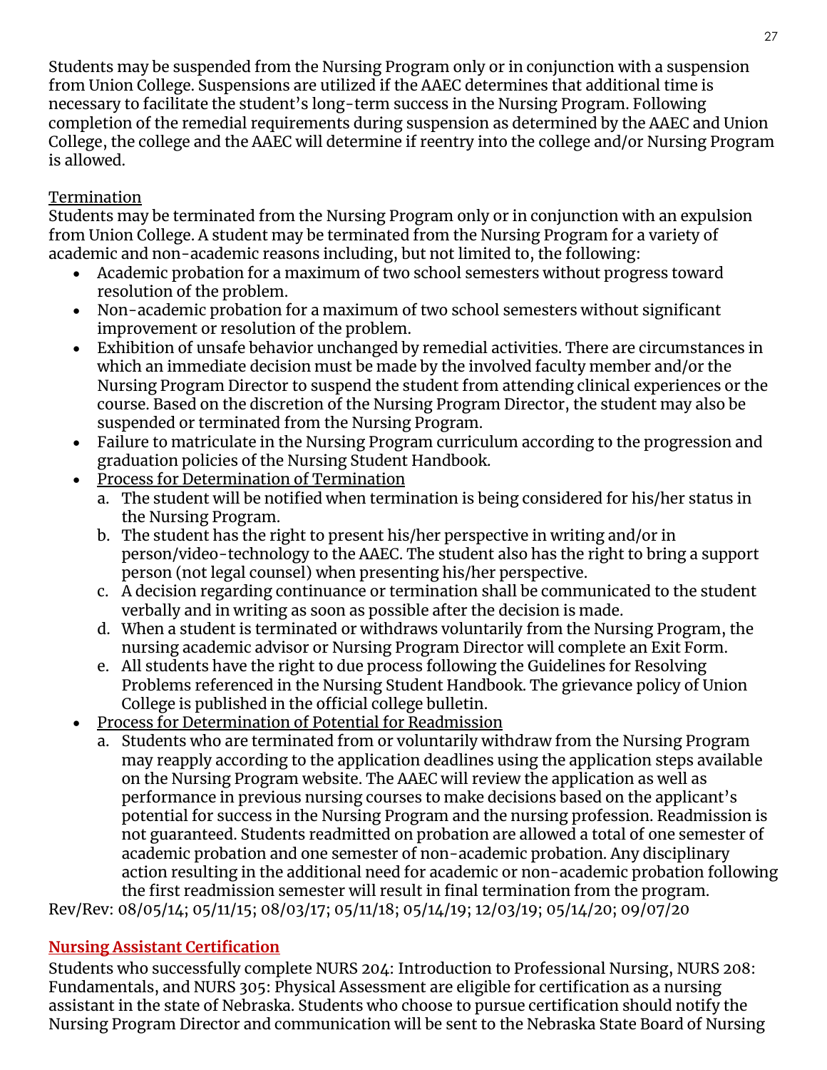Students may be suspended from the Nursing Program only or in conjunction with a suspension from Union College. Suspensions are utilized if the AAEC determines that additional time is necessary to facilitate the student's long-term success in the Nursing Program. Following completion of the remedial requirements during suspension as determined by the AAEC and Union College, the college and the AAEC will determine if reentry into the college and/or Nursing Program is allowed.

Termination

Students may be terminated from the Nursing Program only or in conjunction with an expulsion from Union College. A student may be terminated from the Nursing Program for a variety of academic and non-academic reasons including, but not limited to, the following:

- Academic probation for a maximum of two school semesters without progress toward resolution of the problem.
- Non-academic probation for a maximum of two school semesters without significant improvement or resolution of the problem.
- Exhibition of unsafe behavior unchanged by remedial activities. There are circumstances in which an immediate decision must be made by the involved faculty member and/or the Nursing Program Director to suspend the student from attending clinical experiences or the course. Based on the discretion of the Nursing Program Director, the student may also be suspended or terminated from the Nursing Program.
- Failure to matriculate in the Nursing Program curriculum according to the progression and graduation policies of the Nursing Student Handbook.
- Process for Determination of Termination
  a. The student will be notified when termination is being considered for his/her status in the Nursing Program.
  b. The student has the right to present his/her perspective in writing and/or in person/video-technology to the AAEC. The student also has the right to bring a support person (not legal counsel) when presenting his/her perspective.
  c. A decision regarding continuance or termination shall be communicated to the student verbally and in writing as soon as possible after the decision is made.
  d. When a student is terminated or withdraws voluntarily from the Nursing Program, the nursing academic advisor or Nursing Program Director will complete an Exit Form.
  e. All students have the right to due process following the Guidelines for Resolving Problems referenced in the Nursing Student Handbook. The grievance policy of Union College is published in the official college bulletin.
- Process for Determination of Potential for Readmission
  a. Students who are terminated from or voluntarily withdraw from the Nursing Program may reapply according to the application deadlines using the application steps available on the Nursing Program website. The AAEC will review the application as well as performance in previous nursing courses to make decisions based on the applicant's potential for success in the Nursing Program and the nursing profession. Readmission is not guaranteed. Students readmitted on probation are allowed a total of one semester of academic probation and one semester of non-academic probation. Any disciplinary action resulting in the additional need for academic or non-academic probation following the first readmission semester will result in final termination from the program.

Rev/Rev: 08/05/14; 05/11/15; 08/03/17; 05/11/18; 05/14/19; 12/03/19; 05/14/20; 09/07/20

## Nursing Assistant Certification

Students who successfully complete NURS 204: Introduction to Professional Nursing, NURS 208: Fundamentals, and NURS 305: Physical Assessment are eligible for certification as a nursing assistant in the state of Nebraska. Students who choose to pursue certification should notify the Nursing Program Director and communication will be sent to the Nebraska State Board of Nursing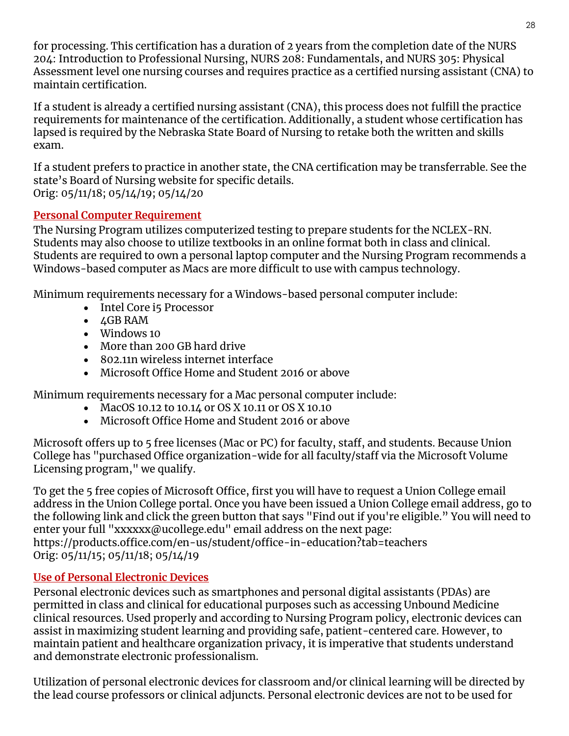for processing. This certification has a duration of 2 years from the completion date of the NURS 204: Introduction to Professional Nursing, NURS 208: Fundamentals, and NURS 305: Physical Assessment level one nursing courses and requires practice as a certified nursing assistant (CNA) to maintain certification.

If a student is already a certified nursing assistant (CNA), this process does not fulfill the practice requirements for maintenance of the certification. Additionally, a student whose certification has lapsed is required by the Nebraska State Board of Nursing to retake both the written and skills exam.

If a student prefers to practice in another state, the CNA certification may be transferrable. See the state's Board of Nursing website for specific details.
Orig: 05/11/18; 05/14/19; 05/14/20

## Personal Computer Requirement

The Nursing Program utilizes computerized testing to prepare students for the NCLEX-RN. Students may also choose to utilize textbooks in an online format both in class and clinical. Students are required to own a personal laptop computer and the Nursing Program recommends a Windows-based computer as Macs are more difficult to use with campus technology.

Minimum requirements necessary for a Windows-based personal computer include:

- Intel Core i5 Processor
- 4GB RAM
- Windows 10
- More than 200 GB hard drive
- 802.11n wireless internet interface
- Microsoft Office Home and Student 2016 or above

Minimum requirements necessary for a Mac personal computer include:

- MacOS 10.12 to 10.14 or OS X 10.11 or OS X 10.10
- Microsoft Office Home and Student 2016 or above

Microsoft offers up to 5 free licenses (Mac or PC) for faculty, staff, and students. Because Union College has "purchased Office organization-wide for all faculty/staff via the Microsoft Volume Licensing program," we qualify.

To get the 5 free copies of Microsoft Office, first you will have to request a Union College email address in the Union College portal. Once you have been issued a Union College email address, go to the following link and click the green button that says "Find out if you're eligible." You will need to enter your full "xxxxxx@ucollege.edu" email address on the next page:
https://products.office.com/en-us/student/office-in-education?tab=teachers
Orig: 05/11/15; 05/11/18; 05/14/19

## Use of Personal Electronic Devices

Personal electronic devices such as smartphones and personal digital assistants (PDAs) are permitted in class and clinical for educational purposes such as accessing Unbound Medicine clinical resources. Used properly and according to Nursing Program policy, electronic devices can assist in maximizing student learning and providing safe, patient-centered care. However, to maintain patient and healthcare organization privacy, it is imperative that students understand and demonstrate electronic professionalism.

Utilization of personal electronic devices for classroom and/or clinical learning will be directed by the lead course professors or clinical adjuncts. Personal electronic devices are not to be used for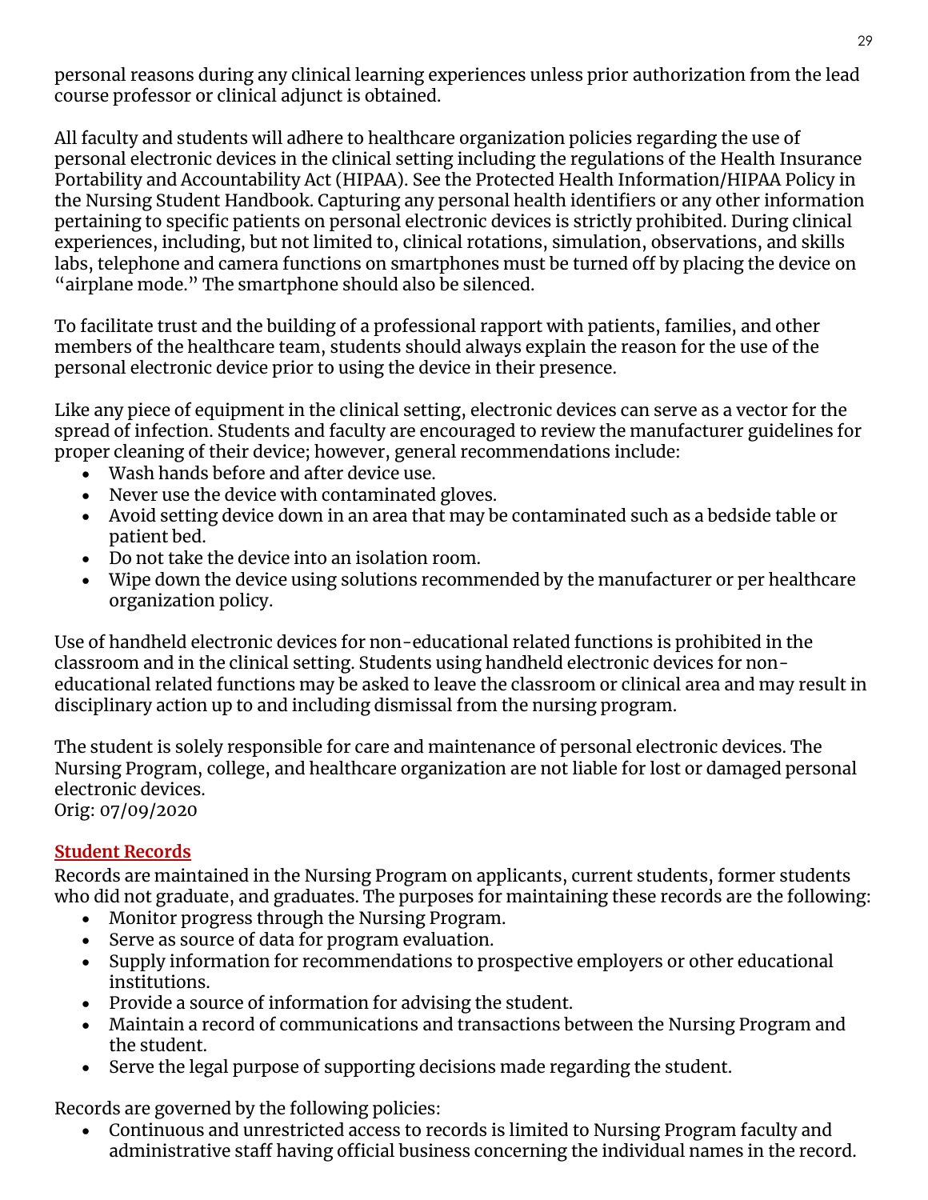personal reasons during any clinical learning experiences unless prior authorization from the lead course professor or clinical adjunct is obtained.

All faculty and students will adhere to healthcare organization policies regarding the use of personal electronic devices in the clinical setting including the regulations of the Health Insurance Portability and Accountability Act (HIPAA). See the Protected Health Information/HIPAA Policy in the Nursing Student Handbook. Capturing any personal health identifiers or any other information pertaining to specific patients on personal electronic devices is strictly prohibited. During clinical experiences, including, but not limited to, clinical rotations, simulation, observations, and skills labs, telephone and camera functions on smartphones must be turned off by placing the device on "airplane mode." The smartphone should also be silenced.

To facilitate trust and the building of a professional rapport with patients, families, and other members of the healthcare team, students should always explain the reason for the use of the personal electronic device prior to using the device in their presence.

Like any piece of equipment in the clinical setting, electronic devices can serve as a vector for the spread of infection. Students and faculty are encouraged to review the manufacturer guidelines for proper cleaning of their device; however, general recommendations include:

- Wash hands before and after device use.
- Never use the device with contaminated gloves.
- Avoid setting device down in an area that may be contaminated such as a bedside table or patient bed.
- Do not take the device into an isolation room.
- Wipe down the device using solutions recommended by the manufacturer or per healthcare organization policy.

Use of handheld electronic devices for non-educational related functions is prohibited in the classroom and in the clinical setting. Students using handheld electronic devices for non-educational related functions may be asked to leave the classroom or clinical area and may result in disciplinary action up to and including dismissal from the nursing program.

The student is solely responsible for care and maintenance of personal electronic devices. The Nursing Program, college, and healthcare organization are not liable for lost or damaged personal electronic devices.
Orig: 07/09/2020

## Student Records

Records are maintained in the Nursing Program on applicants, current students, former students who did not graduate, and graduates. The purposes for maintaining these records are the following:

- Monitor progress through the Nursing Program.
- Serve as source of data for program evaluation.
- Supply information for recommendations to prospective employers or other educational institutions.
- Provide a source of information for advising the student.
- Maintain a record of communications and transactions between the Nursing Program and the student.
- Serve the legal purpose of supporting decisions made regarding the student.

Records are governed by the following policies:

- Continuous and unrestricted access to records is limited to Nursing Program faculty and administrative staff having official business concerning the individual names in the record.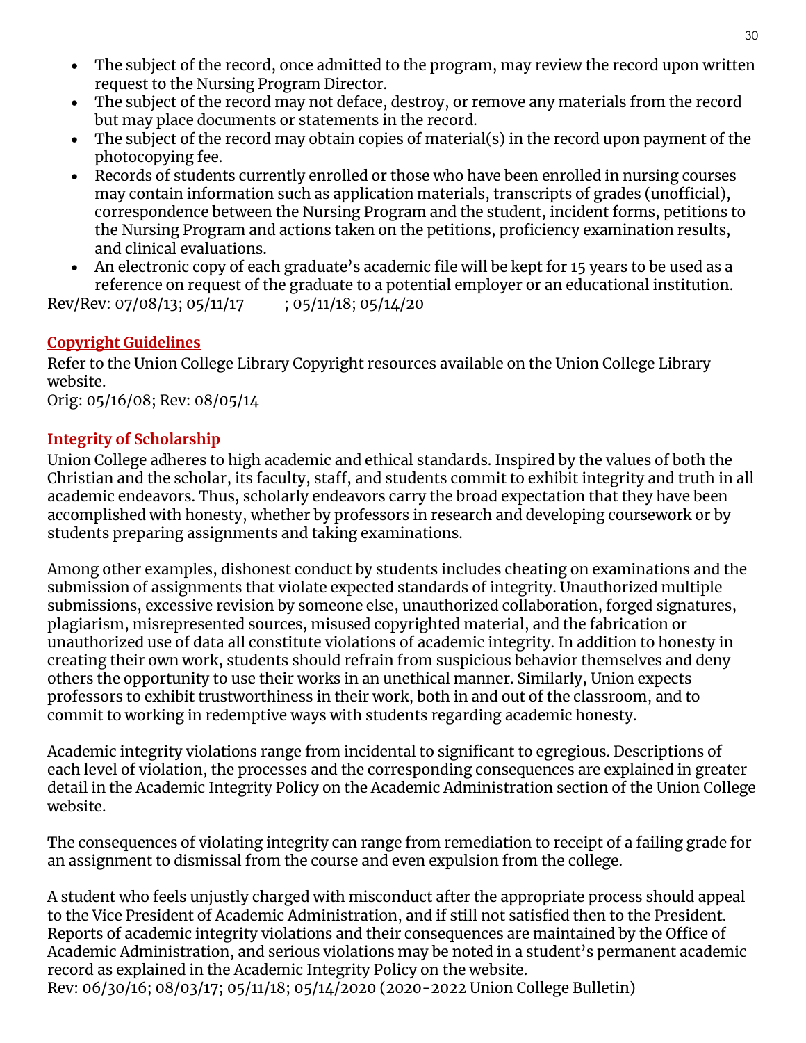- The subject of the record, once admitted to the program, may review the record upon written request to the Nursing Program Director.
- The subject of the record may not deface, destroy, or remove any materials from the record but may place documents or statements in the record.
- The subject of the record may obtain copies of material(s) in the record upon payment of the photocopying fee.
- Records of students currently enrolled or those who have been enrolled in nursing courses may contain information such as application materials, transcripts of grades (unofficial), correspondence between the Nursing Program and the student, incident forms, petitions to the Nursing Program and actions taken on the petitions, proficiency examination results, and clinical evaluations.
- An electronic copy of each graduate's academic file will be kept for 15 years to be used as a reference on request of the graduate to a potential employer or an educational institution.

Rev/Rev: 07/08/13; 05/11/17 ; 05/11/18; 05/14/20

## Copyright Guidelines

Refer to the Union College Library Copyright resources available on the Union College Library website.
Orig: 05/16/08; Rev: 08/05/14

## Integrity of Scholarship

Union College adheres to high academic and ethical standards. Inspired by the values of both the Christian and the scholar, its faculty, staff, and students commit to exhibit integrity and truth in all academic endeavors. Thus, scholarly endeavors carry the broad expectation that they have been accomplished with honesty, whether by professors in research and developing coursework or by students preparing assignments and taking examinations.

Among other examples, dishonest conduct by students includes cheating on examinations and the submission of assignments that violate expected standards of integrity. Unauthorized multiple submissions, excessive revision by someone else, unauthorized collaboration, forged signatures, plagiarism, misrepresented sources, misused copyrighted material, and the fabrication or unauthorized use of data all constitute violations of academic integrity. In addition to honesty in creating their own work, students should refrain from suspicious behavior themselves and deny others the opportunity to use their works in an unethical manner. Similarly, Union expects professors to exhibit trustworthiness in their work, both in and out of the classroom, and to commit to working in redemptive ways with students regarding academic honesty.

Academic integrity violations range from incidental to significant to egregious. Descriptions of each level of violation, the processes and the corresponding consequences are explained in greater detail in the Academic Integrity Policy on the Academic Administration section of the Union College website.

The consequences of violating integrity can range from remediation to receipt of a failing grade for an assignment to dismissal from the course and even expulsion from the college.

A student who feels unjustly charged with misconduct after the appropriate process should appeal to the Vice President of Academic Administration, and if still not satisfied then to the President. Reports of academic integrity violations and their consequences are maintained by the Office of Academic Administration, and serious violations may be noted in a student's permanent academic record as explained in the Academic Integrity Policy on the website.
Rev: 06/30/16; 08/03/17; 05/11/18; 05/14/2020 (2020-2022 Union College Bulletin)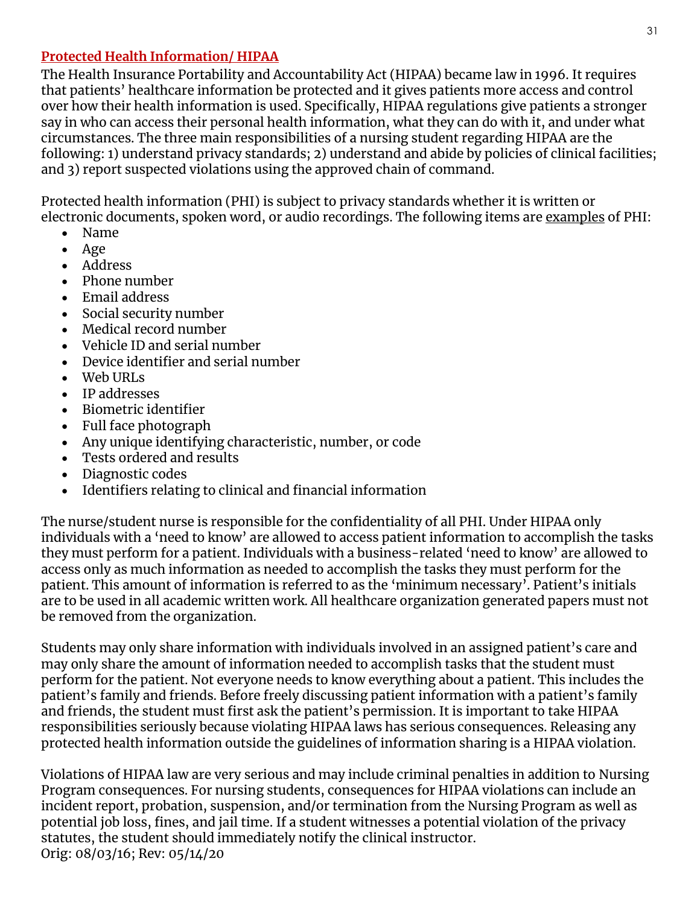## Protected Health Information/ HIPAA

The Health Insurance Portability and Accountability Act (HIPAA) became law in 1996. It requires that patients' healthcare information be protected and it gives patients more access and control over how their health information is used. Specifically, HIPAA regulations give patients a stronger say in who can access their personal health information, what they can do with it, and under what circumstances. The three main responsibilities of a nursing student regarding HIPAA are the following: 1) understand privacy standards; 2) understand and abide by policies of clinical facilities; and 3) report suspected violations using the approved chain of command.

Protected health information (PHI) is subject to privacy standards whether it is written or electronic documents, spoken word, or audio recordings. The following items are <u>examples</u> of PHI:

- Name
- Age
- Address
- Phone number
- Email address
- Social security number
- Medical record number
- Vehicle ID and serial number
- Device identifier and serial number
- Web URLs
- IP addresses
- Biometric identifier
- Full face photograph
- Any unique identifying characteristic, number, or code
- Tests ordered and results
- Diagnostic codes
- Identifiers relating to clinical and financial information

The nurse/student nurse is responsible for the confidentiality of all PHI. Under HIPAA only individuals with a 'need to know' are allowed to access patient information to accomplish the tasks they must perform for a patient. Individuals with a business-related 'need to know' are allowed to access only as much information as needed to accomplish the tasks they must perform for the patient. This amount of information is referred to as the 'minimum necessary'. Patient's initials are to be used in all academic written work. All healthcare organization generated papers must not be removed from the organization.

Students may only share information with individuals involved in an assigned patient's care and may only share the amount of information needed to accomplish tasks that the student must perform for the patient. Not everyone needs to know everything about a patient. This includes the patient's family and friends. Before freely discussing patient information with a patient's family and friends, the student must first ask the patient's permission. It is important to take HIPAA responsibilities seriously because violating HIPAA laws has serious consequences. Releasing any protected health information outside the guidelines of information sharing is a HIPAA violation.

Violations of HIPAA law are very serious and may include criminal penalties in addition to Nursing Program consequences. For nursing students, consequences for HIPAA violations can include an incident report, probation, suspension, and/or termination from the Nursing Program as well as potential job loss, fines, and jail time. If a student witnesses a potential violation of the privacy statutes, the student should immediately notify the clinical instructor.
Orig: 08/03/16; Rev: 05/14/20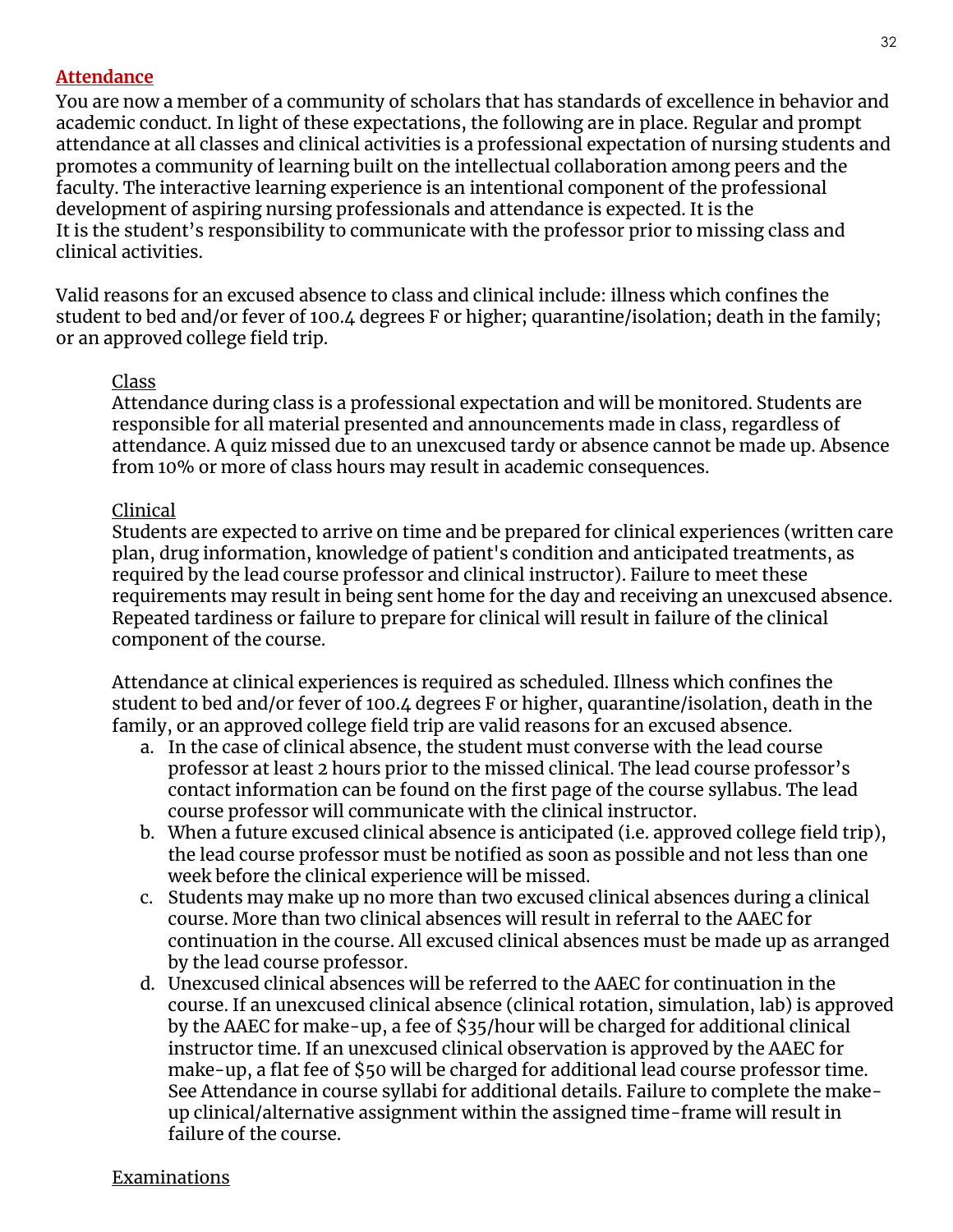## Attendance

You are now a member of a community of scholars that has standards of excellence in behavior and academic conduct. In light of these expectations, the following are in place. Regular and prompt attendance at all classes and clinical activities is a professional expectation of nursing students and promotes a community of learning built on the intellectual collaboration among peers and the faculty. The interactive learning experience is an intentional component of the professional development of aspiring nursing professionals and attendance is expected. It is the
It is the student's responsibility to communicate with the professor prior to missing class and clinical activities.

Valid reasons for an excused absence to class and clinical include: illness which confines the student to bed and/or fever of 100.4 degrees F or higher; quarantine/isolation; death in the family; or an approved college field trip.

### Class

Attendance during class is a professional expectation and will be monitored. Students are responsible for all material presented and announcements made in class, regardless of attendance. A quiz missed due to an unexcused tardy or absence cannot be made up. Absence from 10% or more of class hours may result in academic consequences.

### Clinical

Students are expected to arrive on time and be prepared for clinical experiences (written care plan, drug information, knowledge of patient's condition and anticipated treatments, as required by the lead course professor and clinical instructor). Failure to meet these requirements may result in being sent home for the day and receiving an unexcused absence. Repeated tardiness or failure to prepare for clinical will result in failure of the clinical component of the course.

Attendance at clinical experiences is required as scheduled. Illness which confines the student to bed and/or fever of 100.4 degrees F or higher, quarantine/isolation, death in the family, or an approved college field trip are valid reasons for an excused absence.

a. In the case of clinical absence, the student must converse with the lead course professor at least 2 hours prior to the missed clinical. The lead course professor's contact information can be found on the first page of the course syllabus. The lead course professor will communicate with the clinical instructor.
b. When a future excused clinical absence is anticipated (i.e. approved college field trip), the lead course professor must be notified as soon as possible and not less than one week before the clinical experience will be missed.
c. Students may make up no more than two excused clinical absences during a clinical course. More than two clinical absences will result in referral to the AAEC for continuation in the course. All excused clinical absences must be made up as arranged by the lead course professor.
d. Unexcused clinical absences will be referred to the AAEC for continuation in the course. If an unexcused clinical absence (clinical rotation, simulation, lab) is approved by the AAEC for make-up, a fee of $35/hour will be charged for additional clinical instructor time. If an unexcused clinical observation is approved by the AAEC for make-up, a flat fee of $50 will be charged for additional lead course professor time. See Attendance in course syllabi for additional details. Failure to complete the make-up clinical/alternative assignment within the assigned time-frame will result in failure of the course.

### Examinations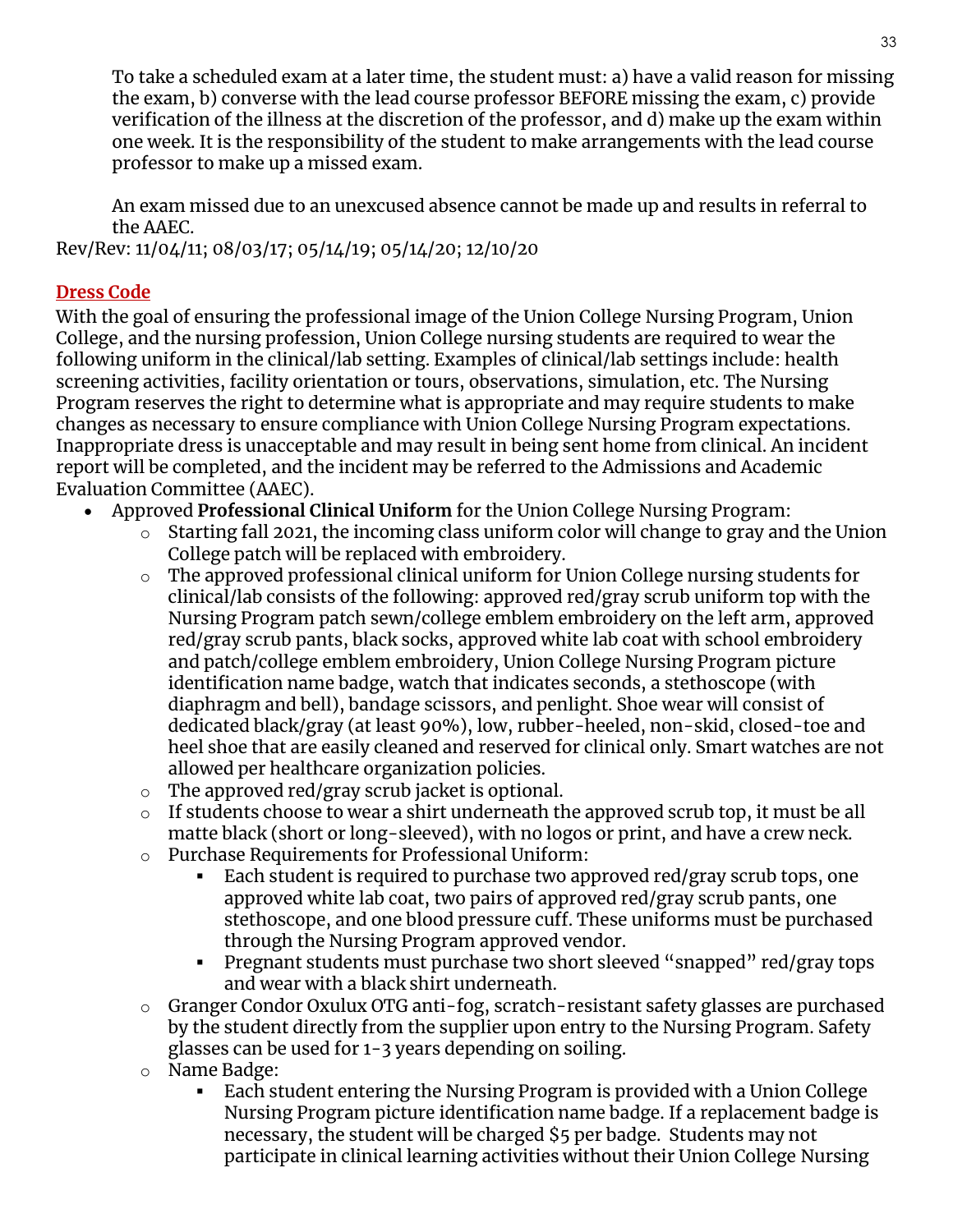To take a scheduled exam at a later time, the student must: a) have a valid reason for missing the exam, b) converse with the lead course professor BEFORE missing the exam, c) provide verification of the illness at the discretion of the professor, and d) make up the exam within one week. It is the responsibility of the student to make arrangements with the lead course professor to make up a missed exam.

An exam missed due to an unexcused absence cannot be made up and results in referral to the AAEC.

Rev/Rev: 11/04/11; 08/03/17; 05/14/19; 05/14/20; 12/10/20

## Dress Code

With the goal of ensuring the professional image of the Union College Nursing Program, Union College, and the nursing profession, Union College nursing students are required to wear the following uniform in the clinical/lab setting. Examples of clinical/lab settings include: health screening activities, facility orientation or tours, observations, simulation, etc. The Nursing Program reserves the right to determine what is appropriate and may require students to make changes as necessary to ensure compliance with Union College Nursing Program expectations. Inappropriate dress is unacceptable and may result in being sent home from clinical. An incident report will be completed, and the incident may be referred to the Admissions and Academic Evaluation Committee (AAEC).

- Approved **Professional Clinical Uniform** for the Union College Nursing Program:
  - Starting fall 2021, the incoming class uniform color will change to gray and the Union College patch will be replaced with embroidery.
  - The approved professional clinical uniform for Union College nursing students for clinical/lab consists of the following: approved red/gray scrub uniform top with the Nursing Program patch sewn/college emblem embroidery on the left arm, approved red/gray scrub pants, black socks, approved white lab coat with school embroidery and patch/college emblem embroidery, Union College Nursing Program picture identification name badge, watch that indicates seconds, a stethoscope (with diaphragm and bell), bandage scissors, and penlight. Shoe wear will consist of dedicated black/gray (at least 90%), low, rubber-heeled, non-skid, closed-toe and heel shoe that are easily cleaned and reserved for clinical only. Smart watches are not allowed per healthcare organization policies.
  - The approved red/gray scrub jacket is optional.
  - If students choose to wear a shirt underneath the approved scrub top, it must be all matte black (short or long-sleeved), with no logos or print, and have a crew neck.
  - Purchase Requirements for Professional Uniform:
    - Each student is required to purchase two approved red/gray scrub tops, one approved white lab coat, two pairs of approved red/gray scrub pants, one stethoscope, and one blood pressure cuff. These uniforms must be purchased through the Nursing Program approved vendor.
    - Pregnant students must purchase two short sleeved "snapped" red/gray tops and wear with a black shirt underneath.
  - Granger Condor Oxulux OTG anti-fog, scratch-resistant safety glasses are purchased by the student directly from the supplier upon entry to the Nursing Program. Safety glasses can be used for 1-3 years depending on soiling.
  - Name Badge:
    - Each student entering the Nursing Program is provided with a Union College Nursing Program picture identification name badge. If a replacement badge is necessary, the student will be charged $5 per badge. Students may not participate in clinical learning activities without their Union College Nursing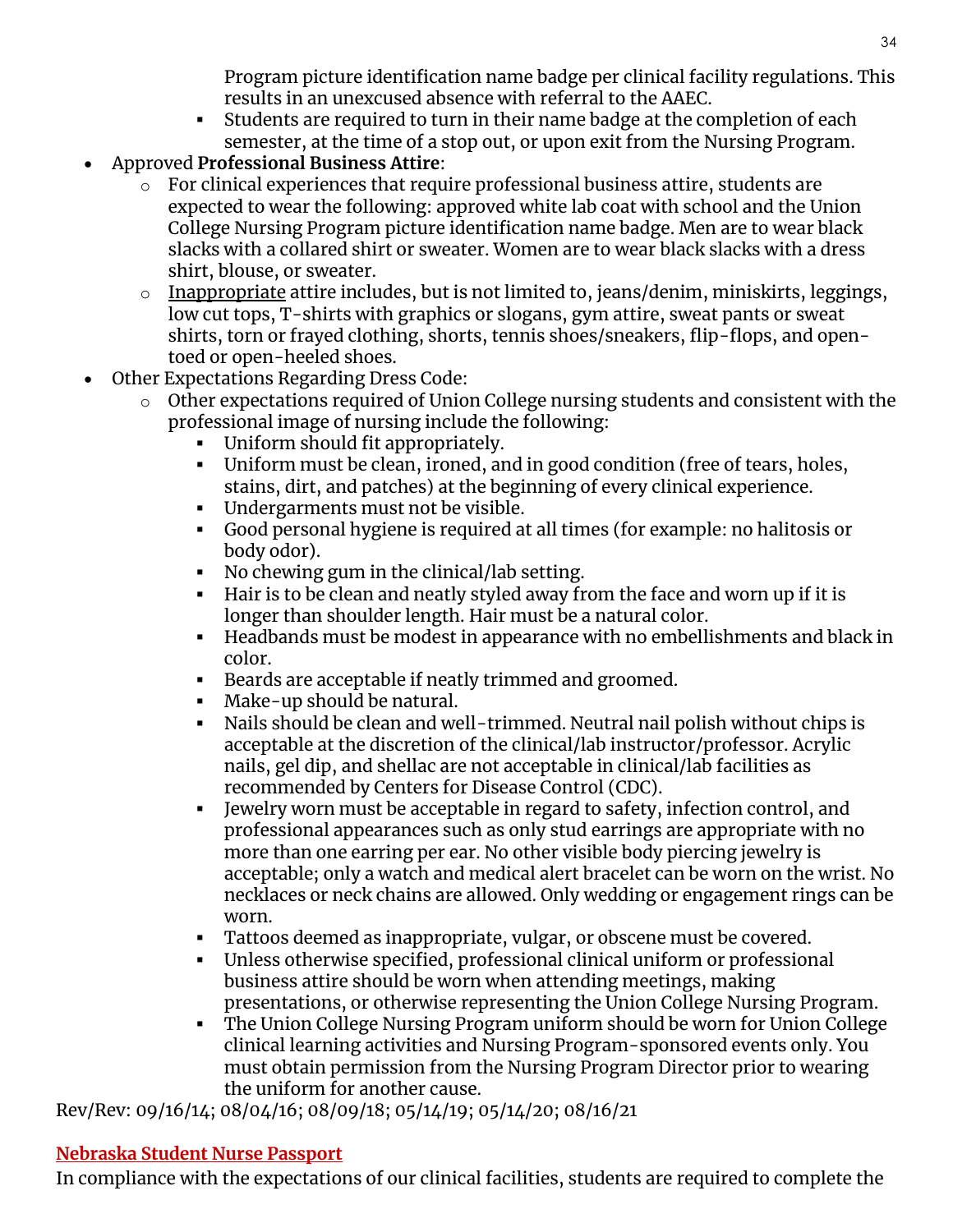- Program picture identification name badge per clinical facility regulations. This results in an unexcused absence with referral to the AAEC.
    - Students are required to turn in their name badge at the completion of each semester, at the time of a stop out, or upon exit from the Nursing Program.
- Approved **Professional Business Attire**:
  - For clinical experiences that require professional business attire, students are expected to wear the following: approved white lab coat with school and the Union College Nursing Program picture identification name badge. Men are to wear black slacks with a collared shirt or sweater. Women are to wear black slacks with a dress shirt, blouse, or sweater.
  - <u>Inappropriate</u> attire includes, but is not limited to, jeans/denim, miniskirts, leggings, low cut tops, T-shirts with graphics or slogans, gym attire, sweat pants or sweat shirts, torn or frayed clothing, shorts, tennis shoes/sneakers, flip-flops, and open-toed or open-heeled shoes.
- Other Expectations Regarding Dress Code:
  - Other expectations required of Union College nursing students and consistent with the professional image of nursing include the following:
    - Uniform should fit appropriately.
    - Uniform must be clean, ironed, and in good condition (free of tears, holes, stains, dirt, and patches) at the beginning of every clinical experience.
    - Undergarments must not be visible.
    - Good personal hygiene is required at all times (for example: no halitosis or body odor).
    - No chewing gum in the clinical/lab setting.
    - Hair is to be clean and neatly styled away from the face and worn up if it is longer than shoulder length. Hair must be a natural color.
    - Headbands must be modest in appearance with no embellishments and black in color.
    - Beards are acceptable if neatly trimmed and groomed.
    - Make-up should be natural.
    - Nails should be clean and well-trimmed. Neutral nail polish without chips is acceptable at the discretion of the clinical/lab instructor/professor. Acrylic nails, gel dip, and shellac are not acceptable in clinical/lab facilities as recommended by Centers for Disease Control (CDC).
    - Jewelry worn must be acceptable in regard to safety, infection control, and professional appearances such as only stud earrings are appropriate with no more than one earring per ear. No other visible body piercing jewelry is acceptable; only a watch and medical alert bracelet can be worn on the wrist. No necklaces or neck chains are allowed. Only wedding or engagement rings can be worn.
    - Tattoos deemed as inappropriate, vulgar, or obscene must be covered.
    - Unless otherwise specified, professional clinical uniform or professional business attire should be worn when attending meetings, making presentations, or otherwise representing the Union College Nursing Program.
    - The Union College Nursing Program uniform should be worn for Union College clinical learning activities and Nursing Program-sponsored events only. You must obtain permission from the Nursing Program Director prior to wearing the uniform for another cause.

Rev/Rev: 09/16/14; 08/04/16; 08/09/18; 05/14/19; 05/14/20; 08/16/21

## Nebraska Student Nurse Passport

In compliance with the expectations of our clinical facilities, students are required to complete the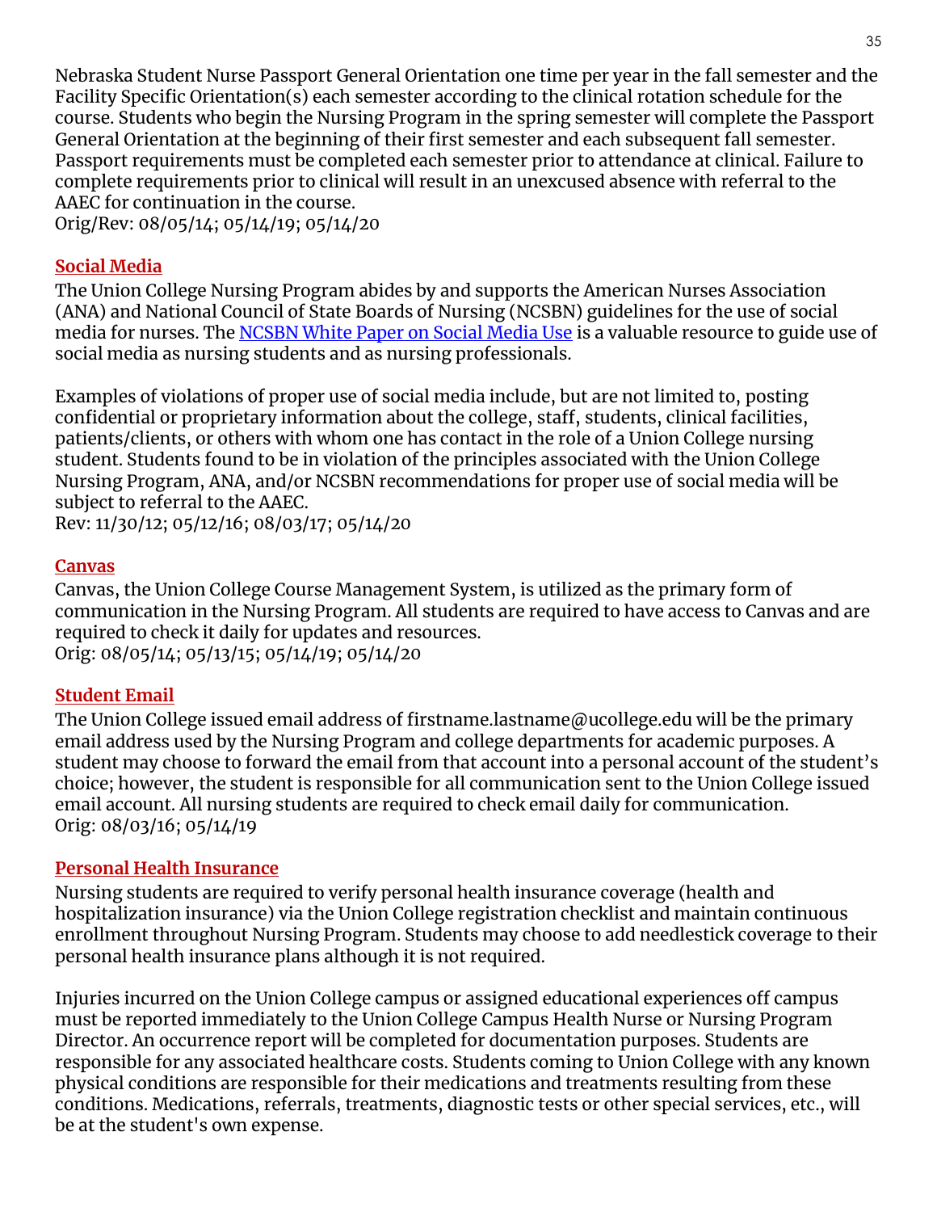Nebraska Student Nurse Passport General Orientation one time per year in the fall semester and the Facility Specific Orientation(s) each semester according to the clinical rotation schedule for the course. Students who begin the Nursing Program in the spring semester will complete the Passport General Orientation at the beginning of their first semester and each subsequent fall semester. Passport requirements must be completed each semester prior to attendance at clinical. Failure to complete requirements prior to clinical will result in an unexcused absence with referral to the AAEC for continuation in the course.
Orig/Rev: 08/05/14; 05/14/19; 05/14/20

## Social Media

The Union College Nursing Program abides by and supports the American Nurses Association (ANA) and National Council of State Boards of Nursing (NCSBN) guidelines for the use of social media for nurses. The NCSBN White Paper on Social Media Use is a valuable resource to guide use of social media as nursing students and as nursing professionals.

Examples of violations of proper use of social media include, but are not limited to, posting confidential or proprietary information about the college, staff, students, clinical facilities, patients/clients, or others with whom one has contact in the role of a Union College nursing student. Students found to be in violation of the principles associated with the Union College Nursing Program, ANA, and/or NCSBN recommendations for proper use of social media will be subject to referral to the AAEC.
Rev: 11/30/12; 05/12/16; 08/03/17; 05/14/20

## Canvas

Canvas, the Union College Course Management System, is utilized as the primary form of communication in the Nursing Program. All students are required to have access to Canvas and are required to check it daily for updates and resources.
Orig: 08/05/14; 05/13/15; 05/14/19; 05/14/20

## Student Email

The Union College issued email address of firstname.lastname@ucollege.edu will be the primary email address used by the Nursing Program and college departments for academic purposes. A student may choose to forward the email from that account into a personal account of the student's choice; however, the student is responsible for all communication sent to the Union College issued email account. All nursing students are required to check email daily for communication.
Orig: 08/03/16; 05/14/19

## Personal Health Insurance

Nursing students are required to verify personal health insurance coverage (health and hospitalization insurance) via the Union College registration checklist and maintain continuous enrollment throughout Nursing Program. Students may choose to add needlestick coverage to their personal health insurance plans although it is not required.

Injuries incurred on the Union College campus or assigned educational experiences off campus must be reported immediately to the Union College Campus Health Nurse or Nursing Program Director. An occurrence report will be completed for documentation purposes. Students are responsible for any associated healthcare costs. Students coming to Union College with any known physical conditions are responsible for their medications and treatments resulting from these conditions. Medications, referrals, treatments, diagnostic tests or other special services, etc., will be at the student's own expense.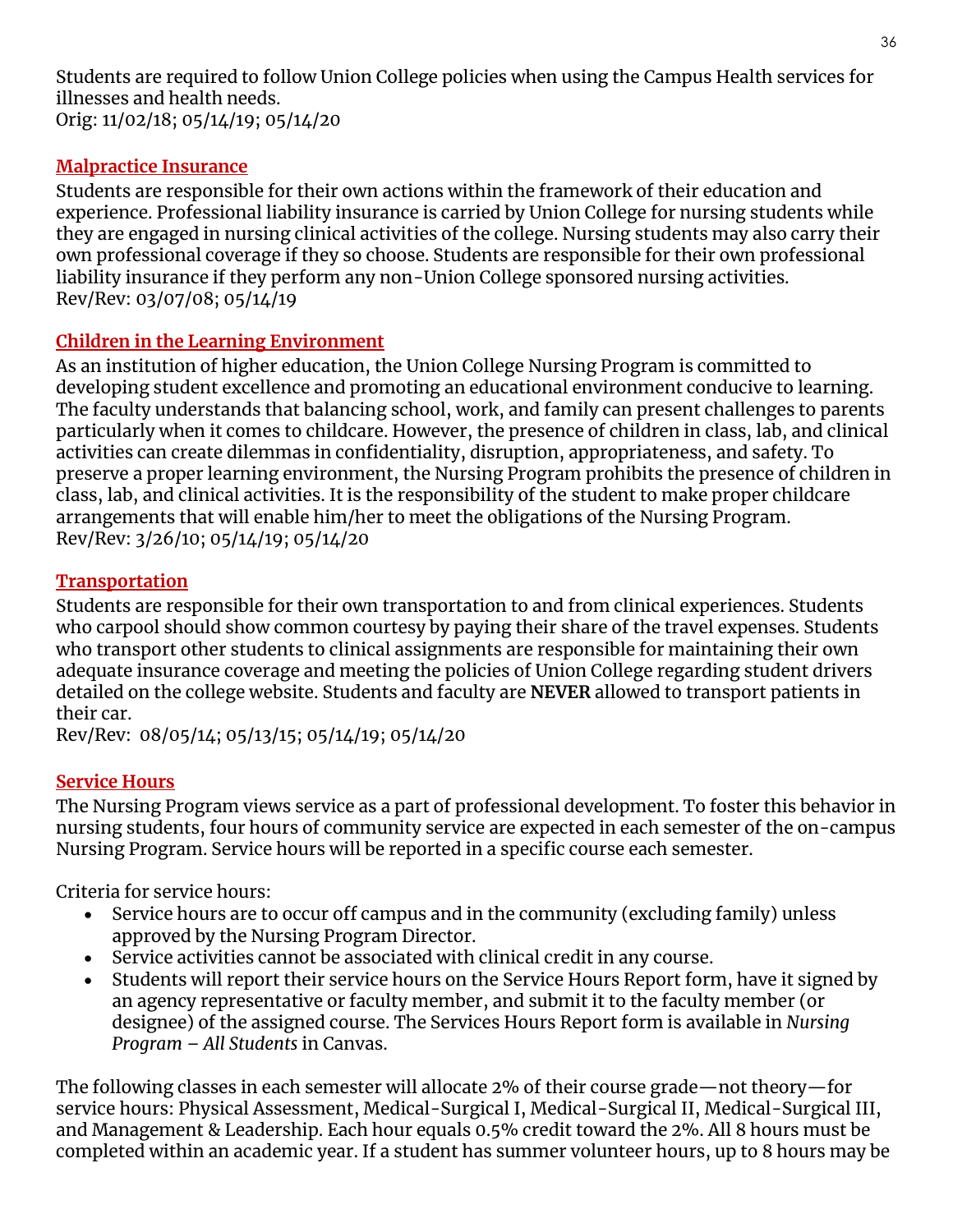Students are required to follow Union College policies when using the Campus Health services for illnesses and health needs.
Orig: 11/02/18; 05/14/19; 05/14/20

## Malpractice Insurance

Students are responsible for their own actions within the framework of their education and experience. Professional liability insurance is carried by Union College for nursing students while they are engaged in nursing clinical activities of the college. Nursing students may also carry their own professional coverage if they so choose. Students are responsible for their own professional liability insurance if they perform any non-Union College sponsored nursing activities.
Rev/Rev: 03/07/08; 05/14/19

## Children in the Learning Environment

As an institution of higher education, the Union College Nursing Program is committed to developing student excellence and promoting an educational environment conducive to learning. The faculty understands that balancing school, work, and family can present challenges to parents particularly when it comes to childcare. However, the presence of children in class, lab, and clinical activities can create dilemmas in confidentiality, disruption, appropriateness, and safety. To preserve a proper learning environment, the Nursing Program prohibits the presence of children in class, lab, and clinical activities. It is the responsibility of the student to make proper childcare arrangements that will enable him/her to meet the obligations of the Nursing Program.
Rev/Rev: 3/26/10; 05/14/19; 05/14/20

## Transportation

Students are responsible for their own transportation to and from clinical experiences. Students who carpool should show common courtesy by paying their share of the travel expenses. Students who transport other students to clinical assignments are responsible for maintaining their own adequate insurance coverage and meeting the policies of Union College regarding student drivers detailed on the college website. Students and faculty are **NEVER** allowed to transport patients in their car.
Rev/Rev: 08/05/14; 05/13/15; 05/14/19; 05/14/20

## Service Hours

The Nursing Program views service as a part of professional development. To foster this behavior in nursing students, four hours of community service are expected in each semester of the on-campus Nursing Program. Service hours will be reported in a specific course each semester.

Criteria for service hours:

- Service hours are to occur off campus and in the community (excluding family) unless approved by the Nursing Program Director.
- Service activities cannot be associated with clinical credit in any course.
- Students will report their service hours on the Service Hours Report form, have it signed by an agency representative or faculty member, and submit it to the faculty member (or designee) of the assigned course. The Services Hours Report form is available in *Nursing Program – All Students* in Canvas.

The following classes in each semester will allocate 2% of their course grade—not theory—for service hours: Physical Assessment, Medical-Surgical I, Medical-Surgical II, Medical-Surgical III, and Management & Leadership. Each hour equals 0.5% credit toward the 2%. All 8 hours must be completed within an academic year. If a student has summer volunteer hours, up to 8 hours may be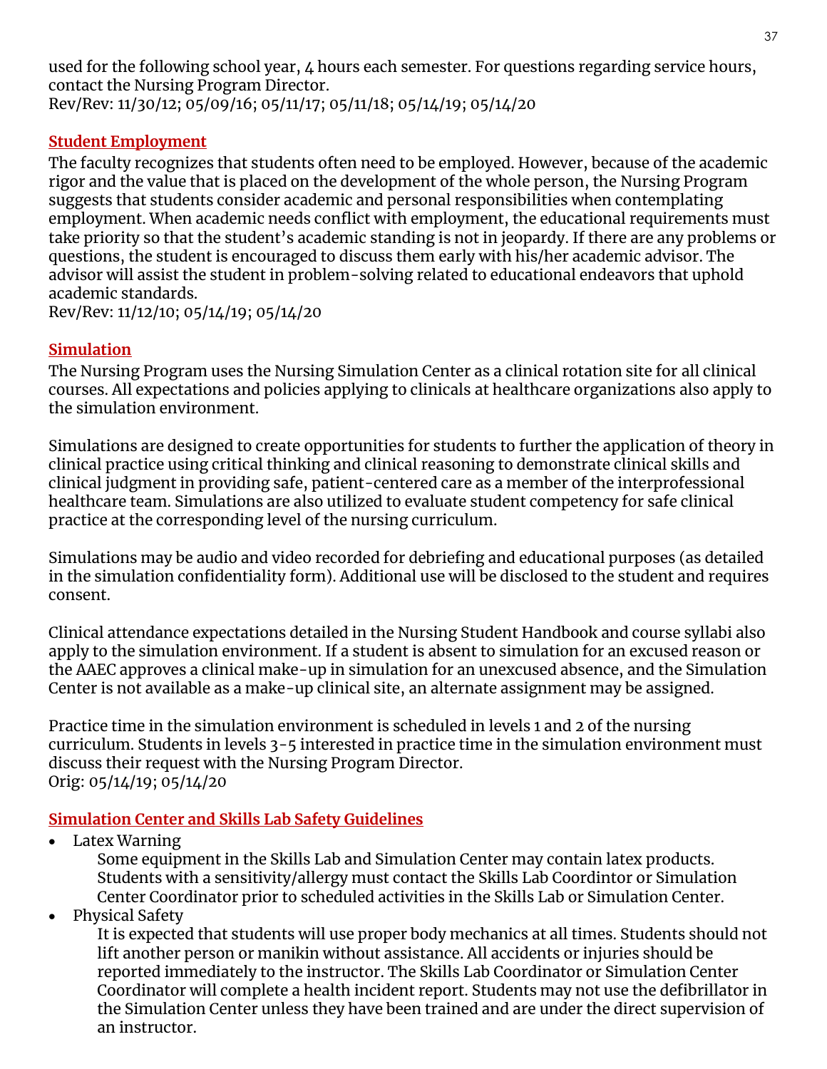used for the following school year, 4 hours each semester. For questions regarding service hours, contact the Nursing Program Director.
Rev/Rev: 11/30/12; 05/09/16; 05/11/17; 05/11/18; 05/14/19; 05/14/20

## Student Employment

The faculty recognizes that students often need to be employed. However, because of the academic rigor and the value that is placed on the development of the whole person, the Nursing Program suggests that students consider academic and personal responsibilities when contemplating employment. When academic needs conflict with employment, the educational requirements must take priority so that the student's academic standing is not in jeopardy. If there are any problems or questions, the student is encouraged to discuss them early with his/her academic advisor. The advisor will assist the student in problem-solving related to educational endeavors that uphold academic standards.
Rev/Rev: 11/12/10; 05/14/19; 05/14/20

## Simulation

The Nursing Program uses the Nursing Simulation Center as a clinical rotation site for all clinical courses. All expectations and policies applying to clinicals at healthcare organizations also apply to the simulation environment.

Simulations are designed to create opportunities for students to further the application of theory in clinical practice using critical thinking and clinical reasoning to demonstrate clinical skills and clinical judgment in providing safe, patient-centered care as a member of the interprofessional healthcare team. Simulations are also utilized to evaluate student competency for safe clinical practice at the corresponding level of the nursing curriculum.

Simulations may be audio and video recorded for debriefing and educational purposes (as detailed in the simulation confidentiality form). Additional use will be disclosed to the student and requires consent.

Clinical attendance expectations detailed in the Nursing Student Handbook and course syllabi also apply to the simulation environment. If a student is absent to simulation for an excused reason or the AAEC approves a clinical make-up in simulation for an unexcused absence, and the Simulation Center is not available as a make-up clinical site, an alternate assignment may be assigned.

Practice time in the simulation environment is scheduled in levels 1 and 2 of the nursing curriculum. Students in levels 3-5 interested in practice time in the simulation environment must discuss their request with the Nursing Program Director.
Orig: 05/14/19; 05/14/20

## Simulation Center and Skills Lab Safety Guidelines

- Latex Warning
  Some equipment in the Skills Lab and Simulation Center may contain latex products. Students with a sensitivity/allergy must contact the Skills Lab Coordintor or Simulation Center Coordinator prior to scheduled activities in the Skills Lab or Simulation Center.
- Physical Safety
  It is expected that students will use proper body mechanics at all times. Students should not lift another person or manikin without assistance. All accidents or injuries should be reported immediately to the instructor. The Skills Lab Coordinator or Simulation Center Coordinator will complete a health incident report. Students may not use the defibrillator in the Simulation Center unless they have been trained and are under the direct supervision of an instructor.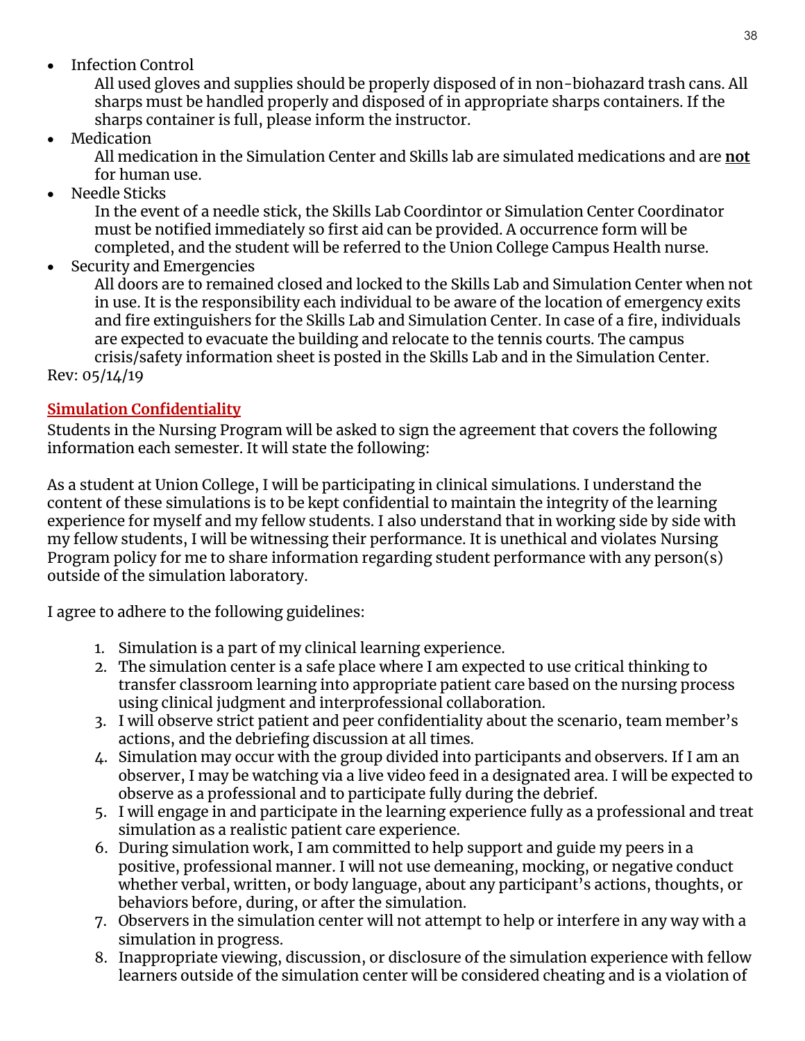- Infection Control

  All used gloves and supplies should be properly disposed of in non-biohazard trash cans. All sharps must be handled properly and disposed of in appropriate sharps containers. If the sharps container is full, please inform the instructor.
- Medication

  All medication in the Simulation Center and Skills lab are simulated medications and are **not** for human use.
- Needle Sticks

  In the event of a needle stick, the Skills Lab Coordintor or Simulation Center Coordinator must be notified immediately so first aid can be provided. A occurrence form will be completed, and the student will be referred to the Union College Campus Health nurse.
- Security and Emergencies

  All doors are to remained closed and locked to the Skills Lab and Simulation Center when not in use. It is the responsibility each individual to be aware of the location of emergency exits and fire extinguishers for the Skills Lab and Simulation Center. In case of a fire, individuals are expected to evacuate the building and relocate to the tennis courts. The campus crisis/safety information sheet is posted in the Skills Lab and in the Simulation Center.

Rev: 05/14/19

## Simulation Confidentiality

Students in the Nursing Program will be asked to sign the agreement that covers the following information each semester. It will state the following:

As a student at Union College, I will be participating in clinical simulations. I understand the content of these simulations is to be kept confidential to maintain the integrity of the learning experience for myself and my fellow students. I also understand that in working side by side with my fellow students, I will be witnessing their performance. It is unethical and violates Nursing Program policy for me to share information regarding student performance with any person(s) outside of the simulation laboratory.

I agree to adhere to the following guidelines:

1. Simulation is a part of my clinical learning experience.
2. The simulation center is a safe place where I am expected to use critical thinking to transfer classroom learning into appropriate patient care based on the nursing process using clinical judgment and interprofessional collaboration.
3. I will observe strict patient and peer confidentiality about the scenario, team member's actions, and the debriefing discussion at all times.
4. Simulation may occur with the group divided into participants and observers. If I am an observer, I may be watching via a live video feed in a designated area. I will be expected to observe as a professional and to participate fully during the debrief.
5. I will engage in and participate in the learning experience fully as a professional and treat simulation as a realistic patient care experience.
6. During simulation work, I am committed to help support and guide my peers in a positive, professional manner. I will not use demeaning, mocking, or negative conduct whether verbal, written, or body language, about any participant's actions, thoughts, or behaviors before, during, or after the simulation.
7. Observers in the simulation center will not attempt to help or interfere in any way with a simulation in progress.
8. Inappropriate viewing, discussion, or disclosure of the simulation experience with fellow learners outside of the simulation center will be considered cheating and is a violation of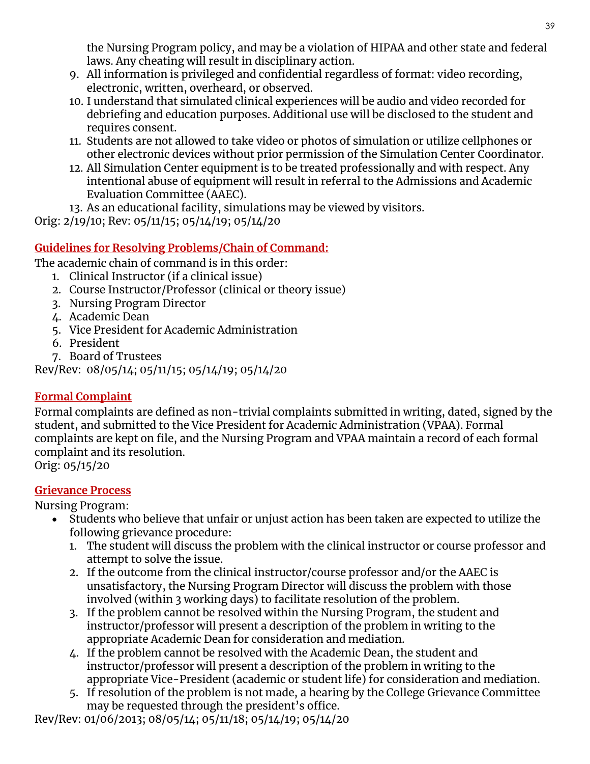the Nursing Program policy, and may be a violation of HIPAA and other state and federal laws. Any cheating will result in disciplinary action.

9. All information is privileged and confidential regardless of format: video recording, electronic, written, overheard, or observed.
10. I understand that simulated clinical experiences will be audio and video recorded for debriefing and education purposes. Additional use will be disclosed to the student and requires consent.
11. Students are not allowed to take video or photos of simulation or utilize cellphones or other electronic devices without prior permission of the Simulation Center Coordinator.
12. All Simulation Center equipment is to be treated professionally and with respect. Any intentional abuse of equipment will result in referral to the Admissions and Academic Evaluation Committee (AAEC).
13. As an educational facility, simulations may be viewed by visitors.

Orig: 2/19/10; Rev: 05/11/15; 05/14/19; 05/14/20

## Guidelines for Resolving Problems/Chain of Command:

The academic chain of command is in this order:

1. Clinical Instructor (if a clinical issue)
2. Course Instructor/Professor (clinical or theory issue)
3. Nursing Program Director
4. Academic Dean
5. Vice President for Academic Administration
6. President
7. Board of Trustees

Rev/Rev: 08/05/14; 05/11/15; 05/14/19; 05/14/20

## Formal Complaint

Formal complaints are defined as non-trivial complaints submitted in writing, dated, signed by the student, and submitted to the Vice President for Academic Administration (VPAA). Formal complaints are kept on file, and the Nursing Program and VPAA maintain a record of each formal complaint and its resolution.

Orig: 05/15/20

## Grievance Process

Nursing Program:

- Students who believe that unfair or unjust action has been taken are expected to utilize the following grievance procedure:
  1. The student will discuss the problem with the clinical instructor or course professor and attempt to solve the issue.
  2. If the outcome from the clinical instructor/course professor and/or the AAEC is unsatisfactory, the Nursing Program Director will discuss the problem with those involved (within 3 working days) to facilitate resolution of the problem.
  3. If the problem cannot be resolved within the Nursing Program, the student and instructor/professor will present a description of the problem in writing to the appropriate Academic Dean for consideration and mediation.
  4. If the problem cannot be resolved with the Academic Dean, the student and instructor/professor will present a description of the problem in writing to the appropriate Vice-President (academic or student life) for consideration and mediation.
  5. If resolution of the problem is not made, a hearing by the College Grievance Committee may be requested through the president's office.

Rev/Rev: 01/06/2013; 08/05/14; 05/11/18; 05/14/19; 05/14/20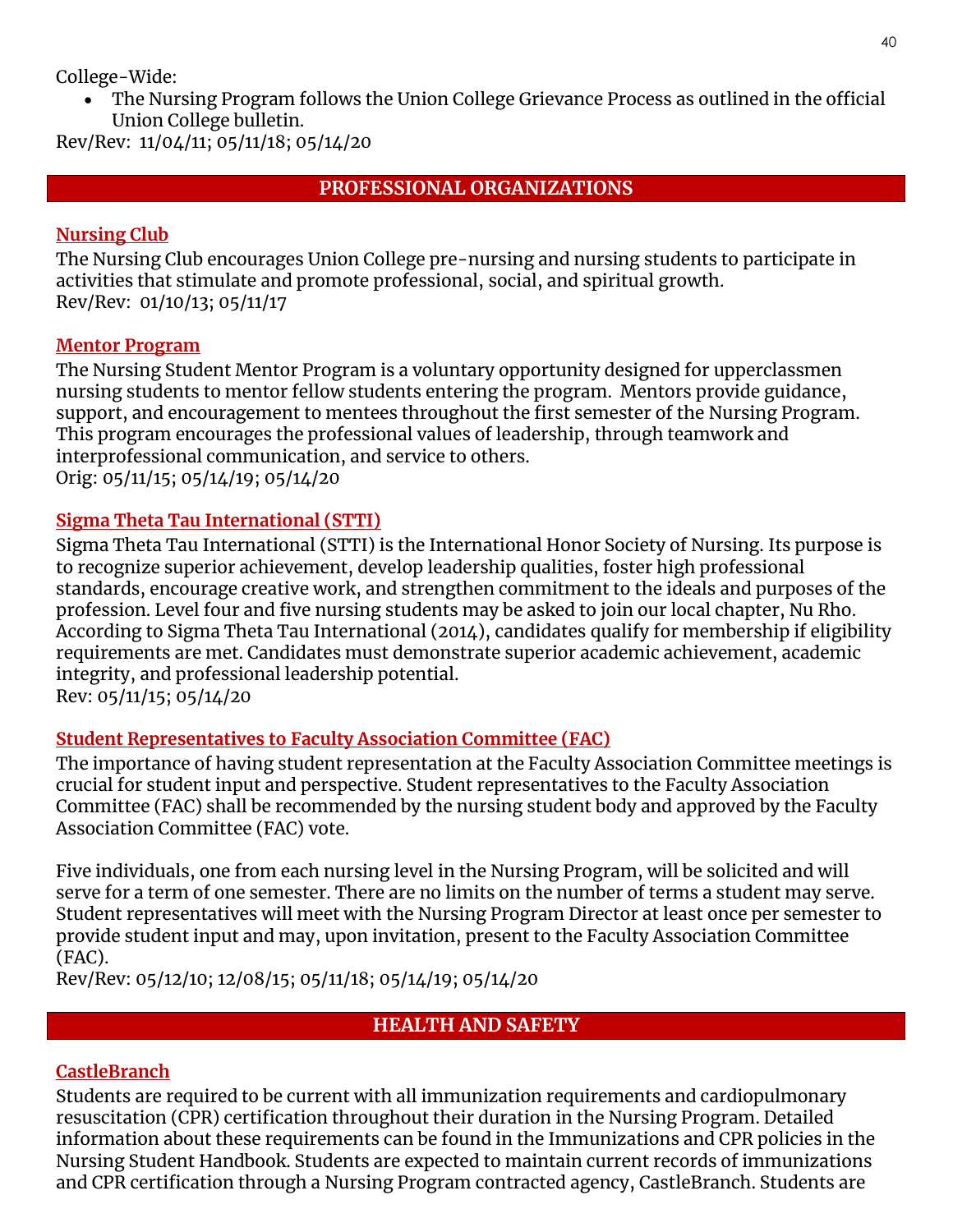College-Wide:

- The Nursing Program follows the Union College Grievance Process as outlined in the official Union College bulletin.

Rev/Rev: 11/04/11; 05/11/18; 05/14/20

## PROFESSIONAL ORGANIZATIONS

### Nursing Club

The Nursing Club encourages Union College pre-nursing and nursing students to participate in activities that stimulate and promote professional, social, and spiritual growth.
Rev/Rev: 01/10/13; 05/11/17

### Mentor Program

The Nursing Student Mentor Program is a voluntary opportunity designed for upperclassmen nursing students to mentor fellow students entering the program. Mentors provide guidance, support, and encouragement to mentees throughout the first semester of the Nursing Program. This program encourages the professional values of leadership, through teamwork and interprofessional communication, and service to others.
Orig: 05/11/15; 05/14/19; 05/14/20

### Sigma Theta Tau International (STTI)

Sigma Theta Tau International (STTI) is the International Honor Society of Nursing. Its purpose is to recognize superior achievement, develop leadership qualities, foster high professional standards, encourage creative work, and strengthen commitment to the ideals and purposes of the profession. Level four and five nursing students may be asked to join our local chapter, Nu Rho. According to Sigma Theta Tau International (2014), candidates qualify for membership if eligibility requirements are met. Candidates must demonstrate superior academic achievement, academic integrity, and professional leadership potential.
Rev: 05/11/15; 05/14/20

### Student Representatives to Faculty Association Committee (FAC)

The importance of having student representation at the Faculty Association Committee meetings is crucial for student input and perspective. Student representatives to the Faculty Association Committee (FAC) shall be recommended by the nursing student body and approved by the Faculty Association Committee (FAC) vote.

Five individuals, one from each nursing level in the Nursing Program, will be solicited and will serve for a term of one semester. There are no limits on the number of terms a student may serve. Student representatives will meet with the Nursing Program Director at least once per semester to provide student input and may, upon invitation, present to the Faculty Association Committee (FAC).
Rev/Rev: 05/12/10; 12/08/15; 05/11/18; 05/14/19; 05/14/20

## HEALTH AND SAFETY

### CastleBranch

Students are required to be current with all immunization requirements and cardiopulmonary resuscitation (CPR) certification throughout their duration in the Nursing Program. Detailed information about these requirements can be found in the Immunizations and CPR policies in the Nursing Student Handbook. Students are expected to maintain current records of immunizations and CPR certification through a Nursing Program contracted agency, CastleBranch. Students are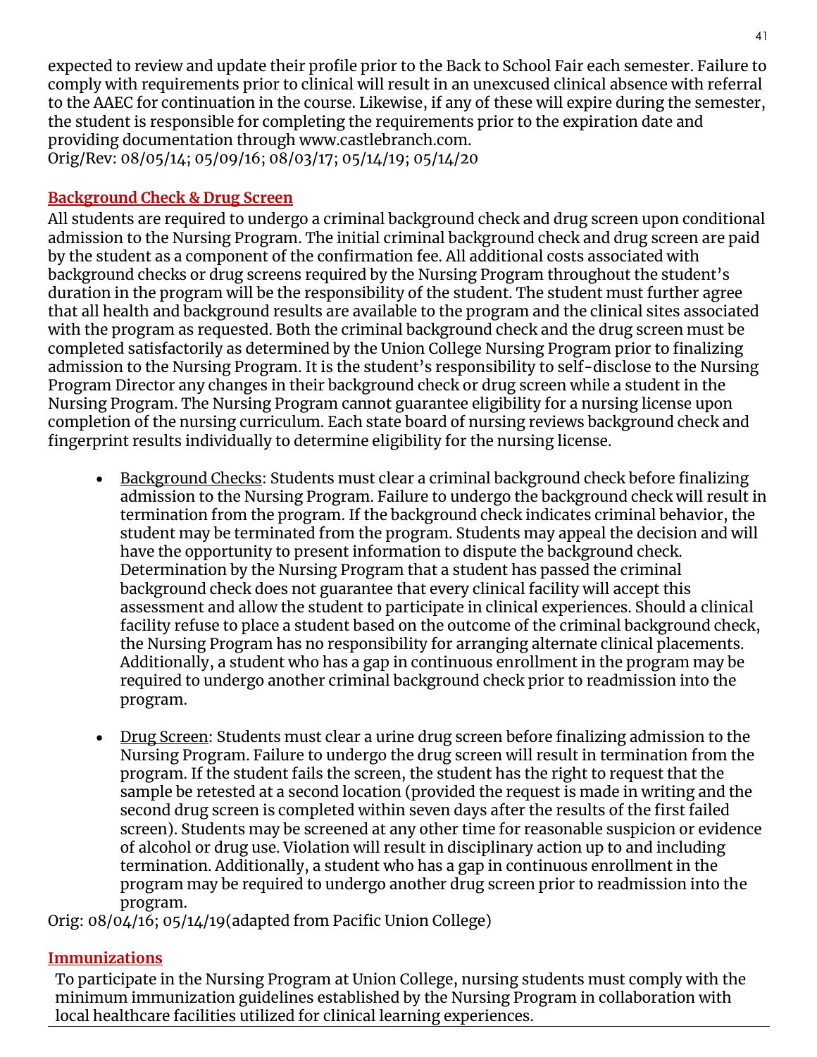expected to review and update their profile prior to the Back to School Fair each semester. Failure to comply with requirements prior to clinical will result in an unexcused clinical absence with referral to the AAEC for continuation in the course. Likewise, if any of these will expire during the semester, the student is responsible for completing the requirements prior to the expiration date and providing documentation through www.castlebranch.com.
Orig/Rev: 08/05/14; 05/09/16; 08/03/17; 05/14/19; 05/14/20

## Background Check & Drug Screen

All students are required to undergo a criminal background check and drug screen upon conditional admission to the Nursing Program. The initial criminal background check and drug screen are paid by the student as a component of the confirmation fee. All additional costs associated with background checks or drug screens required by the Nursing Program throughout the student's duration in the program will be the responsibility of the student. The student must further agree that all health and background results are available to the program and the clinical sites associated with the program as requested. Both the criminal background check and the drug screen must be completed satisfactorily as determined by the Union College Nursing Program prior to finalizing admission to the Nursing Program. It is the student's responsibility to self-disclose to the Nursing Program Director any changes in their background check or drug screen while a student in the Nursing Program. The Nursing Program cannot guarantee eligibility for a nursing license upon completion of the nursing curriculum. Each state board of nursing reviews background check and fingerprint results individually to determine eligibility for the nursing license.

- Background Checks: Students must clear a criminal background check before finalizing admission to the Nursing Program. Failure to undergo the background check will result in termination from the program. If the background check indicates criminal behavior, the student may be terminated from the program. Students may appeal the decision and will have the opportunity to present information to dispute the background check. Determination by the Nursing Program that a student has passed the criminal background check does not guarantee that every clinical facility will accept this assessment and allow the student to participate in clinical experiences. Should a clinical facility refuse to place a student based on the outcome of the criminal background check, the Nursing Program has no responsibility for arranging alternate clinical placements. Additionally, a student who has a gap in continuous enrollment in the program may be required to undergo another criminal background check prior to readmission into the program.

- Drug Screen: Students must clear a urine drug screen before finalizing admission to the Nursing Program. Failure to undergo the drug screen will result in termination from the program. If the student fails the screen, the student has the right to request that the sample be retested at a second location (provided the request is made in writing and the second drug screen is completed within seven days after the results of the first failed screen). Students may be screened at any other time for reasonable suspicion or evidence of alcohol or drug use. Violation will result in disciplinary action up to and including termination. Additionally, a student who has a gap in continuous enrollment in the program may be required to undergo another drug screen prior to readmission into the program.

Orig: 08/04/16; 05/14/19(adapted from Pacific Union College)

## Immunizations

To participate in the Nursing Program at Union College, nursing students must comply with the minimum immunization guidelines established by the Nursing Program in collaboration with local healthcare facilities utilized for clinical learning experiences.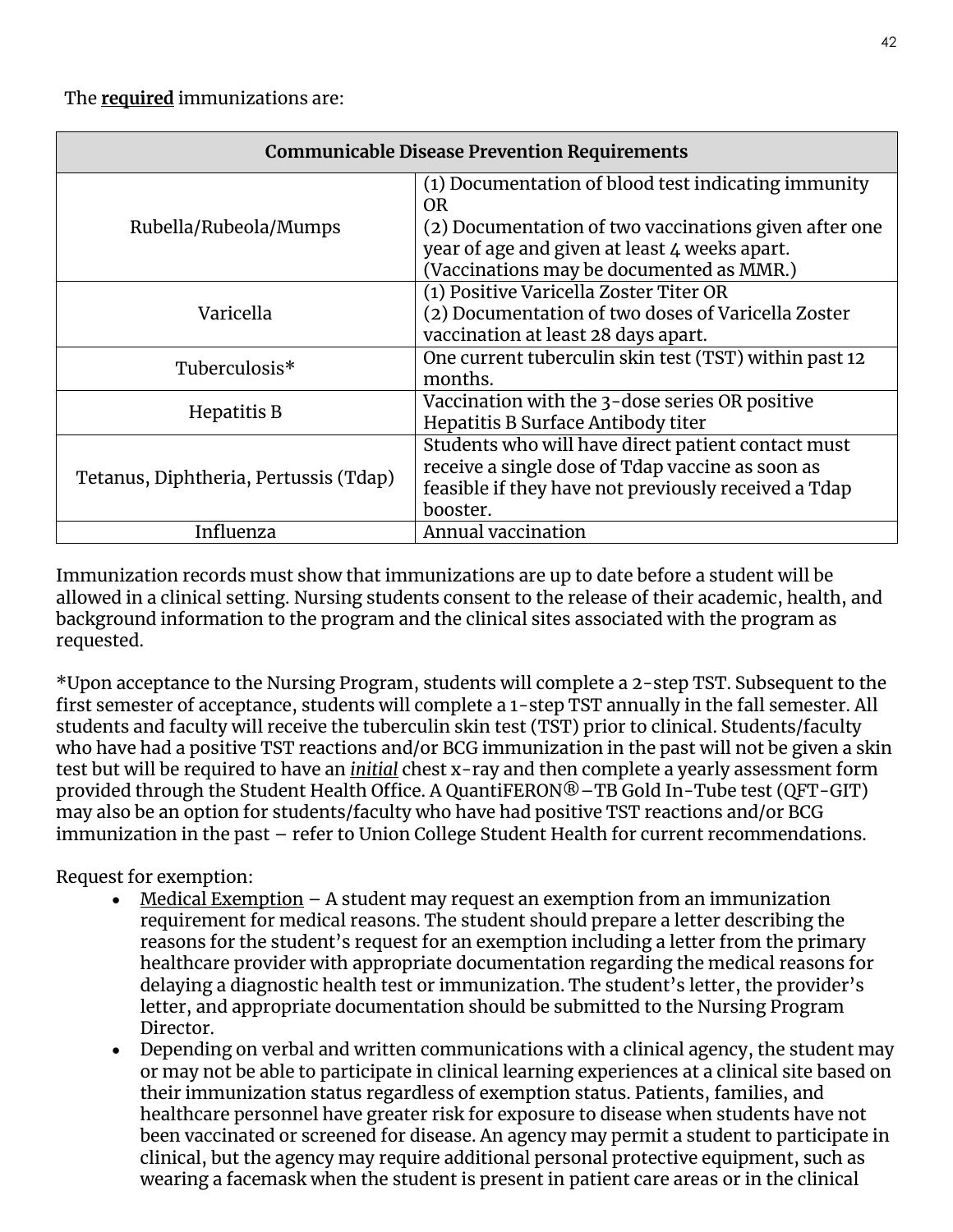The **required** immunizations are:

| Communicable Disease Prevention Requirements | |
|---|---|
| Rubella/Rubeola/Mumps | (1) Documentation of blood test indicating immunity OR (2) Documentation of two vaccinations given after one year of age and given at least 4 weeks apart. (Vaccinations may be documented as MMR.) |
| Varicella | (1) Positive Varicella Zoster Titer OR (2) Documentation of two doses of Varicella Zoster vaccination at least 28 days apart. |
| Tuberculosis* | One current tuberculin skin test (TST) within past 12 months. |
| Hepatitis B | Vaccination with the 3-dose series OR positive Hepatitis B Surface Antibody titer |
| Tetanus, Diphtheria, Pertussis (Tdap) | Students who will have direct patient contact must receive a single dose of Tdap vaccine as soon as feasible if they have not previously received a Tdap booster. |
| Influenza | Annual vaccination |

Immunization records must show that immunizations are up to date before a student will be allowed in a clinical setting. Nursing students consent to the release of their academic, health, and background information to the program and the clinical sites associated with the program as requested.

*Upon acceptance to the Nursing Program, students will complete a 2-step TST. Subsequent to the first semester of acceptance, students will complete a 1-step TST annually in the fall semester. All students and faculty will receive the tuberculin skin test (TST) prior to clinical. Students/faculty who have had a positive TST reactions and/or BCG immunization in the past will not be given a skin test but will be required to have an ***initial*** chest x-ray and then complete a yearly assessment form provided through the Student Health Office. A QuantiFERON®–TB Gold In-Tube test (QFT-GIT) may also be an option for students/faculty who have had positive TST reactions and/or BCG immunization in the past – refer to Union College Student Health for current recommendations.

Request for exemption:

- <u>Medical Exemption</u> – A student may request an exemption from an immunization requirement for medical reasons. The student should prepare a letter describing the reasons for the student's request for an exemption including a letter from the primary healthcare provider with appropriate documentation regarding the medical reasons for delaying a diagnostic health test or immunization. The student's letter, the provider's letter, and appropriate documentation should be submitted to the Nursing Program Director.
- Depending on verbal and written communications with a clinical agency, the student may or may not be able to participate in clinical learning experiences at a clinical site based on their immunization status regardless of exemption status. Patients, families, and healthcare personnel have greater risk for exposure to disease when students have not been vaccinated or screened for disease. An agency may permit a student to participate in clinical, but the agency may require additional personal protective equipment, such as wearing a facemask when the student is present in patient care areas or in the clinical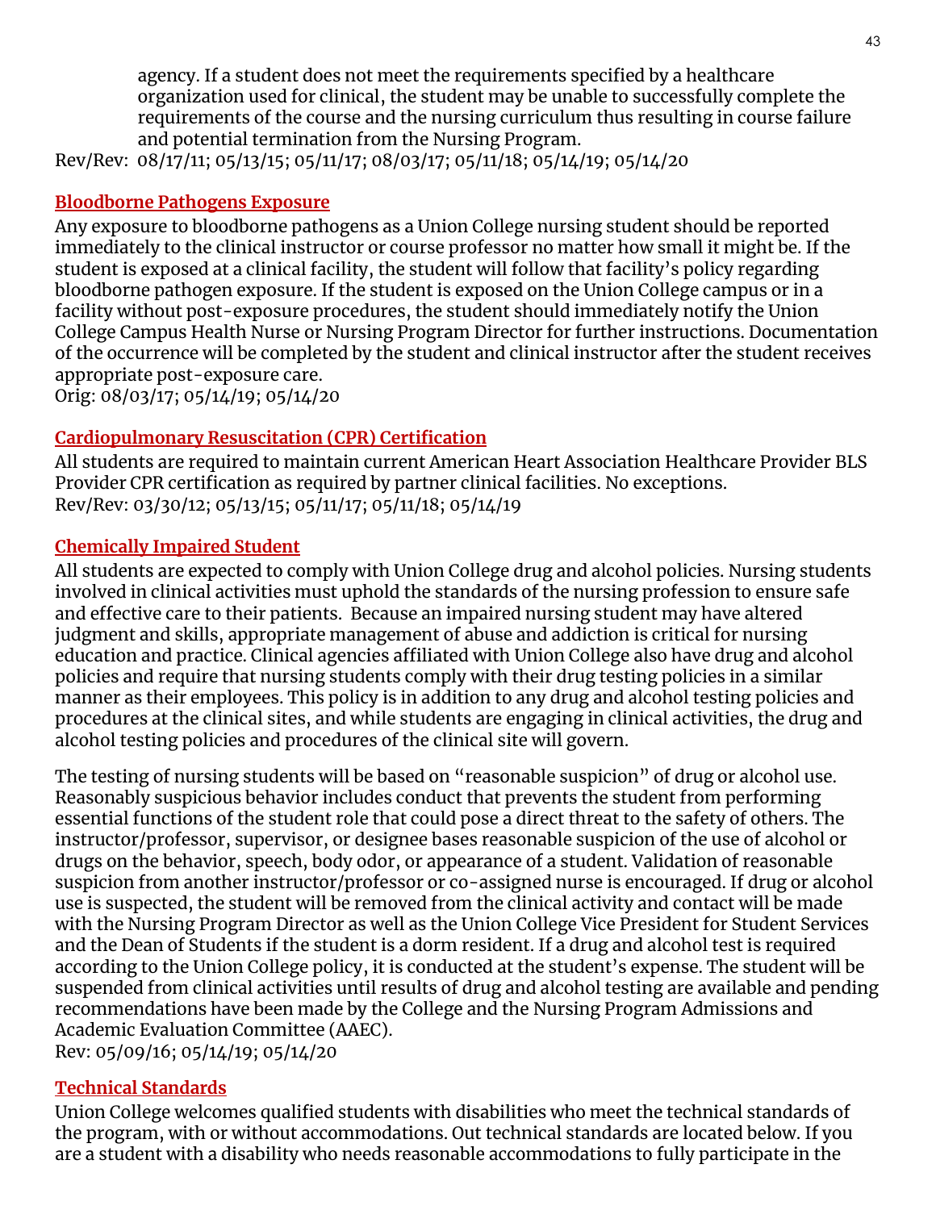agency. If a student does not meet the requirements specified by a healthcare organization used for clinical, the student may be unable to successfully complete the requirements of the course and the nursing curriculum thus resulting in course failure and potential termination from the Nursing Program.

Rev/Rev: 08/17/11; 05/13/15; 05/11/17; 08/03/17; 05/11/18; 05/14/19; 05/14/20

## Bloodborne Pathogens Exposure

Any exposure to bloodborne pathogens as a Union College nursing student should be reported immediately to the clinical instructor or course professor no matter how small it might be. If the student is exposed at a clinical facility, the student will follow that facility's policy regarding bloodborne pathogen exposure. If the student is exposed on the Union College campus or in a facility without post-exposure procedures, the student should immediately notify the Union College Campus Health Nurse or Nursing Program Director for further instructions. Documentation of the occurrence will be completed by the student and clinical instructor after the student receives appropriate post-exposure care.

Orig: 08/03/17; 05/14/19; 05/14/20

## Cardiopulmonary Resuscitation (CPR) Certification

All students are required to maintain current American Heart Association Healthcare Provider BLS Provider CPR certification as required by partner clinical facilities. No exceptions.

Rev/Rev: 03/30/12; 05/13/15; 05/11/17; 05/11/18; 05/14/19

## Chemically Impaired Student

All students are expected to comply with Union College drug and alcohol policies. Nursing students involved in clinical activities must uphold the standards of the nursing profession to ensure safe and effective care to their patients. Because an impaired nursing student may have altered judgment and skills, appropriate management of abuse and addiction is critical for nursing education and practice. Clinical agencies affiliated with Union College also have drug and alcohol policies and require that nursing students comply with their drug testing policies in a similar manner as their employees. This policy is in addition to any drug and alcohol testing policies and procedures at the clinical sites, and while students are engaging in clinical activities, the drug and alcohol testing policies and procedures of the clinical site will govern.

The testing of nursing students will be based on "reasonable suspicion" of drug or alcohol use. Reasonably suspicious behavior includes conduct that prevents the student from performing essential functions of the student role that could pose a direct threat to the safety of others. The instructor/professor, supervisor, or designee bases reasonable suspicion of the use of alcohol or drugs on the behavior, speech, body odor, or appearance of a student. Validation of reasonable suspicion from another instructor/professor or co-assigned nurse is encouraged. If drug or alcohol use is suspected, the student will be removed from the clinical activity and contact will be made with the Nursing Program Director as well as the Union College Vice President for Student Services and the Dean of Students if the student is a dorm resident. If a drug and alcohol test is required according to the Union College policy, it is conducted at the student's expense. The student will be suspended from clinical activities until results of drug and alcohol testing are available and pending recommendations have been made by the College and the Nursing Program Admissions and Academic Evaluation Committee (AAEC).

Rev: 05/09/16; 05/14/19; 05/14/20

## Technical Standards

Union College welcomes qualified students with disabilities who meet the technical standards of the program, with or without accommodations. Out technical standards are located below. If you are a student with a disability who needs reasonable accommodations to fully participate in the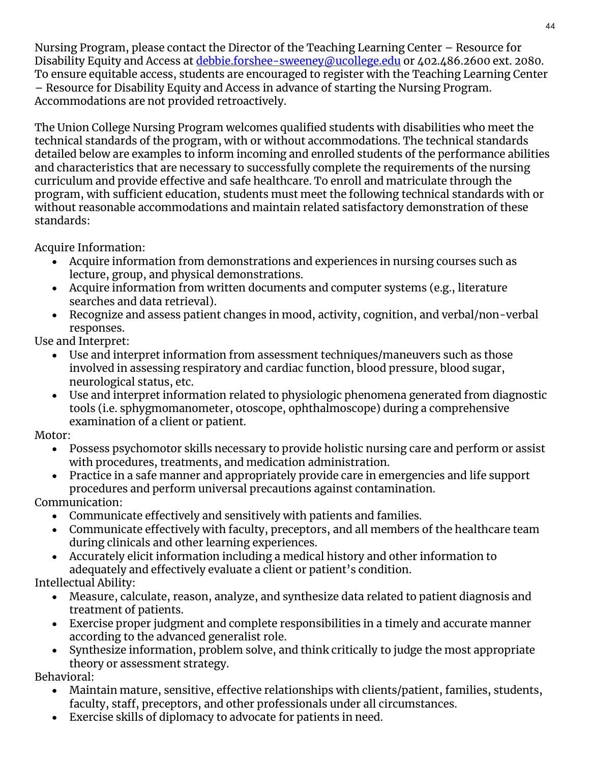Nursing Program, please contact the Director of the Teaching Learning Center – Resource for Disability Equity and Access at [debbie.forshee-sweeney@ucollege.edu](mailto:debbie.forshee-sweeney@ucollege.edu) or 402.486.2600 ext. 2080. To ensure equitable access, students are encouraged to register with the Teaching Learning Center – Resource for Disability Equity and Access in advance of starting the Nursing Program. Accommodations are not provided retroactively.

The Union College Nursing Program welcomes qualified students with disabilities who meet the technical standards of the program, with or without accommodations. The technical standards detailed below are examples to inform incoming and enrolled students of the performance abilities and characteristics that are necessary to successfully complete the requirements of the nursing curriculum and provide effective and safe healthcare. To enroll and matriculate through the program, with sufficient education, students must meet the following technical standards with or without reasonable accommodations and maintain related satisfactory demonstration of these standards:

Acquire Information:

- Acquire information from demonstrations and experiences in nursing courses such as lecture, group, and physical demonstrations.
- Acquire information from written documents and computer systems (e.g., literature searches and data retrieval).
- Recognize and assess patient changes in mood, activity, cognition, and verbal/non-verbal responses.

Use and Interpret:

- Use and interpret information from assessment techniques/maneuvers such as those involved in assessing respiratory and cardiac function, blood pressure, blood sugar, neurological status, etc.
- Use and interpret information related to physiologic phenomena generated from diagnostic tools (i.e. sphygmomanometer, otoscope, ophthalmoscope) during a comprehensive examination of a client or patient.

Motor:

- Possess psychomotor skills necessary to provide holistic nursing care and perform or assist with procedures, treatments, and medication administration.
- Practice in a safe manner and appropriately provide care in emergencies and life support procedures and perform universal precautions against contamination.

Communication:

- Communicate effectively and sensitively with patients and families.
- Communicate effectively with faculty, preceptors, and all members of the healthcare team during clinicals and other learning experiences.
- Accurately elicit information including a medical history and other information to adequately and effectively evaluate a client or patient's condition.

Intellectual Ability:

- Measure, calculate, reason, analyze, and synthesize data related to patient diagnosis and treatment of patients.
- Exercise proper judgment and complete responsibilities in a timely and accurate manner according to the advanced generalist role.
- Synthesize information, problem solve, and think critically to judge the most appropriate theory or assessment strategy.

Behavioral:

- Maintain mature, sensitive, effective relationships with clients/patient, families, students, faculty, staff, preceptors, and other professionals under all circumstances.
- Exercise skills of diplomacy to advocate for patients in need.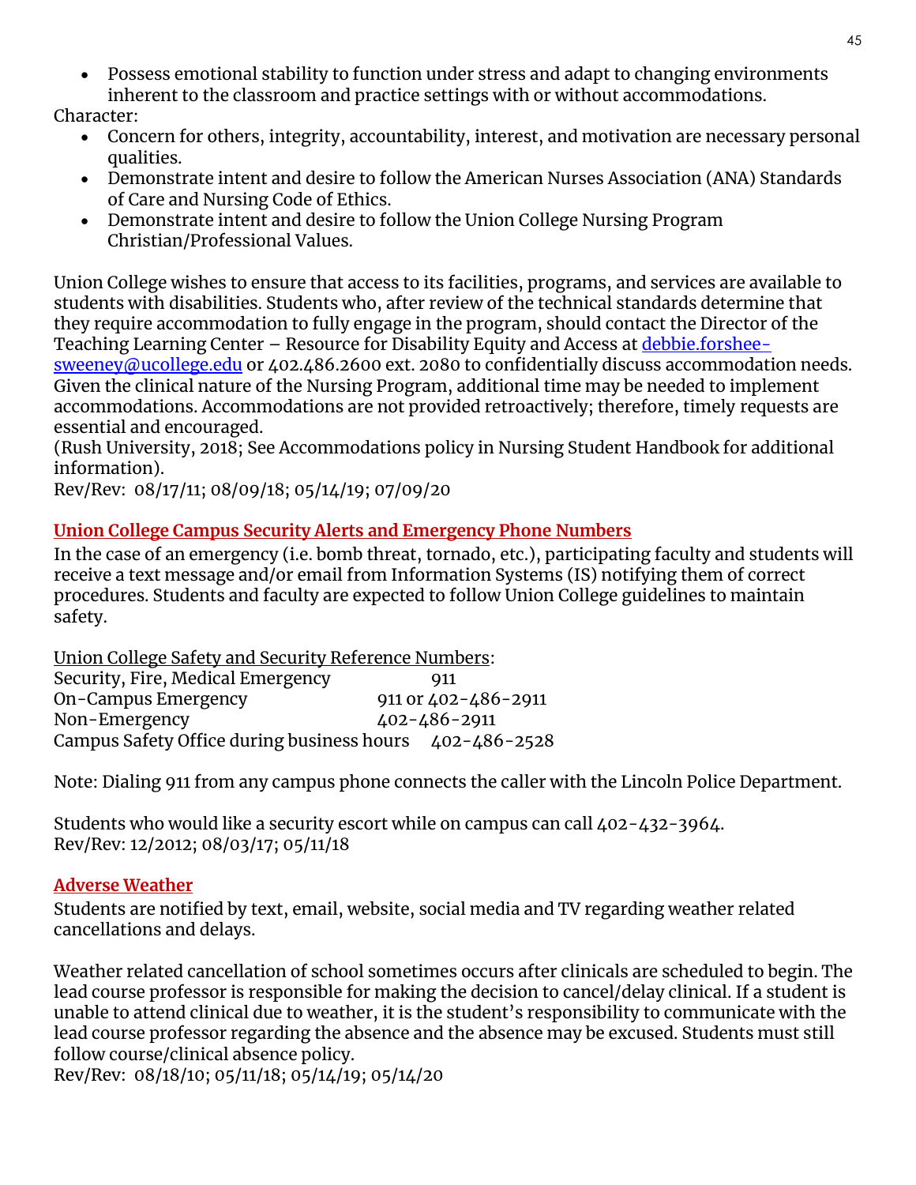- Possess emotional stability to function under stress and adapt to changing environments inherent to the classroom and practice settings with or without accommodations.

Character:

- Concern for others, integrity, accountability, interest, and motivation are necessary personal qualities.
- Demonstrate intent and desire to follow the American Nurses Association (ANA) Standards of Care and Nursing Code of Ethics.
- Demonstrate intent and desire to follow the Union College Nursing Program Christian/Professional Values.

Union College wishes to ensure that access to its facilities, programs, and services are available to students with disabilities. Students who, after review of the technical standards determine that they require accommodation to fully engage in the program, should contact the Director of the Teaching Learning Center – Resource for Disability Equity and Access at debbie.forshee-sweeney@ucollege.edu or 402.486.2600 ext. 2080 to confidentially discuss accommodation needs. Given the clinical nature of the Nursing Program, additional time may be needed to implement accommodations. Accommodations are not provided retroactively; therefore, timely requests are essential and encouraged.
(Rush University, 2018; See Accommodations policy in Nursing Student Handbook for additional information).
Rev/Rev: 08/17/11; 08/09/18; 05/14/19; 07/09/20

## Union College Campus Security Alerts and Emergency Phone Numbers

In the case of an emergency (i.e. bomb threat, tornado, etc.), participating faculty and students will receive a text message and/or email from Information Systems (IS) notifying them of correct procedures. Students and faculty are expected to follow Union College guidelines to maintain safety.

Union College Safety and Security Reference Numbers:

| | |
|---|---|
| Security, Fire, Medical Emergency | 911 |
| On-Campus Emergency | 911 or 402-486-2911 |
| Non-Emergency | 402-486-2911 |
| Campus Safety Office during business hours | 402-486-2528 |

Note: Dialing 911 from any campus phone connects the caller with the Lincoln Police Department.

Students who would like a security escort while on campus can call 402-432-3964.
Rev/Rev: 12/2012; 08/03/17; 05/11/18

## Adverse Weather

Students are notified by text, email, website, social media and TV regarding weather related cancellations and delays.

Weather related cancellation of school sometimes occurs after clinicals are scheduled to begin. The lead course professor is responsible for making the decision to cancel/delay clinical. If a student is unable to attend clinical due to weather, it is the student's responsibility to communicate with the lead course professor regarding the absence and the absence may be excused. Students must still follow course/clinical absence policy.
Rev/Rev: 08/18/10; 05/11/18; 05/14/19; 05/14/20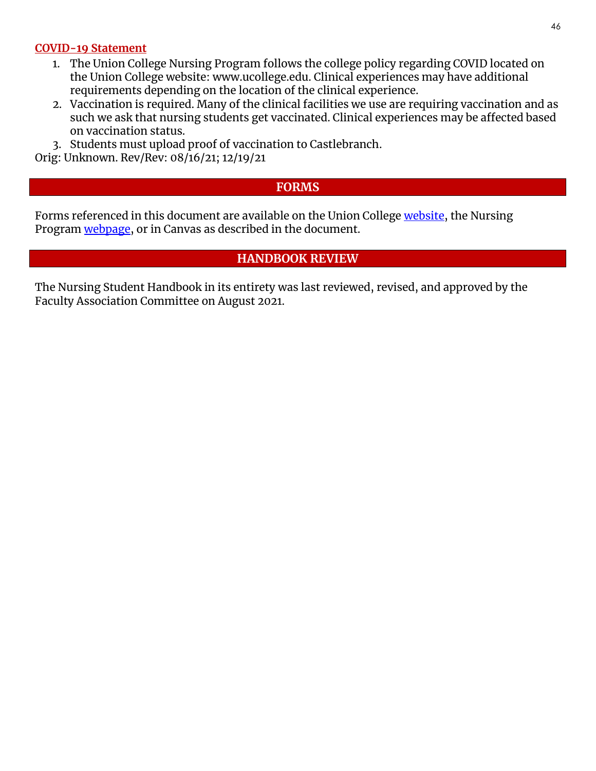### COVID-19 Statement

1. The Union College Nursing Program follows the college policy regarding COVID located on the Union College website: www.ucollege.edu. Clinical experiences may have additional requirements depending on the location of the clinical experience.
2. Vaccination is required. Many of the clinical facilities we use are requiring vaccination and as such we ask that nursing students get vaccinated. Clinical experiences may be affected based on vaccination status.
3. Students must upload proof of vaccination to Castlebranch.

Orig: Unknown. Rev/Rev: 08/16/21; 12/19/21

## FORMS

Forms referenced in this document are available on the Union College website, the Nursing Program webpage, or in Canvas as described in the document.

## HANDBOOK REVIEW

The Nursing Student Handbook in its entirety was last reviewed, revised, and approved by the Faculty Association Committee on August 2021.